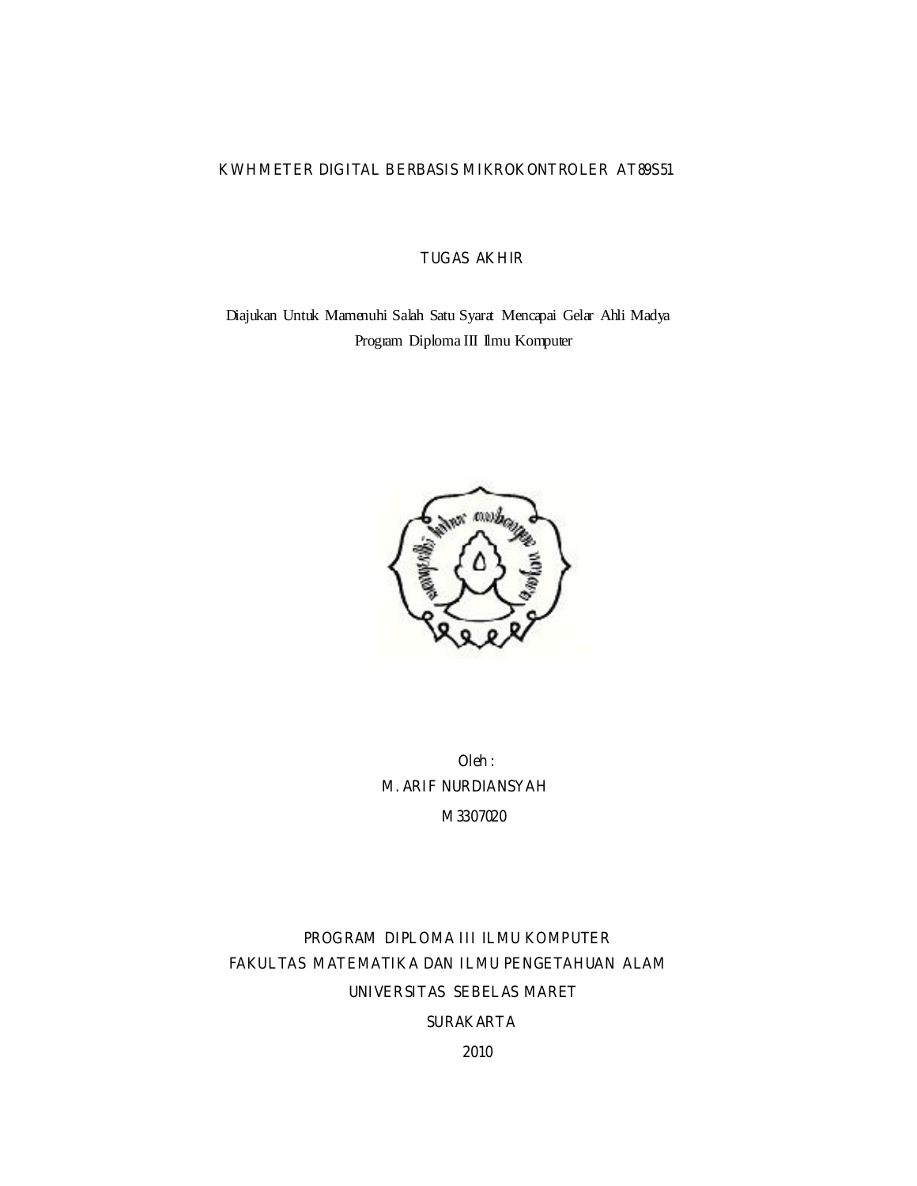# KWH METER DIGITAL BERBASIS MIKROKONTROLER AT89S51

## TUGAS AKHIR

Diajukan Untuk Mamenuhi Salah Satu Syarat Mencapai Gelar Ahli Madya
Program Diploma III Ilmu Komputer

Oleh :
M. ARIF NURDIANSYAH
M3307020

PROGRAM DIPLOMA III ILMU KOMPUTER
FAKULTAS MATEMATIKA DAN ILMU PENGETAHUAN ALAM
UNIVERSITAS SEBELAS MARET
SURAKARTA
2010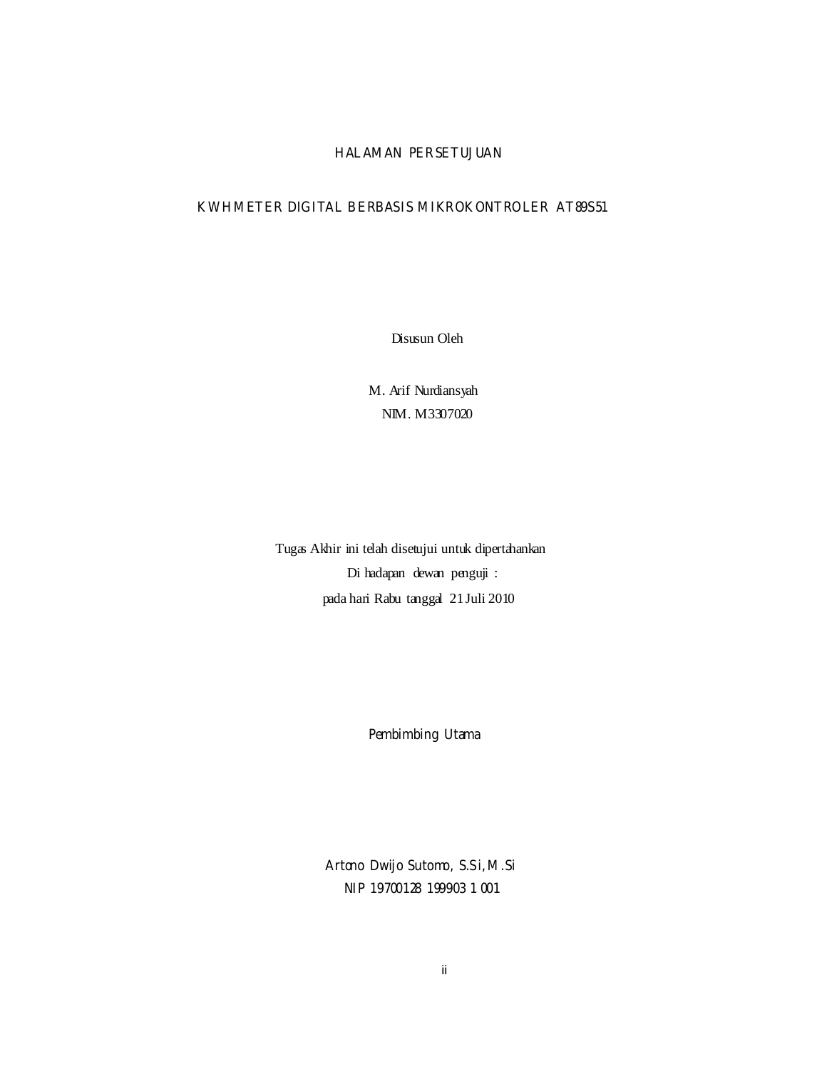# HALAMAN PERSETUJUAN

## KWH METER DIGITAL BERBASIS MIKROKONTROLER AT89S51

Disusun Oleh

M. Arif Nurdiansyah
NIM. M3307020

Tugas Akhir ini telah disetujui untuk dipertahankan
Di hadapan dewan penguji :
pada hari Rabu tanggal 21 Juli 2010

Pembimbing Utama

Artono Dwijo Sutomo, S.Si, M.Si
NIP 19700128 199903 1 001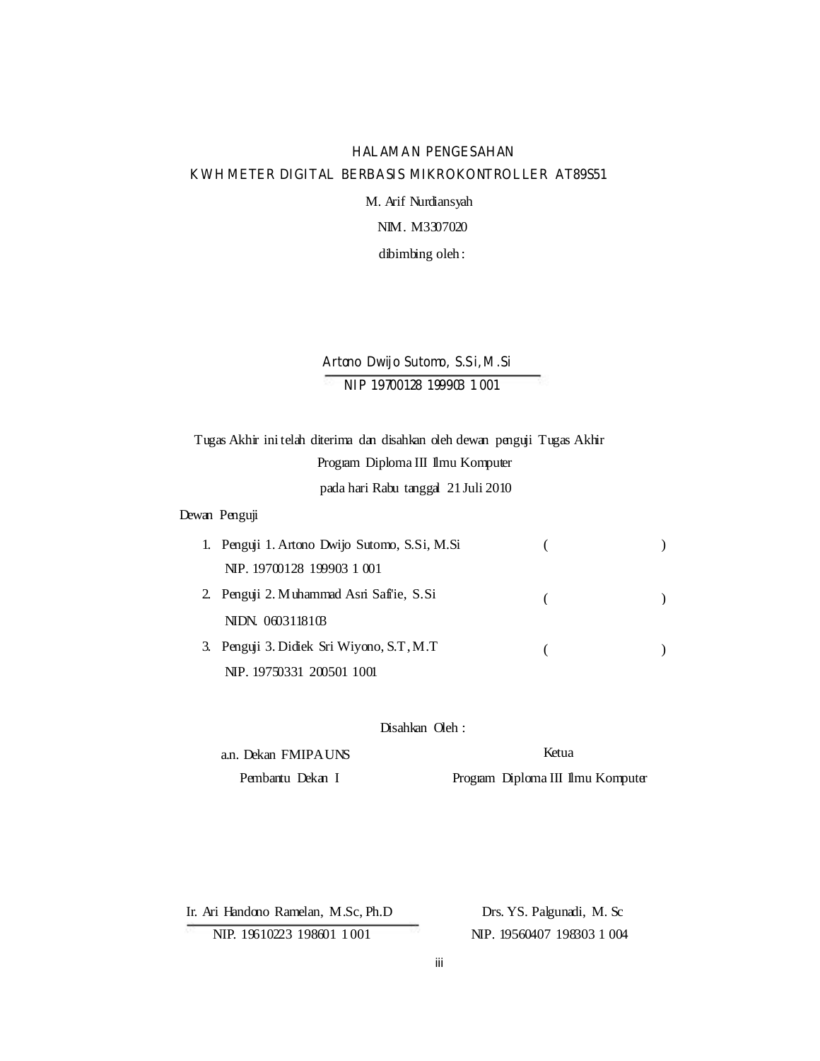# HALAMAN PENGESAHAN

## KWH METER DIGITAL BERBASIS MIKROKONTROLLER AT89S51

M. Arif Nurdiansyah

NIM. M3307020

dibimbing oleh :

Artono Dwijo Sutomo, S.Si, M.Si

NIP 19700128 199903 1 001

Tugas Akhir ini telah diterima dan disahkan oleh dewan penguji Tugas Akhir Program Diploma III Ilmu Komputer pada hari Rabu tanggal 21 Juli 2010

Dewan Penguji

1. Penguji 1. Artono Dwijo Sutomo, S.Si, M.Si ( )
   NIP. 19700128 199903 1 001
2. Penguji 2. Muhammad Asri Safi'ie, S.Si ( )
   NIDN. 0603118103
3. Penguji 3. Didiek Sri Wiyono, S.T, M.T ( )
   NIP. 19750331 200501 1001

Disahkan Oleh :

a.n. Dekan FMIPA UNS
Pembantu Dekan I

Ir. Ari Handono Ramelan, M.Sc, Ph.D
NIP. 19610223 198601 1 001

Ketua
Program Diploma III Ilmu Komputer

Drs. YS. Palgunadi, M. Sc
NIP. 19560407 198303 1 004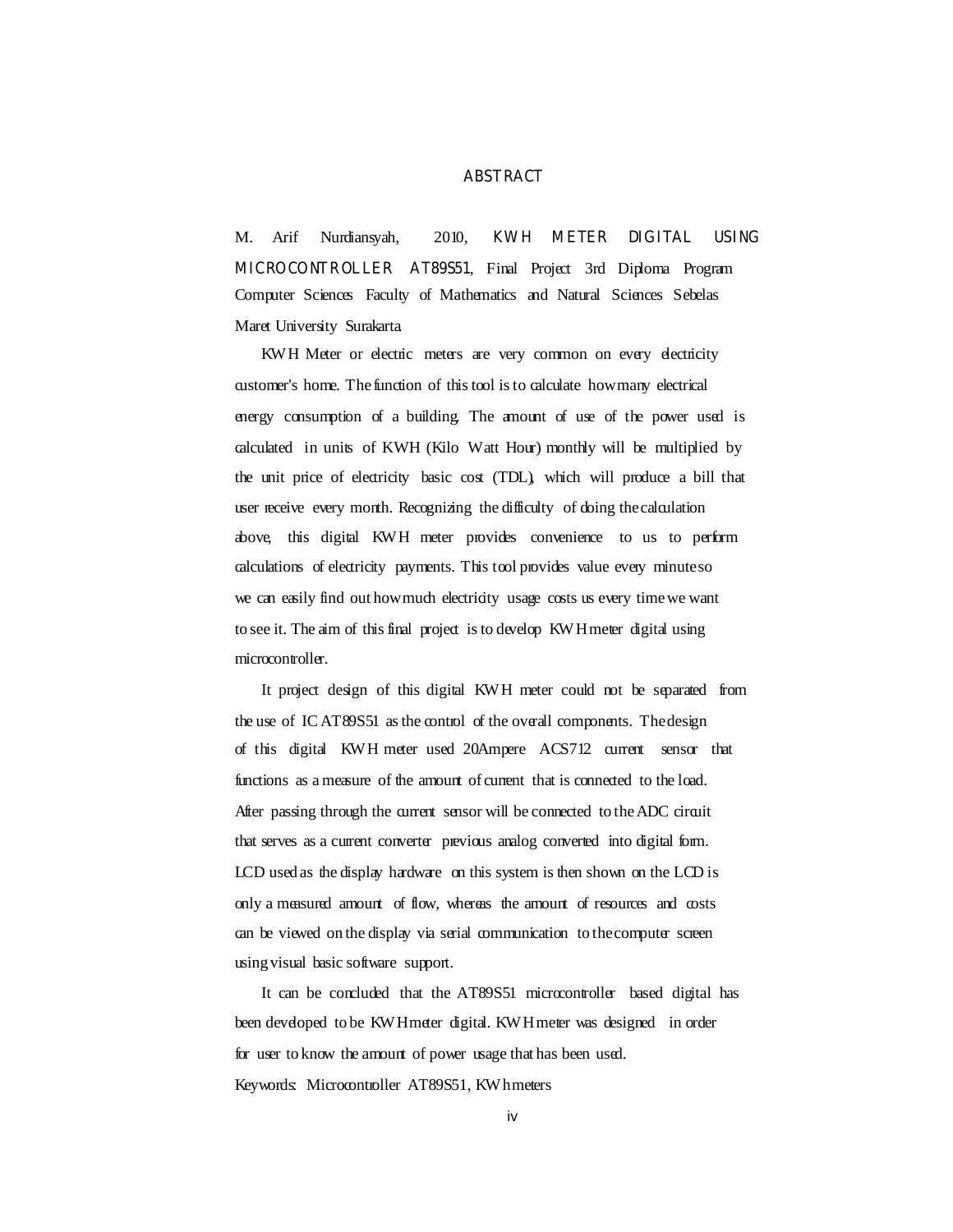# ABSTRACT

M. Arif Nurdiansyah, 2010, **KWH METER DIGITAL USING MICROCONTROLLER AT89S51**, Final Project 3rd Diploma Program Computer Sciences Faculty of Mathematics and Natural Sciences Sebelas Maret University Surakarta.

KWH Meter or electric meters are very common on every electricity customer's home. The function of this tool is to calculate how many electrical energy consumption of a building. The amount of use of the power used is calculated in units of KWH (Kilo Watt Hour) monthly will be multiplied by the unit price of electricity basic cost (TDL), which will produce a bill that user receive every month. Recognizing the difficulty of doing the calculation above, this digital KWH meter provides convenience to us to perform calculations of electricity payments. This tool provides value every minute so we can easily find out how much electricity usage costs us every time we want to see it. The aim of this final project is to develop KWH meter digital using microcontroller.

It project design of this digital KWH meter could not be separated from the use of IC AT89S51 as the control of the overall components. The design of this digital KWH meter used 20Ampere ACS712 current sensor that functions as a measure of the amount of current that is connected to the load. After passing through the current sensor will be connected to the ADC circuit that serves as a current converter previous analog converted into digital form. LCD used as the display hardware on this system is then shown on the LCD is only a measured amount of flow, whereas the amount of resources and costs can be viewed on the display via serial communication to the computer screen using visual basic software support.

It can be concluded that the AT89S51 microcontroller based digital has been developed to be KWH meter digital. KWH meter was designed in order for user to know the amount of power usage that has been used.

Keywords: Microcontroller AT89S51, KWh meters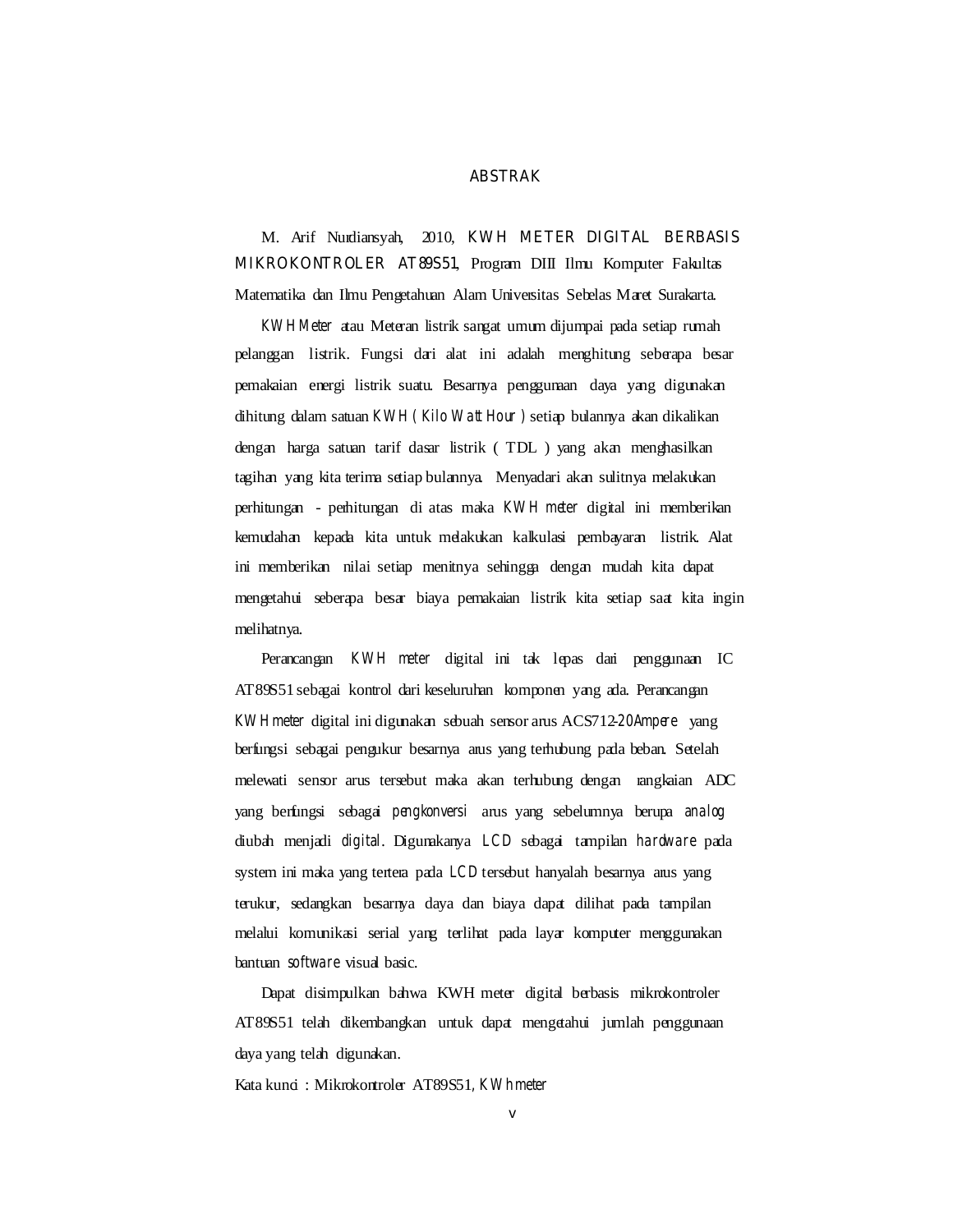# ABSTRAK

M. Arif Nurdiansyah, 2010, **KWH METER DIGITAL BERBASIS MIKROKONTROLER AT89S51**, Program DIII Ilmu Komputer Fakultas Matematika dan Ilmu Pengetahuan Alam Universitas Sebelas Maret Surakarta.

*KWH Meter* atau Meteran listrik sangat umum dijumpai pada setiap rumah pelanggan listrik. Fungsi dari alat ini adalah menghitung seberapa besar pemakaian energi listrik suatu. Besarnya penggumaan daya yang digunakan dihitung dalam satuan *KWH ( Kilo Watt Hour )* setiap bulannya akan dikalikan dengan harga satuan tarif dasar listrik ( TDL ) yang akan menghasilkan tagihan yang kita terima setiap bulannya. Menyadari akan sulitnya melakukan perhitungan - perhitungan di atas maka *KWH meter* digital ini memberikan kemudahan kepada kita untuk melakukan kalkulasi pembayaran listrik. Alat ini memberikan nilai setiap menitnya sehingga dengan mudah kita dapat mengetahui seberapa besar biaya pemakaian listrik kita setiap saat kita ingin melihatnya.

Perancangan *KWH meter* digital ini tak lepas dari penggunaan IC AT89S51 sebagai kontrol dari keseluruhan komponen yang ada. Perancangan *KWH meter* digital ini digunakan sebuah sensor arus ACS712-*20Ampere* yang berfungsi sebagai pengukur besarnya arus yang terhubung pada beban. Setelah melewati sensor arus tersebut maka akan terhubung dengan rangkaian ADC yang berfungsi sebagai *pengkonversi* arus yang sebelumnya berupa *analog* diubah menjadi *digital*. Digunakanya *LCD* sebagai tampilan *hardware* pada system ini maka yang tertera pada *LCD* tersebut hanyalah besarnya arus yang terukur, sedangkan besarnya daya dan biaya dapat dilihat pada tampilan melalui komunikasi serial yang terlihat pada layar komputer menggunakan bantuan *software* visual basic.

Dapat disimpulkan bahwa KWH meter digital berbasis mikrokontroler AT89S51 telah dikembangkan untuk dapat mengetahui jumlah penggunaan daya yang telah digunakan.

Kata kunci : Mikrokontroler AT89S51, *KWh meter*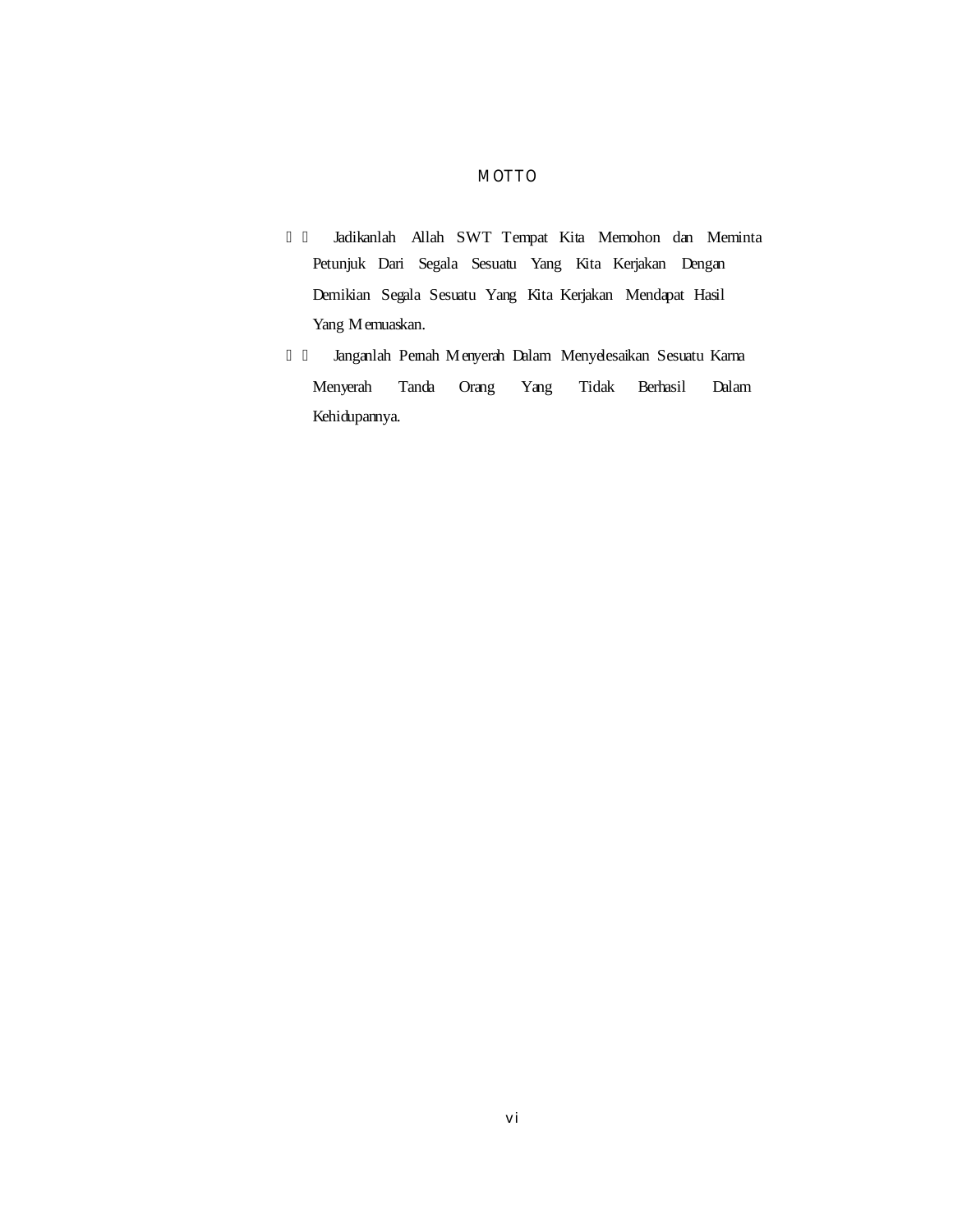# MOTTO

- Jadikanlah Allah SWT Tempat Kita Memohon dan Meminta Petunjuk Dari Segala Sesuatu Yang Kita Kerjakan Dengan Demikian Segala Sesuatu Yang Kita Kerjakan Mendapat Hasil Yang Memuaskan.
- Janganlah Pernah Menyerah Dalam Menyelesaikan Sesuatu Karna Menyerah Tanda Orang Yang Tidak Berhasil Dalam Kehidupannya.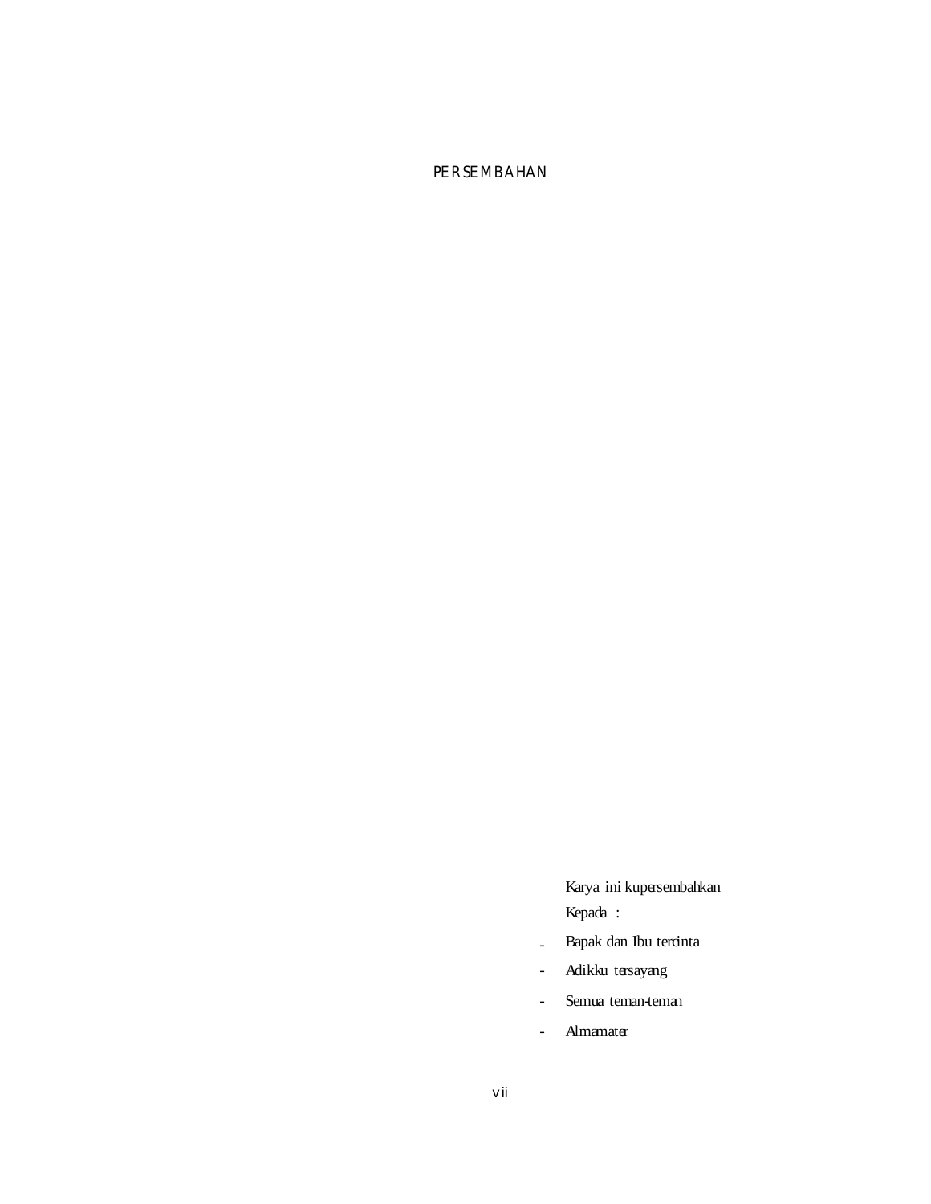# PERSEMBAHAN

Karya ini kupersembahkan
Kepada :

- Bapak dan Ibu tercinta
- Adikku tersayang
- Semua teman-teman
- Almamater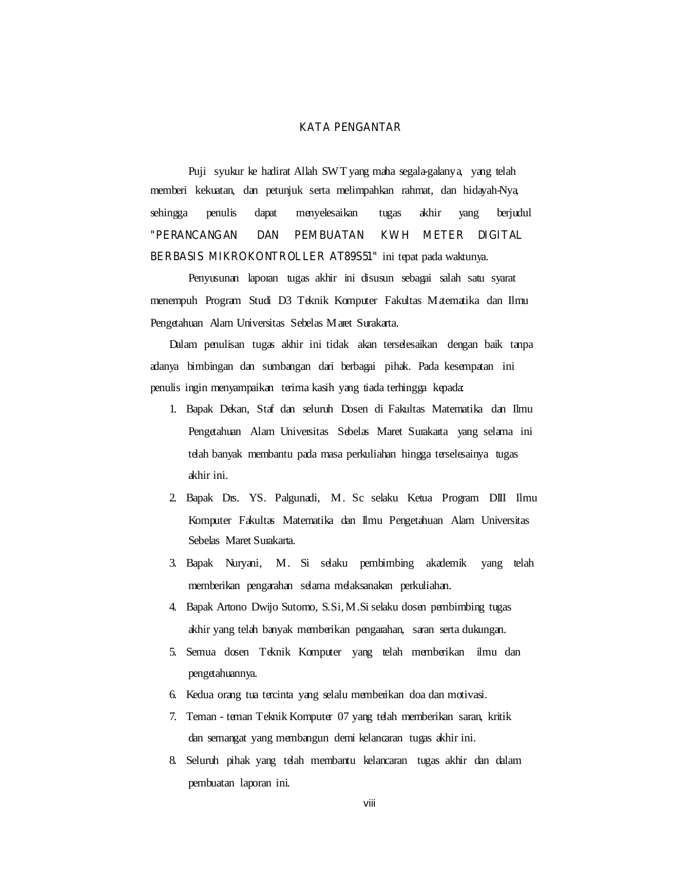# KATA PENGANTAR

Puji syukur ke hadirat Allah SWT yang maha segala-galanya, yang telah memberi kekuatan, dan petunjuk serta melimpahkan rahmat, dan hidayah-Nya, sehingga penulis dapat menyelesaikan tugas akhir yang berjudul "PERANCANGAN DAN PEMBUATAN KWH METER DIGITAL BERBASIS MIKROKONTROLLER AT89S51" ini tepat pada waktunya.

Penyusunan laporan tugas akhir ini disusun sebagai salah satu syarat menempuh Program Studi D3 Teknik Komputer Fakultas Matematika dan Ilmu Pengetahuan Alam Universitas Sebelas Maret Surakarta.

Dalam penulisan tugas akhir ini tidak akan terselesaikan dengan baik tanpa adanya bimbingan dan sumbangan dari berbagai pihak. Pada kesempatan ini penulis ingin menyampaikan terima kasih yang tiada terhingga kepada:

1. Bapak Dekan, Staf dan seluruh Dosen di Fakultas Matematika dan Ilmu Pengetahuan Alam Universitas Sebelas Maret Surakarta yang selama ini telah banyak membantu pada masa perkuliahan hingga terselesainya tugas akhir ini.
2. Bapak Drs. YS. Palgunadi, M. Sc selaku Ketua Program DIII Ilmu Komputer Fakultas Matematika dan Ilmu Pengetahuan Alam Universitas Sebelas Maret Surakarta.
3. Bapak Nuryani, M. Si selaku pembimbing akademik yang telah memberikan pengarahan selama melaksanakan perkuliahan.
4. Bapak Artono Dwijo Sutomo, S.Si, M.Si selaku dosen pembimbing tugas akhir yang telah banyak memberikan pengarahan, saran serta dukungan.
5. Semua dosen Teknik Komputer yang telah memberikan ilmu dan pengetahuannya.
6. Kedua orang tua tercinta yang selalu memberikan doa dan motivasi.
7. Teman - teman Teknik Komputer 07 yang telah memberikan saran, kritik dan semangat yang membangun demi kelancaran tugas akhir ini.
8. Seluruh pihak yang telah membantu kelancaran tugas akhir dan dalam pembuatan laporan ini.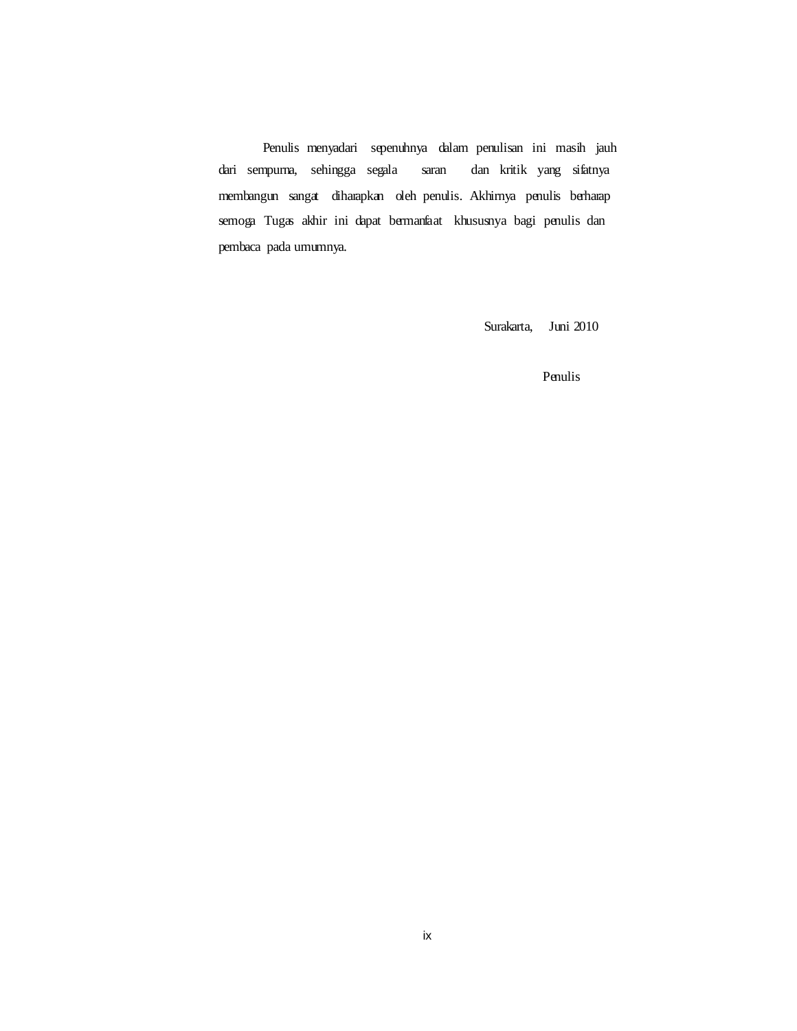Penulis menyadari sepenuhnya dalam penulisan ini masih jauh dari sempurna, sehingga segala saran dan kritik yang sifatnya membangun sangat diharapkan oleh penulis. Akhirnya penulis berharap semoga Tugas akhir ini dapat bermanfaat khususnya bagi penulis dan pembaca pada umumnya.

Surakarta, Juni 2010

Penulis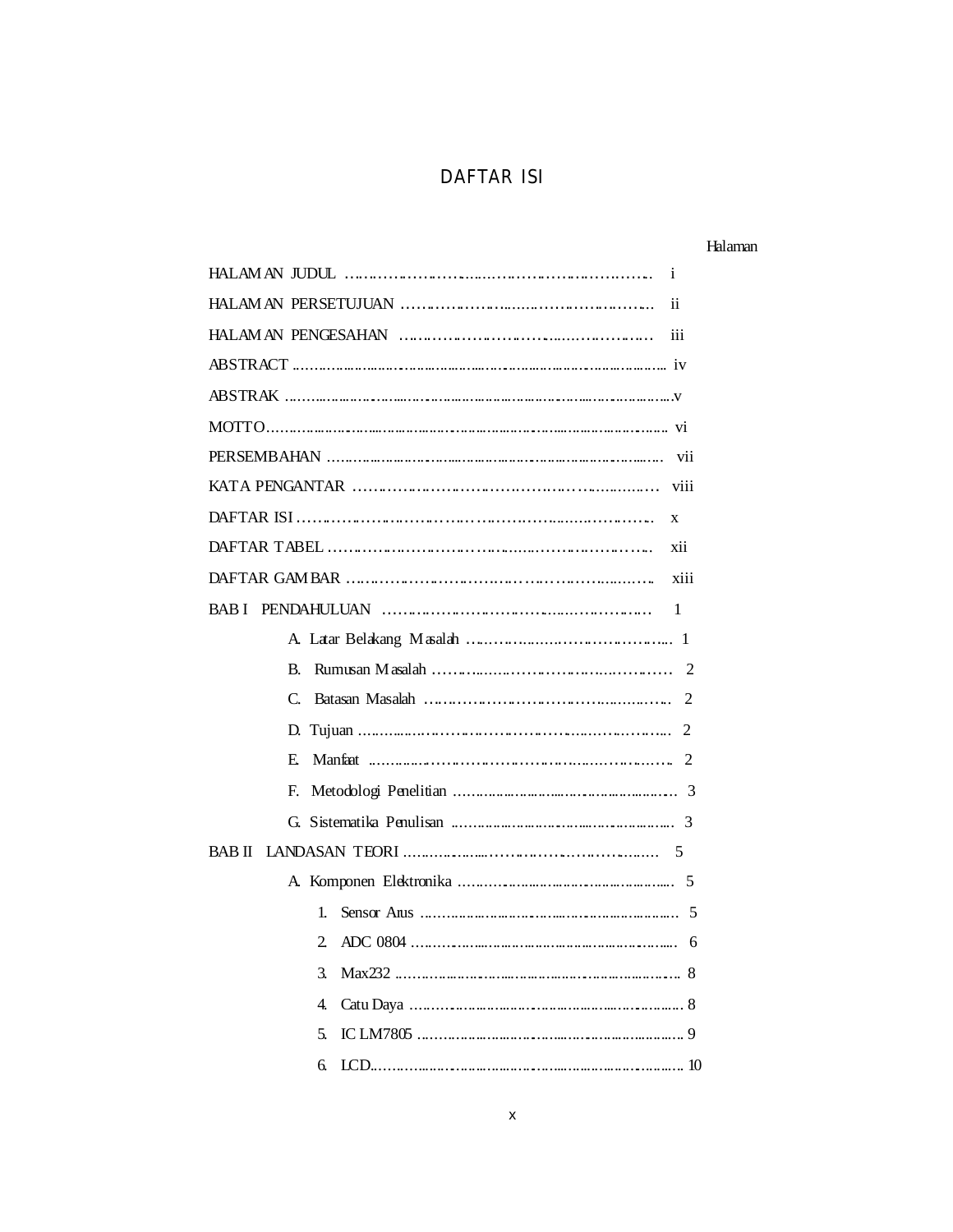# DAFTAR ISI

Halaman

HALAMAN JUDUL ........................................................................ i

HALAMAN PERSETUJUAN ........................................................... ii

HALAMAN PENGESAHAN ............................................................ iii

ABSTRACT ........................................................................................ iv

ABSTRAK ............................................................................................v

MOTTO.............................................................................................. vi

PERSEMBAHAN ............................................................................... vii

KATA PENGANTAR ........................................................................ viii

DAFTAR ISI ........................................................................................ x

DAFTAR TABEL ................................................................................ xii

DAFTAR GAMBAR ........................................................................... xiii

BAB I PENDAHULUAN ..................................................................... 1

- A. Latar Belakang Masalah ........................................................ 1
- B. Rumusan Masalah .................................................................. 2
- C. Batasan Masalah ..................................................................... 2
- D. Tujuan ...................................................................................... 2
- E. Manfaat ..................................................................................... 2
- F. Metodologi Penelitian ............................................................. 3
- G. Sistematika Penulisan ............................................................. 3

BAB II LANDASAN TEORI .................................................................. 5

- A. Komponen Elektronika ............................................................ 5
  1. Sensor Arus ......................................................................... 5
  2. ADC 0804 ............................................................................ 6
  3. Max232 ................................................................................ 8
  4. Catu Daya ............................................................................ 8
  5. IC LM7805 ........................................................................... 9
  6. LCD....................................................................................... 10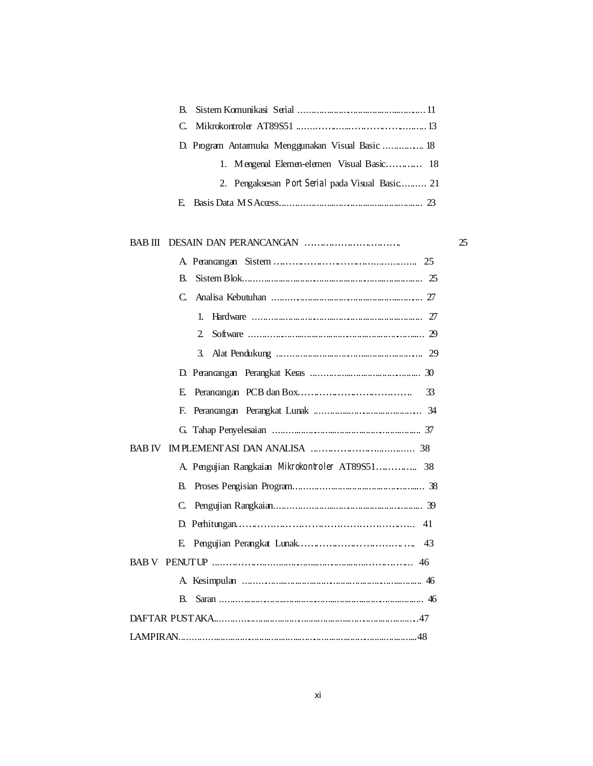B. Sistem Komunikasi Serial ............................................................ 11

C. Mikrokontroler AT89S51 ............................................................ 13

D. Program Antarmuka Menggunakan Visual Basic ................ 18

1. Mengenal Elemen-elemen Visual Basic............ 18

2. Pengaksesan *Port Serial* pada Visual Basic.......... 21

E. Basis Data MS Access............................................................ 23

BAB III DESAIN DAN PERANCANGAN .............................. 25

A. Perancangan Sistem ............................................................ 25

B. Sistem Blok............................................................ 25

C. Analisa Kebutuhan ............................................................ 27

1. Hardware ............................................................ 27

2. Software ............................................................ 29

3. Alat Pendukung ............................................................ 29

D. Perancangan Perangkat Keras ............................................ 30

E. Perancangan PCB dan Box.................................... 33

F. Perancangan Perangkat Lunak ............................................ 34

G. Tahap Penyelesaian ............................................................ 37

BAB IV IMPLEMENTASI DAN ANALISA ............................ 38

A. Pengujian Rangkaian *Mikrokontroler* AT89S51............... 38

B. Proses Pengisian Program............................................ 38

C. Pengujian Rangkaian............................................................ 39

D. Perhitungan............................................................ 41

E. Pengujian Perangkat Lunak.................................... 43

BAB V PENUTUP ............................................................ 46

A. Kesimpulan ............................................................ 46

B. Saran ............................................................ 46

DAFTAR PUSTAKA............................................................ 47

LAMPIRAN............................................................ 48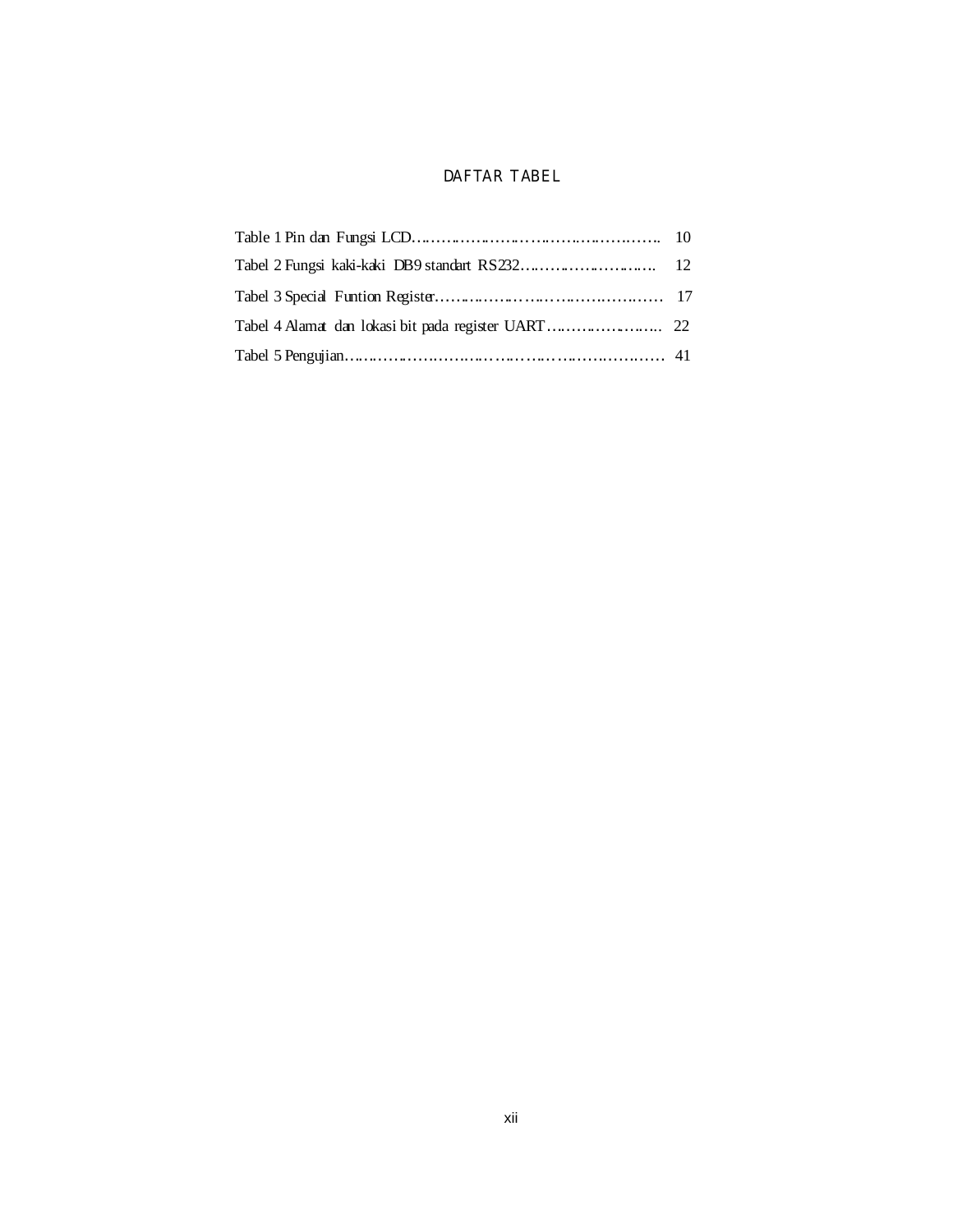# DAFTAR TABEL

Table 1 Pin dan Fungsi LCD……………………………………………… 10

Tabel 2 Fungsi kaki-kaki DB9 standart RS232……………………… 12

Tabel 3 Special Funtion Register………………………………………… 17

Tabel 4 Alamat dan lokasi bit pada register UART…………………… 22

Tabel 5 Pengujian……………………………………………………… 41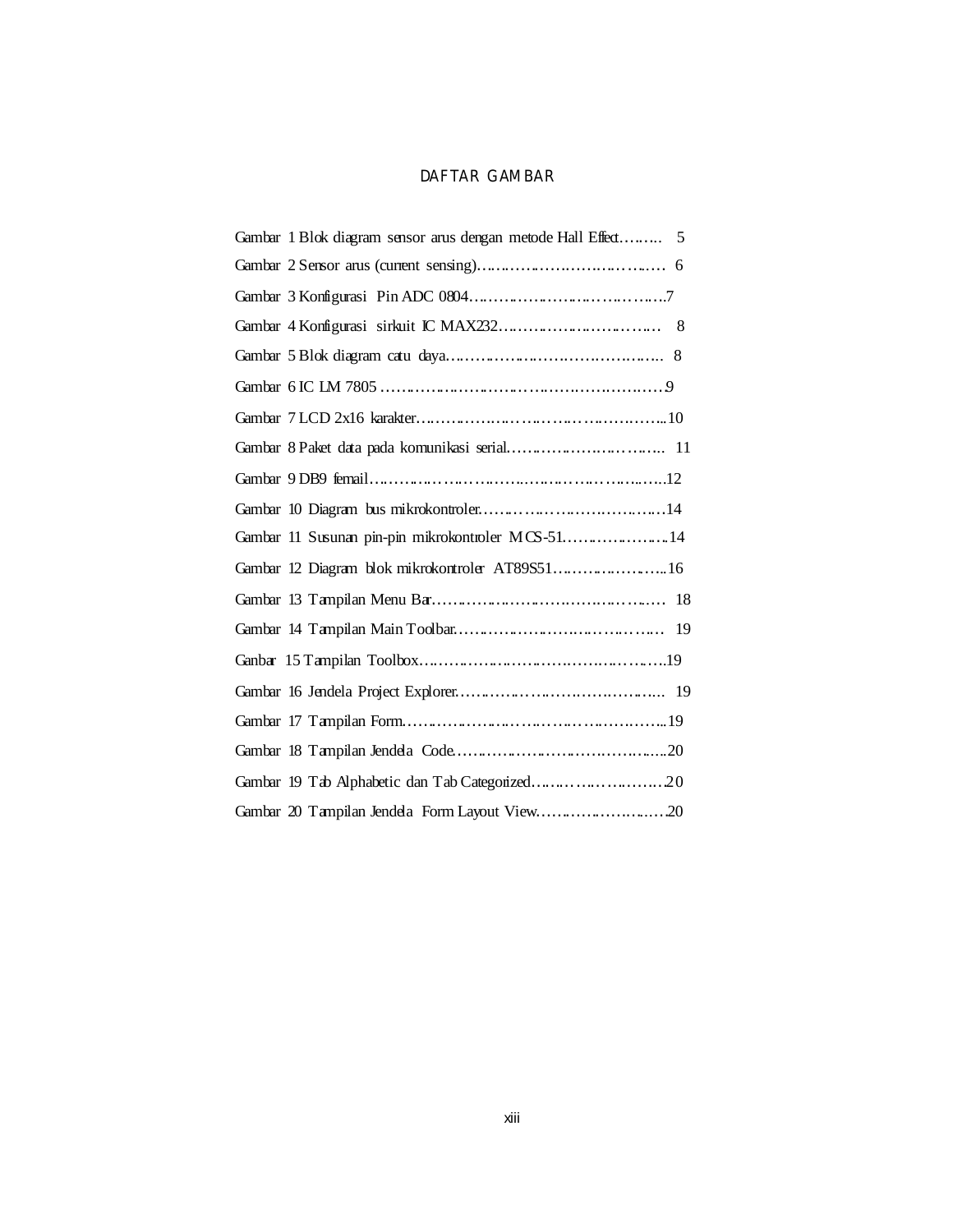# DAFTAR GAMBAR

Gambar 1 Blok diagram sensor arus dengan metode Hall Effect……… 5

Gambar 2 Sensor arus (current sensing)………………………………… 6

Gambar 3 Konfigurasi Pin ADC 0804………………………………….7

Gambar 4 Konfigurasi sirkuit IC MAX232…………………………… 8

Gambar 5 Blok diagram catu daya…………………………………….. 8

Gambar 6 IC LM 7805 ……………………………………………………9

Gambar 7 LCD 2x16 karakter……………………………………………..10

Gambar 8 Paket data pada komunikasi serial………………………….. 11

Gambar 9 DB9 femail………………………………………………………..12

Gambar 10 Diagram bus mikrokontroler…………………………………14

Gambar 11 Susunan pin-pin mikrokontroler MCS-51…………………..14

Gambar 12 Diagram blok mikrokontroler AT89S51……………………..16

Gambar 13 Tampilan Menu Bar………………………………………… 18

Gambar 14 Tampilan Main Toolbar……………………………………… 19

Ganbar 15 Tampilan Toolbox……………………………………………..19

Gambar 16 Jendela Project Explorer…………………………………….. 19

Gambar 17 Tampilan Form………………………………………………..19

Gambar 18 Tampilan Jendela Code……………………………………….20

Gambar 19 Tab Alphabetic dan Tab Categorized…………………………20

Gambar 20 Tampilan Jendela Form Layout View………………………..20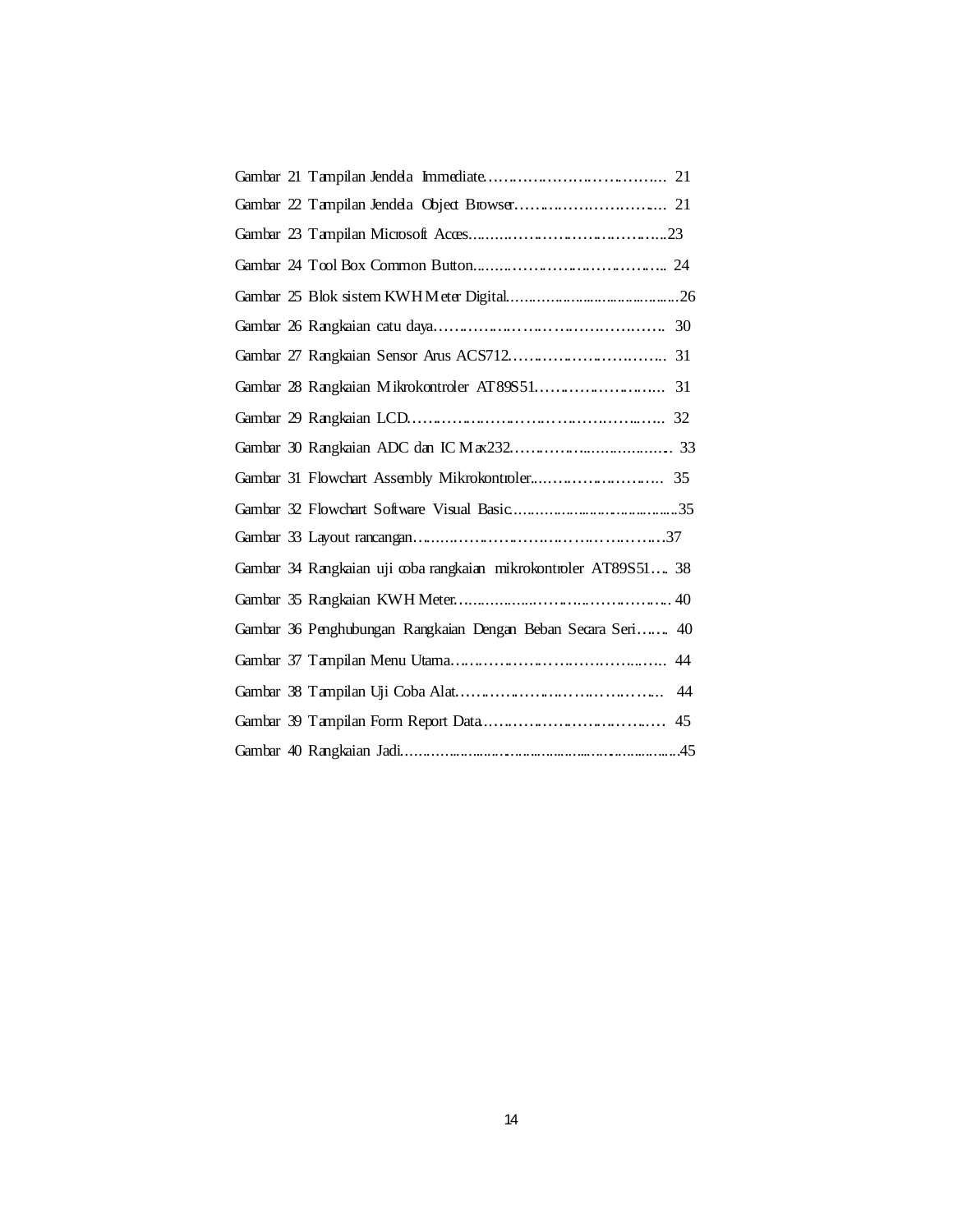Gambar 21 Tampilan Jendela Immediate…………………………………… 21

Gambar 22 Tampilan Jendela Object Browser………………………….… 21

Gambar 23 Tampilan Microsoft Acces………………………………….....23

Gambar 24 Tool Box Common Button……………………………………. 24

Gambar 25 Blok sistem KWH Meter Digital……..................................26

Gambar 26 Rangkaian catu daya……………………………………………. 30

Gambar 27 Rangkaian Sensor Arus ACS712…………………………….. 31

Gambar 28 Rangkaian Mikrokontroler AT89S51……………………….. 31

Gambar 29 Rangkaian LCD…………………………………………………. 32

Gambar 30 Rangkaian ADC dan IC Max232…………………………… 33

Gambar 31 Flowchart Assembly Mikrokontroler……………………….. 35

Gambar 32 Flowchart Software Visual Basic……………………………....35

Gambar 33 Layout rancangan………………………………………………37

Gambar 34 Rangkaian uji coba rangkaian mikrokontroler AT89S51…. 38

Gambar 35 Rangkaian KWH Meter………………………………………. 40

Gambar 36 Penghubungan Rangkaian Dengan Beban Secara Seri……. 40

Gambar 37 Tampilan Menu Utama………………………………………. 44

Gambar 38 Tampilan Uji Coba Alat……………………………………… 44

Gambar 39 Tampilan Form Report Data…………………………………. 45

Gambar 40 Rangkaian Jadi…………………………………………………..45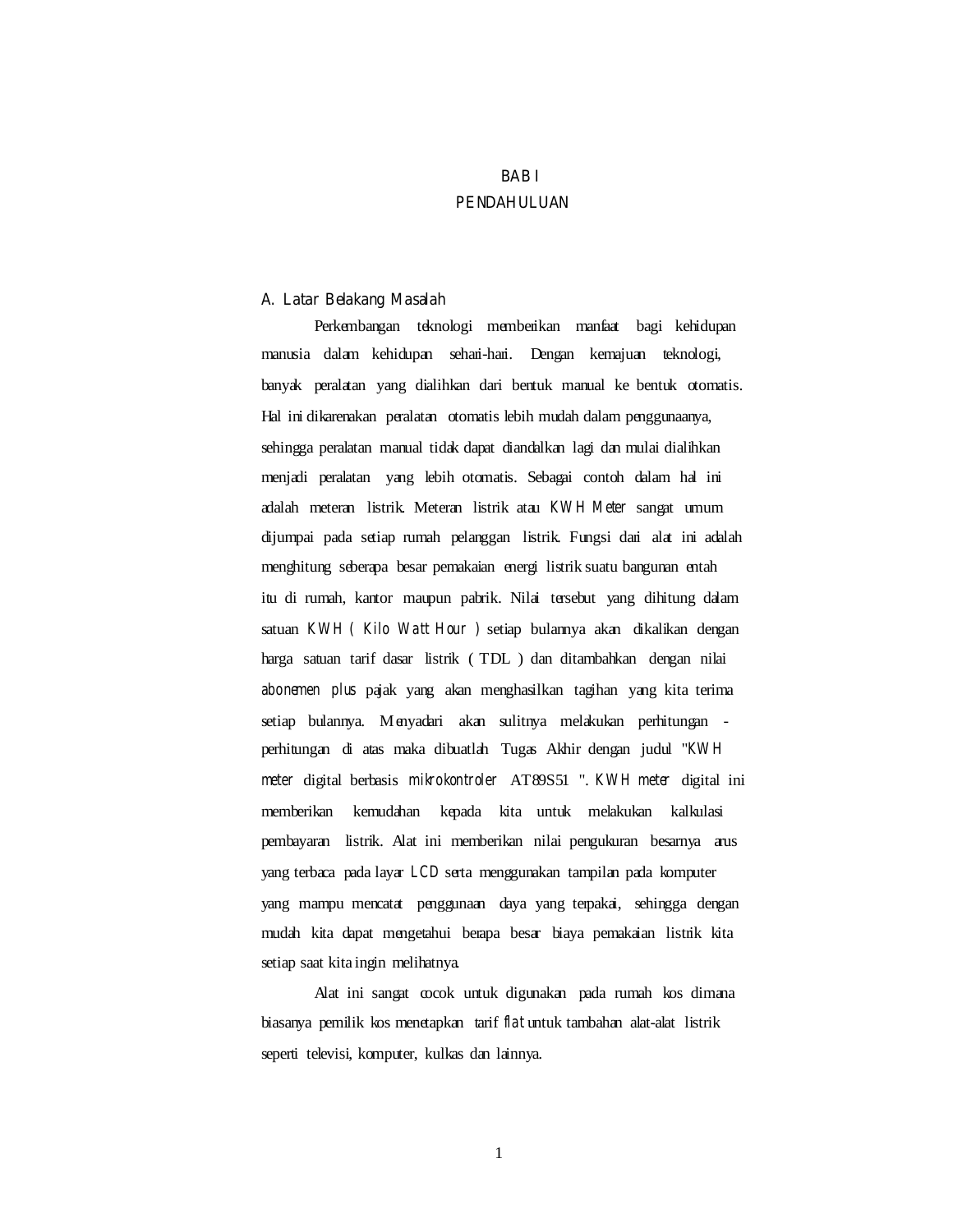# BAB I
# PENDAHULUAN

## A. Latar Belakang Masalah

Perkembangan teknologi memberikan manfaat bagi kehidupan manusia dalam kehidupan sehari-hari. Dengan kemajuan teknologi, banyak peralatan yang dialihkan dari bentuk manual ke bentuk otomatis. Hal ini dikarenakan peralatan otomatis lebih mudah dalam penggunaanya, sehingga peralatan manual tidak dapat diandalkan lagi dan mulai dialihkan menjadi peralatan yang lebih otomatis. Sebagai contoh dalam hal ini adalah meteran listrik. Meteran listrik atau *KWH Meter* sangat umum dijumpai pada setiap rumah pelanggan listrik. Fungsi dari alat ini adalah menghitung seberapa besar pemakaian energi listrik suatu bangunan entah itu di rumah, kantor maupun pabrik. Nilai tersebut yang dihitung dalam satuan *KWH ( Kilo Watt Hour )* setiap bulannya akan dikalikan dengan harga satuan tarif dasar listrik ( TDL ) dan ditambahkan dengan nilai *abonemen plus* pajak yang akan menghasilkan tagihan yang kita terima setiap bulannya. Menyadari akan sulitnya melakukan perhitungan - perhitungan di atas maka dibuatlah Tugas Akhir dengan judul "*KWH meter* digital berbasis *mikrokontroler* AT89S51 ". *KWH meter* digital ini memberikan kemudahan kepada kita untuk melakukan kalkulasi pembayaran listrik. Alat ini memberikan nilai pengukuran besarnya arus yang terbaca pada layar *LCD* serta menggunakan tampilan pada komputer yang mampu mencatat penggunaan daya yang terpakai, sehingga dengan mudah kita dapat mengetahui berapa besar biaya pemakaian listrik kita setiap saat kita ingin melihatnya.

Alat ini sangat cocok untuk digunakan pada rumah kos dimana biasanya pemilik kos menetapkan tarif *flat* untuk tambahan alat-alat listrik seperti televisi, komputer, kulkas dan lainnya.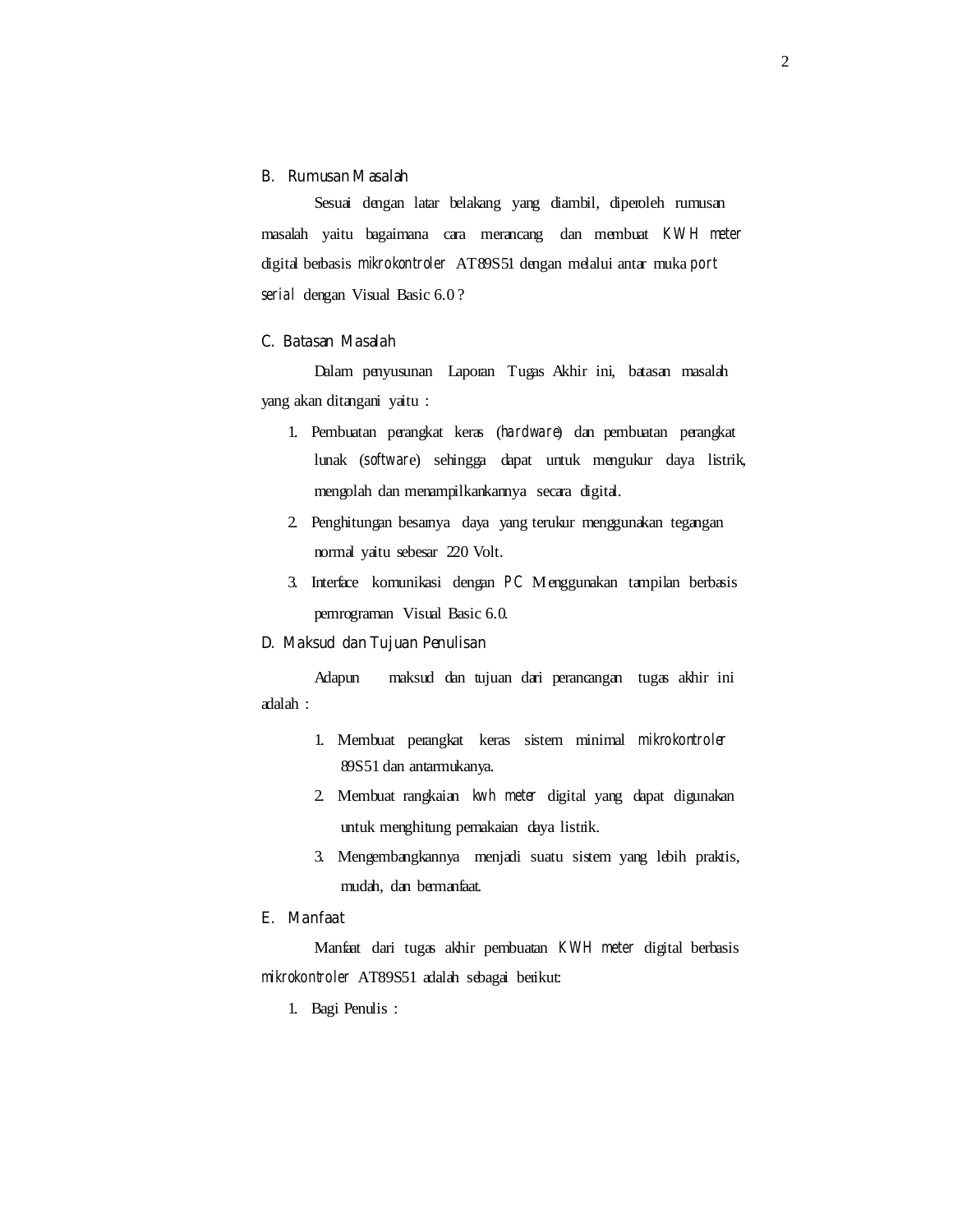## B. Rumusan Masalah

Sesuai dengan latar belakang yang diambil, diperoleh rumusan masalah yaitu bagaimana cara merancang dan membuat *KWH meter* digital berbasis *mikrokontroler* AT89S51 dengan melalui antar muka *port serial* dengan Visual Basic 6.0 ?

## C. Batasan Masalah

Dalam penyusunan Laporan Tugas Akhir ini, batasan masalah yang akan ditangani yaitu :

1. Pembuatan perangkat keras (*hardware*) dan pembuatan perangkat lunak (*software*) sehingga dapat untuk mengukur daya listrik, mengolah dan menampilkankannya secara digital.
2. Penghitungan besarnya daya yang terukur menggunakan tegangan normal yaitu sebesar 220 Volt.
3. Interface komunikasi dengan *PC* Menggunakan tampilan berbasis pemrograman Visual Basic 6.0.

## D. Maksud dan Tujuan Penulisan

Adapun maksud dan tujuan dari perancangan tugas akhir ini adalah :

1. Membuat perangkat keras sistem minimal *mikrokontroler* 89S51 dan antarmukanya.
2. Membuat rangkaian *kwh meter* digital yang dapat digunakan untuk menghitung pemakaian daya listrik.
3. Mengembangkannya menjadi suatu sistem yang lebih praktis, mudah, dan bermanfaat.

## E. Manfaat

Manfaat dari tugas akhir pembuatan *KWH meter* digital berbasis *mikrokontroler* AT89S51 adalah sebagai berikut:

1. Bagi Penulis :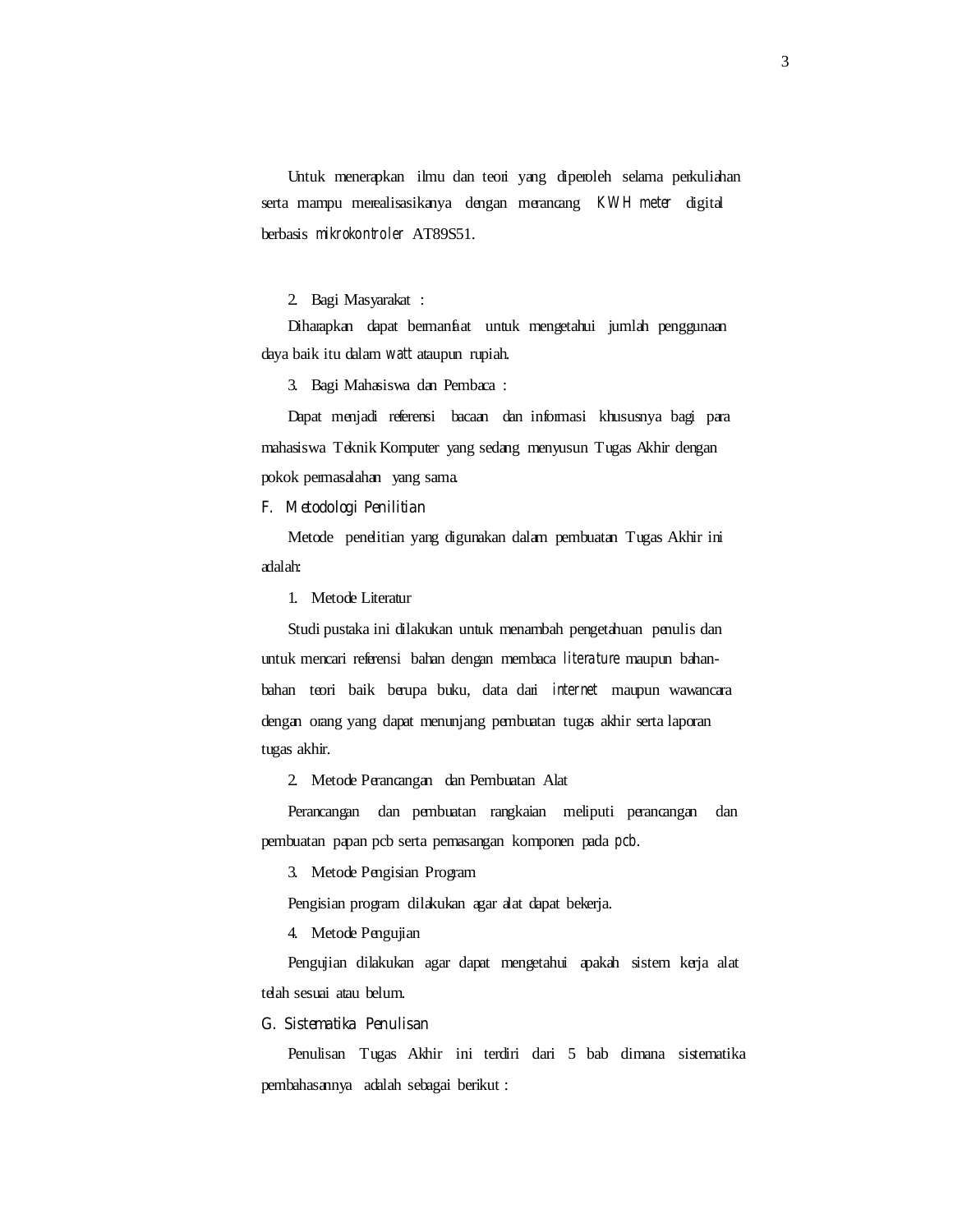Untuk menerapkan ilmu dan teori yang diperoleh selama perkuliahan serta mampu merealisasikanya dengan merancang *KWH meter* digital berbasis *mikrokontroler* AT89S51.

2. Bagi Masyarakat :

Diharapkan dapat bermanfaat untuk mengetahui jumlah penggunaan daya baik itu dalam *watt* ataupun rupiah.

3. Bagi Mahasiswa dan Pembaca :

Dapat menjadi referensi bacaan dan informasi khususnya bagi para mahasiswa Teknik Komputer yang sedang menyusun Tugas Akhir dengan pokok permasalahan yang sama.

## F. Metodologi Penilitian

Metode penelitian yang digunakan dalam pembuatan Tugas Akhir ini adalah:

1. Metode Literatur

Studi pustaka ini dilakukan untuk menambah pengetahuan penulis dan untuk mencari referensi bahan dengan membaca *literature* maupun bahan-bahan teori baik berupa buku, data dari *internet* maupun wawancara dengan orang yang dapat menunjang pembuatan tugas akhir serta laporan tugas akhir.

2. Metode Perancangan dan Pembuatan Alat

Perancangan dan pembuatan rangkaian meliputi perancangan dan pembuatan papan pcb serta pemasangan komponen pada *pcb*.

3. Metode Pengisian Program

Pengisian program dilakukan agar alat dapat bekerja.

4. Metode Pengujian

Pengujian dilakukan agar dapat mengetahui apakah sistem kerja alat telah sesuai atau belum.

## G. Sistematika Penulisan

Penulisan Tugas Akhir ini terdiri dari 5 bab dimana sistematika pembahasannya adalah sebagai berikut :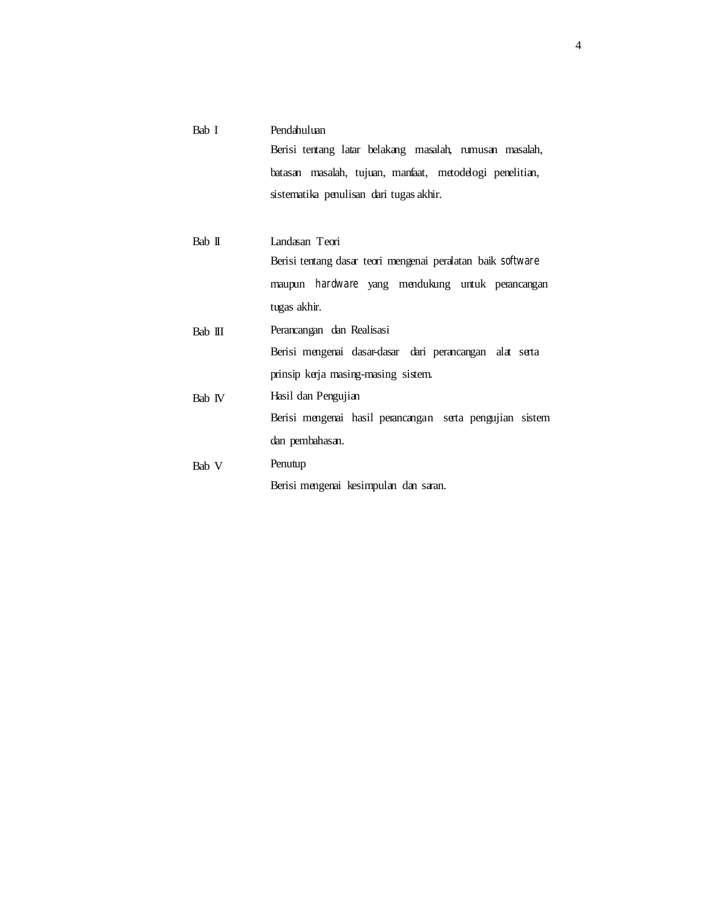Bab I Pendahuluan

Berisi tentang latar belakang masalah, rumusan masalah, batasan masalah, tujuan, manfaat, metodelogi penelitian, sistematika penulisan dari tugas akhir.

Bab II Landasan Teori

Berisi tentang dasar teori mengenai peralatan baik *software* maupun *hardware* yang mendukung untuk perancangan tugas akhir.

Bab III Perancangan dan Realisasi

Berisi mengenai dasar-dasar dari perancangan alat serta prinsip kerja masing-masing sistem.

Bab IV Hasil dan Pengujian

Berisi mengenai hasil perancangan serta pengujian sistem dan pembahasan.

Bab V Penutup

Berisi mengenai kesimpulan dan saran.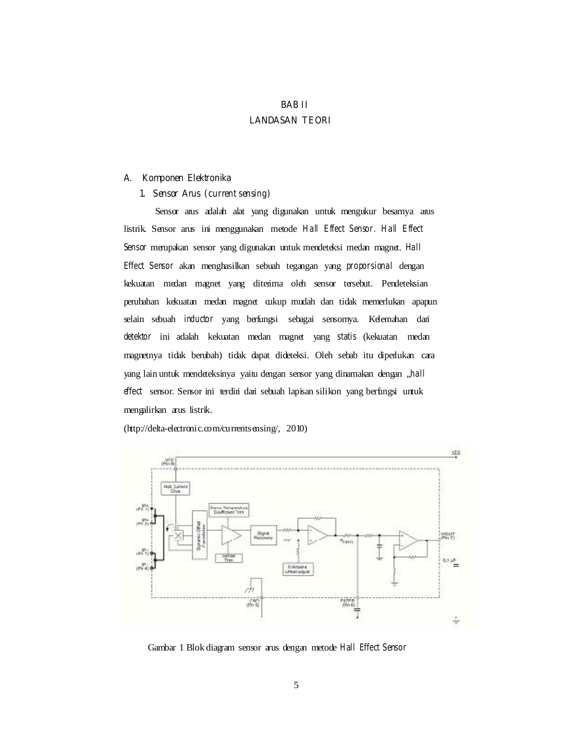# BAB II
# LANDASAN TEORI

## A. Komponen Elektronika

### 1. Sensor Arus (*current sensing*)

Sensor arus adalah alat yang digunakan untuk mengukur besarnya arus listrik. Sensor arus ini menggunakan metode *Hall Effect Sensor*. *Hall Effect Sensor* merupakan sensor yang digunakan untuk mendeteksi medan magnet. *Hall Effect Sensor* akan menghasilkan sebuah tegangan yang *proporsional* dengan kekuatan medan magnet yang diterima oleh sensor tersebut. Pendeteksian perubahan kekuatan medan magnet cukup mudah dan tidak memerlukan apapun selain sebuah *inductor* yang berfungsi sebagai sensornya. Kelemahan dari *detektor* ini adalah kekuatan medan magnet yang *statis* (kekuatan medan magnetnya tidak berubah) tidak dapat dideteksi. Oleh sebab itu diperlukan cara yang lain untuk mendeteksinya yaitu dengan sensor yang dinamakan dengan „*hall effect* sensor. Sensor ini terdiri dari sebuah lapisan silikon yang berfungsi untuk mengalirkan arus listrik.

(http://delta-electronic.com/currentsensing/, 2010)

Gambar 1 Blok diagram sensor arus dengan metode *Hall Effect Sensor*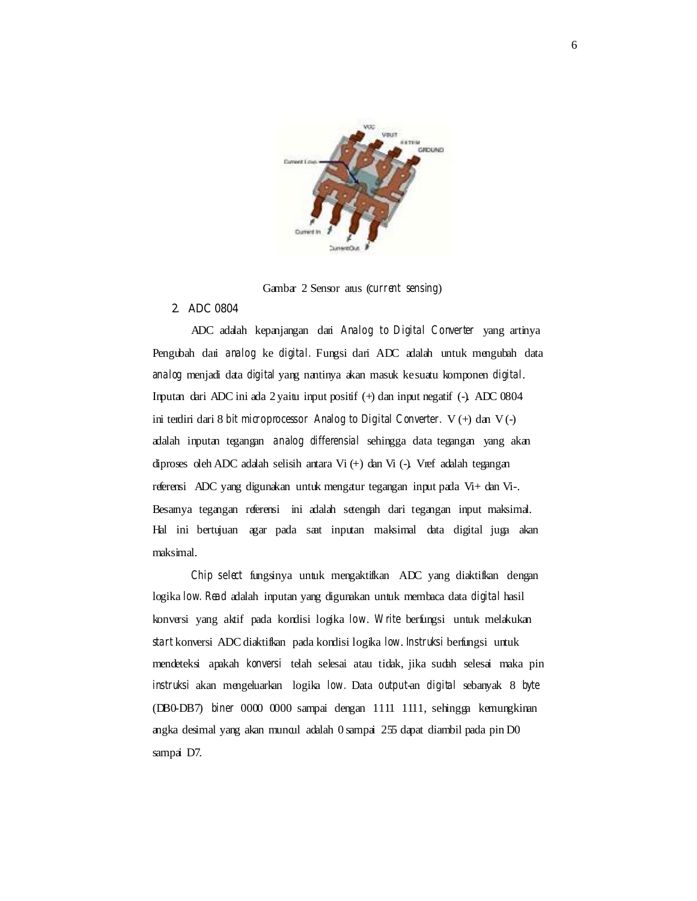Gambar 2 Sensor arus (*current sensing*)

2. ADC 0804

ADC adalah kepanjangan dari *Analog to Digital Converter* yang artinya Pengubah dari *analog* ke *digital*. Fungsi dari ADC adalah untuk mengubah data *analog* menjadi data *digital* yang nantinya akan masuk ke suatu komponen *digital*. Inputan dari ADC ini ada 2 yaitu input positif (+) dan input negatif (-). ADC 0804 ini terdiri dari 8 bit *microprocessor Analog to Digital Converter*. V (+) dan V (-) adalah inputan tegangan *analog differensial* sehingga data tegangan yang akan diproses oleh ADC adalah selisih antara Vi (+) dan Vi (-). Vref adalah tegangan referensi ADC yang digunakan untuk mengatur tegangan input pada Vi+ dan Vi-. Besarnya tegangan referensi ini adalah setengah dari tegangan input maksimal. Hal ini bertujuan agar pada saat inputan maksimal data digital juga akan maksimal.

*Chip select* fungsinya untuk mengaktifkan ADC yang diaktifkan dengan logika *low*. *Read* adalah inputan yang digunakan untuk membaca data *digital* hasil konversi yang aktif pada kondisi logika *low*. *Write* berfungsi untuk melakukan *start* konversi ADC diaktifkan pada kondisi logika *low*. *Instruksi* berfungsi untuk mendeteksi apakah *konversi* telah selesai atau tidak, jika sudah selesai maka pin *instruksi* akan mengeluarkan logika *low*. Data *output*-an *digital* sebanyak 8 *byte* (DB0-DB7) *biner* 0000 0000 sampai dengan 1111 1111, sehingga kemungkinan angka desimal yang akan muncul adalah 0 sampai 255 dapat diambil pada pin D0 sampai D7.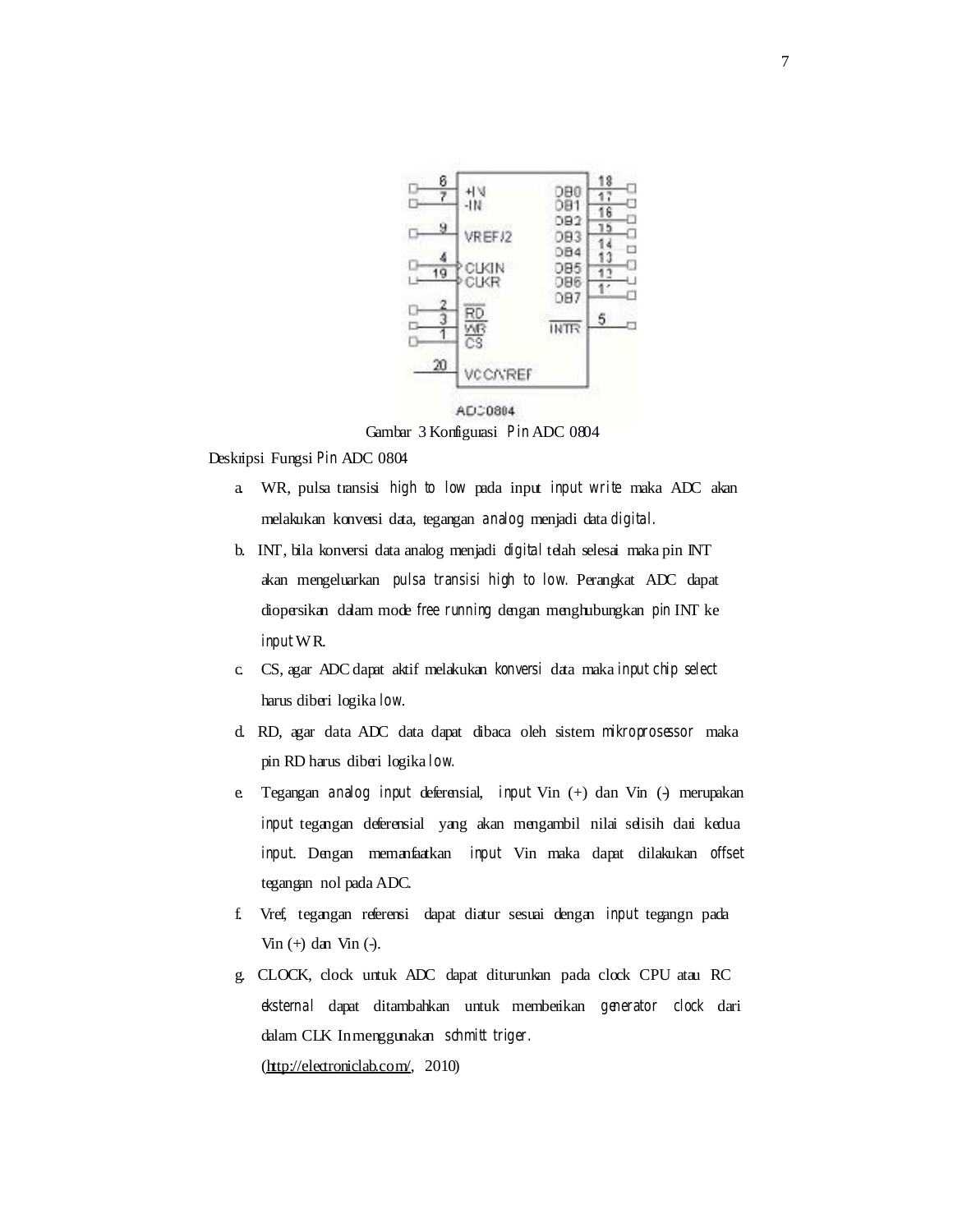Gambar 3 Konfigurasi *Pin* ADC 0804

Deskripsi Fungsi *Pin* ADC 0804

a. WR, pulsa transisi *high to low* pada input *input write* maka ADC akan melakukan konversi data, tegangan *analog* menjadi data *digital*.
b. INT, bila konversi data analog menjadi *digital* telah selesai maka pin INT akan mengeluarkan *pulsa transisi high to low*. Perangkat ADC dapat diopersikan dalam mode *free running* dengan menghubungkan *pin* INT ke *input* WR.
c. CS, agar ADC dapat aktif melakukan *konversi* data maka *input chip select* harus diberi logika *low*.
d. RD, agar data ADC data dapat dibaca oleh sistem *mikroprosessor* maka pin RD harus diberi logika *low*.
e. Tegangan *analog input* deferensial, *input* Vin (+) dan Vin (-) merupakan *input* tegangan deferensial yang akan mengambil nilai selisih dari kedua *input*. Dengan memanfaatkan *input* Vin maka dapat dilakukan *offset* tegangan nol pada ADC.
f. Vref, tegangan referensi dapat diatur sesuai dengan *input* tegangn pada Vin (+) dan Vin (-).
g. CLOCK, clock untuk ADC dapat diturunkan pada clock CPU atau RC *eksternal* dapat ditambahkan untuk memberikan *generator clock* dari dalam CLK In menggunakan *schmitt triger*.

   (http://electroniclab.com/, 2010)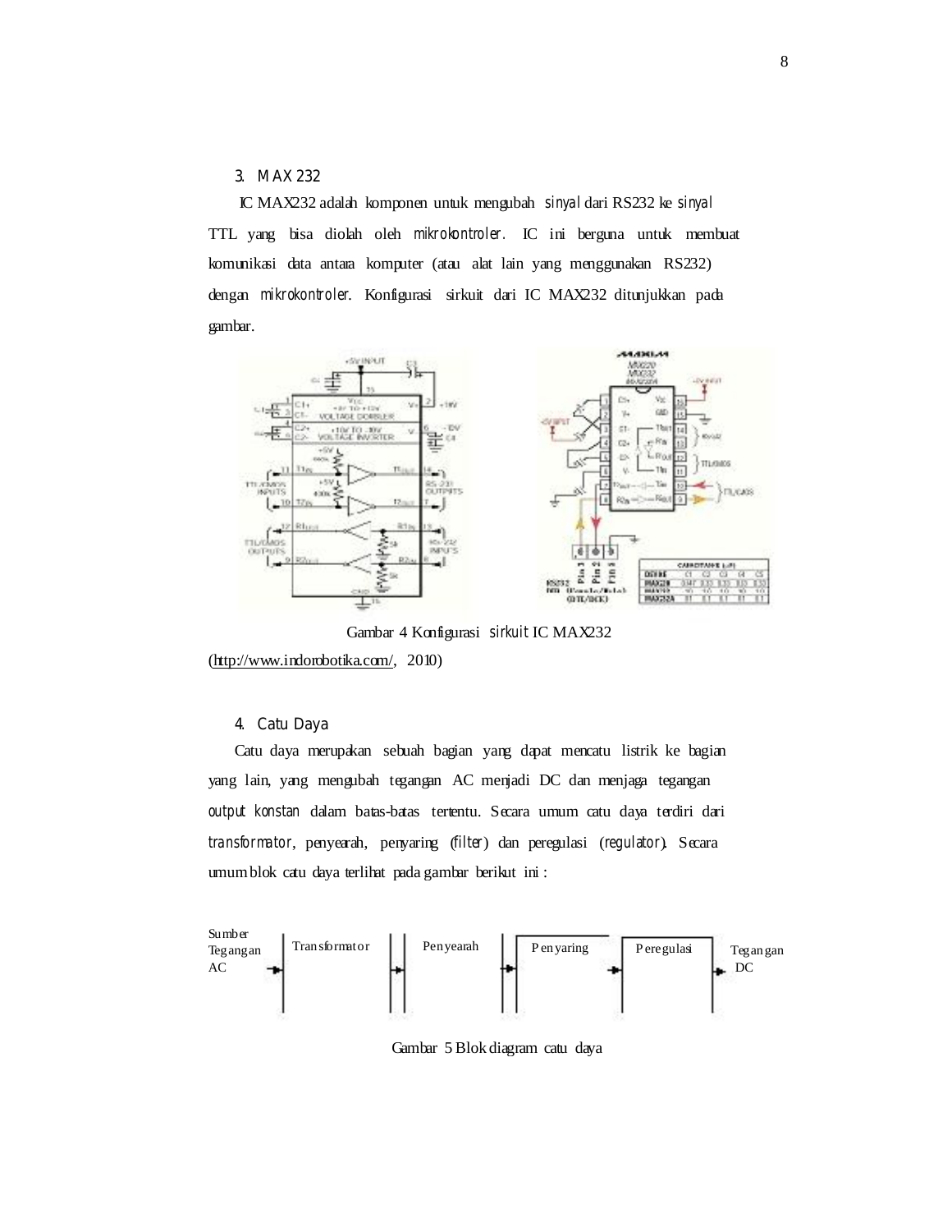### 3. MAX 232

IC MAX232 adalah komponen untuk mengubah *sinyal* dari RS232 ke *sinyal* TTL yang bisa diolah oleh *mikrokontroler*. IC ini berguna untuk membuat komunikasi data antara komputer (atau alat lain yang menggunakan RS232) dengan *mikrokontroler*. Konfigurasi sirkuit dari IC MAX232 ditunjukkan pada gambar.

Gambar 4 Konfigurasi *sirkuit* IC MAX232 (http://www.indorobotika.com/, 2010)

### 4. Catu Daya

Catu daya merupakan sebuah bagian yang dapat mencatu listrik ke bagian yang lain, yang mengubah tegangan AC menjadi DC dan menjaga tegangan *output konstan* dalam batas-batas tertentu. Secara umum catu daya terdiri dari *transformator*, penyearah, penyaring (*filter*) dan peregulasi (*regulator*). Secara umum blok catu daya terlihat pada gambar berikut ini :

Sumber Tegangan AC → Transformator → Penyearah → Penyaring → Peregulasi → Tegangan DC

Gambar 5 Blok diagram catu daya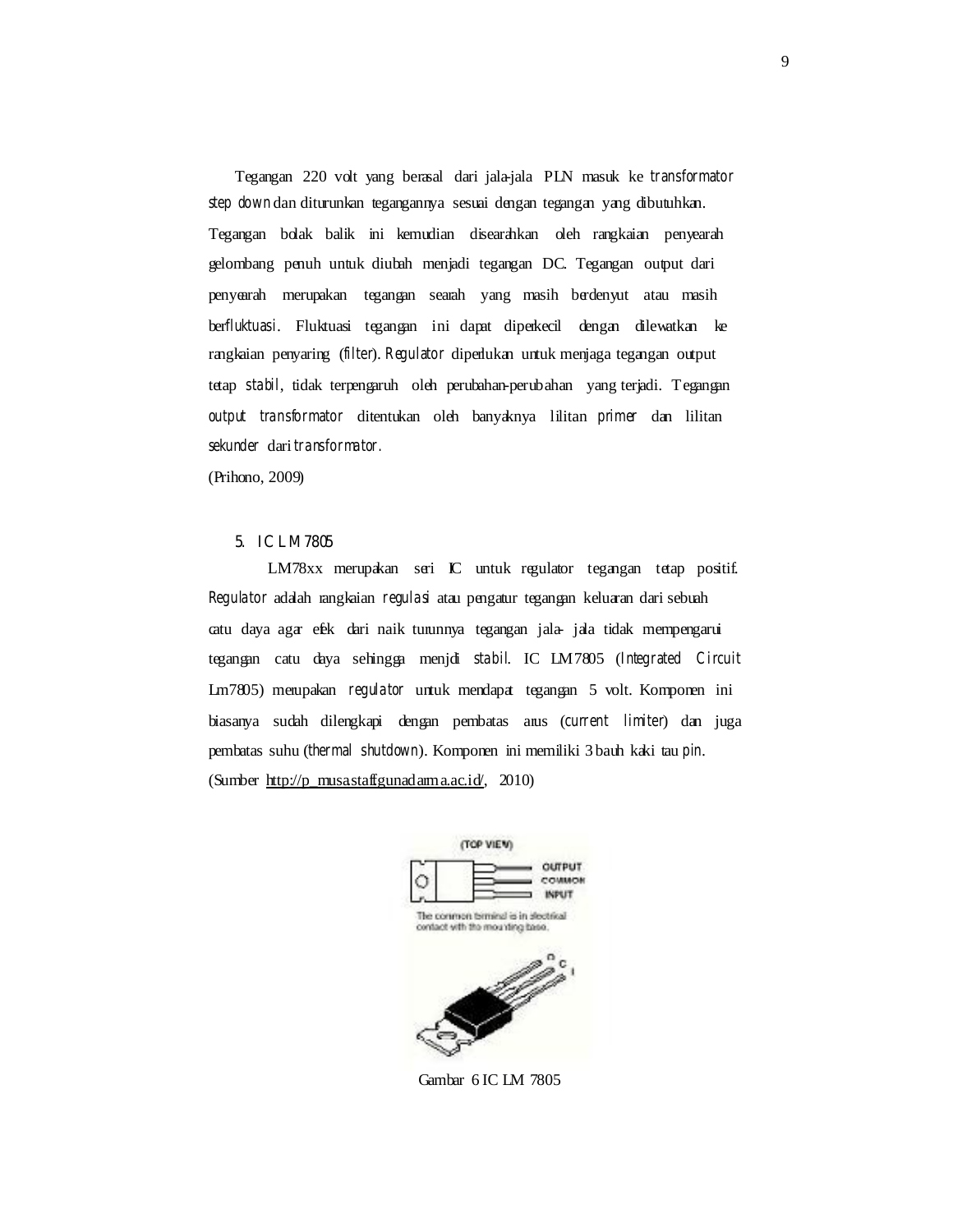Tegangan 220 volt yang berasal dari jala-jala PLN masuk ke *transformator step down* dan diturunkan tegangannya sesuai dengan tegangan yang dibutuhkan. Tegangan bolak balik ini kemudian disearahkan oleh rangkaian penyearah gelombang penuh untuk diubah menjadi tegangan DC. Tegangan output dari penyearah merupakan tegangan searah yang masih berdenyut atau masih ber*fluktuasi*. Fluktuasi tegangan ini dapat diperkecil dengan dilewatkan ke rangkaian penyaring (*filter*). *Regulator* diperlukan untuk menjaga tegangan output tetap *stabil*, tidak terpengaruh oleh perubahan-perubahan yang terjadi. Tegangan *output transformator* ditentukan oleh banyaknya lilitan *primer* dan lilitan *sekunder* dari *transformator*.

(Prihono, 2009)

5. IC LM7805

LM78xx merupakan seri IC untuk regulator tegangan tetap positif. *Regulator* adalah rangkaian *regulasi* atau pengatur tegangan keluaran dari sebuah catu daya agar efek dari naik turunnya tegangan jala- jala tidak mempengarui tegangan catu daya sehingga menjdi *stabil*. IC LM7805 (*Integrated Circuit* Lm7805) merupakan *regulator* untuk mendapat tegangan 5 volt. Komponen ini biasanya sudah dilengkapi dengan pembatas arus (*current limiter*) dan juga pembatas suhu (*thermal shutdown*). Komponen ini memiliki 3 bauh kaki tau *pin*.

(Sumber http://p_musa.staff.gunadarma.ac.id/, 2010)

Gambar 6 IC LM 7805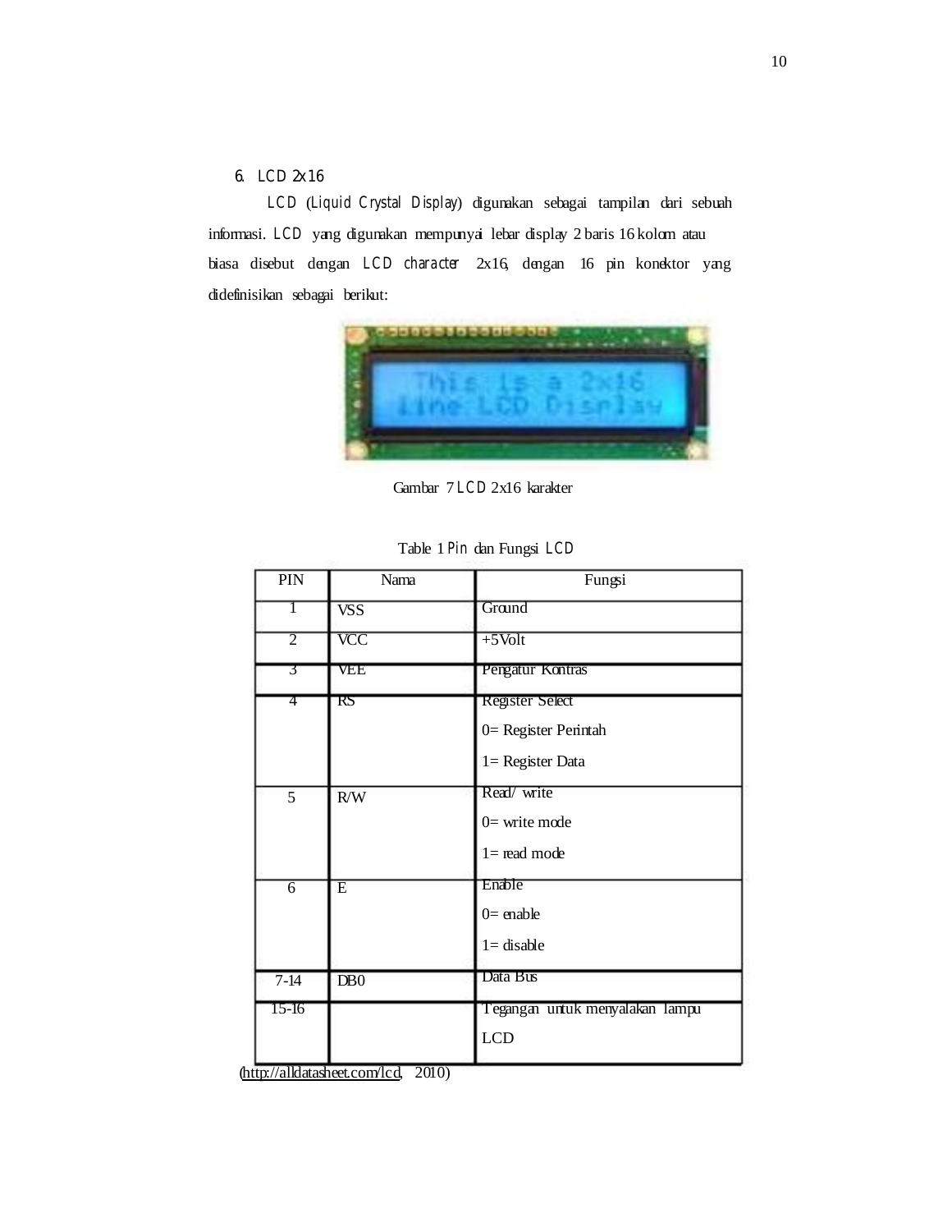6. LCD 2x16

LCD (*Liquid Crystal Display*) digunakan sebagai tampilan dari sebuah informasi. LCD yang digunakan mempunyai lebar display 2 baris 16 kolom atau biasa disebut dengan LCD *character* 2x16, dengan 16 pin konektor yang didefinisikan sebagai berikut:

Gambar 7 LCD 2x16 karakter

Table 1 Pin dan Fungsi LCD

| PIN | Nama | Fungsi |
|---|---|---|
| 1 | VSS | Ground |
| 2 | VCC | +5Volt |
| 3 | VEE | Pengatur Kontras |
| 4 | RS | Register Select<br>0= Register Perintah<br>1= Register Data |
| 5 | R/W | Read/ write<br>0= write mode<br>1= read mode |
| 6 | E | Enable<br>0= enable<br>1= disable |
| 7-14 | DB0 | Data Bus |
| 15-16 | | Tegangan untuk menyalakan lampu LCD |

(http://alldatasheet.com/lcd, 2010)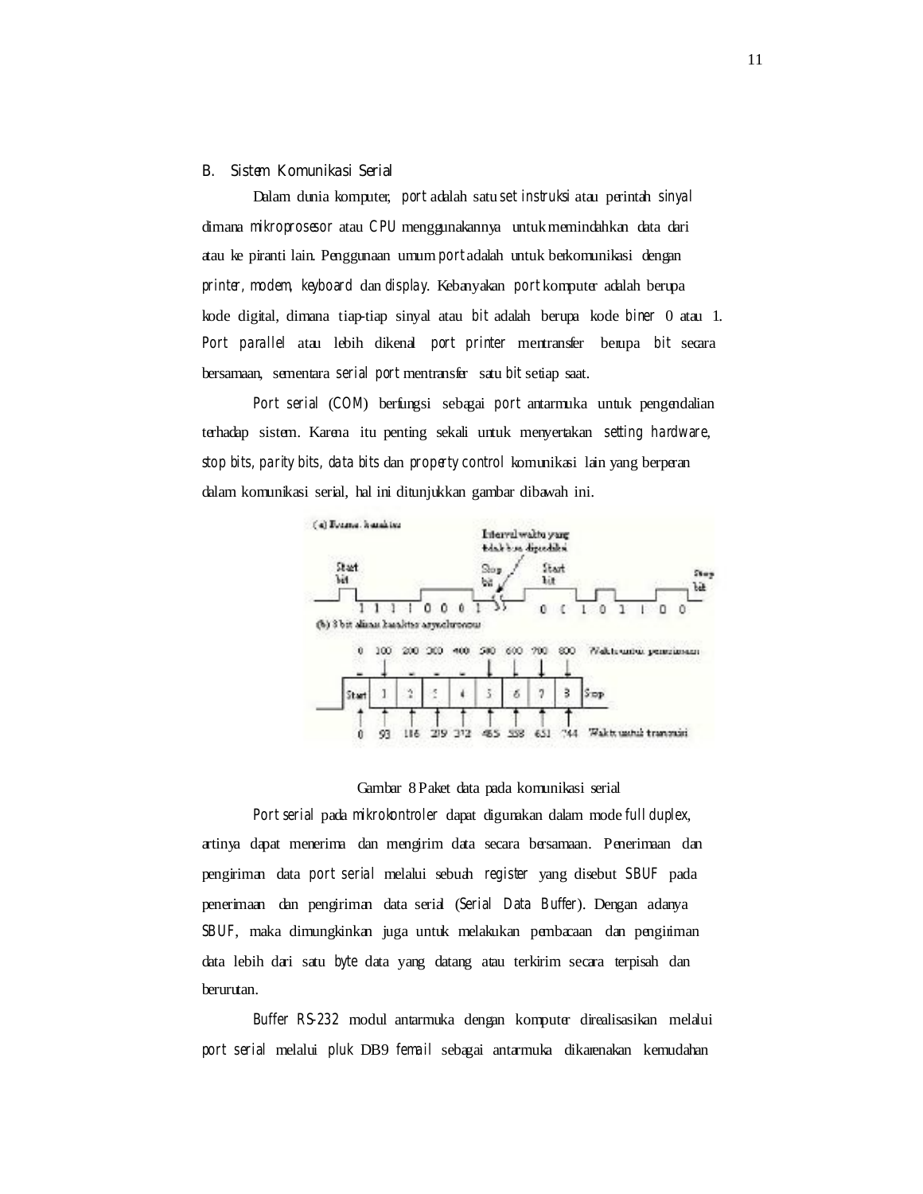## B. Sistem Komunikasi Serial

Dalam dunia komputer, *port* adalah satu *set instruksi* atau perintah *sinyal* dimana *mikroprosesor* atau *CPU* menggunakannya untuk memindahkan data dari atau ke piranti lain. Penggunaan umum *port* adalah untuk berkomunikasi dengan *printer, modem, keyboard* dan *display*. Kebanyakan *port* komputer adalah berupa kode digital, dimana tiap-tiap sinyal atau *bit* adalah berupa kode *biner* 0 atau 1. *Port parallel* atau lebih dikenal *port printer* mentransfer berupa *bit* secara bersamaan, sementara *serial port* mentransfer satu *bit* setiap saat.

*Port serial* (*COM*) berfungsi sebagai *port* antarmuka untuk pengendalian terhadap sistem. Karena itu penting sekali untuk menyertakan *setting hardware, stop bits, parity bits, data bits* dan *property control* komunikasi lain yang berperan dalam komunikasi serial, hal ini ditunjukkan gambar dibawah ini.

Gambar 8 Paket data pada komunikasi serial

*Port serial* pada *mikrokontroler* dapat digunakan dalam mode *full duplex*, artinya dapat menerima dan mengirim data secara bersamaan. Penerimaan dan pengiriman data *port serial* melalui sebuah *register* yang disebut *SBUF* pada penerimaan dan pengiriman data serial (*Serial Data Buffer*). Dengan adanya *SBUF*, maka dimungkinkan juga untuk melakukan pembacaan dan pengiriman data lebih dari satu *byte* data yang datang atau terkirim secara terpisah dan berurutan.

*Buffer RS-232* modul antarmuka dengan komputer direalisasikan melalui *port serial* melalui *pluk* DB9 *femail* sebagai antarmuka dikarenakan kemudahan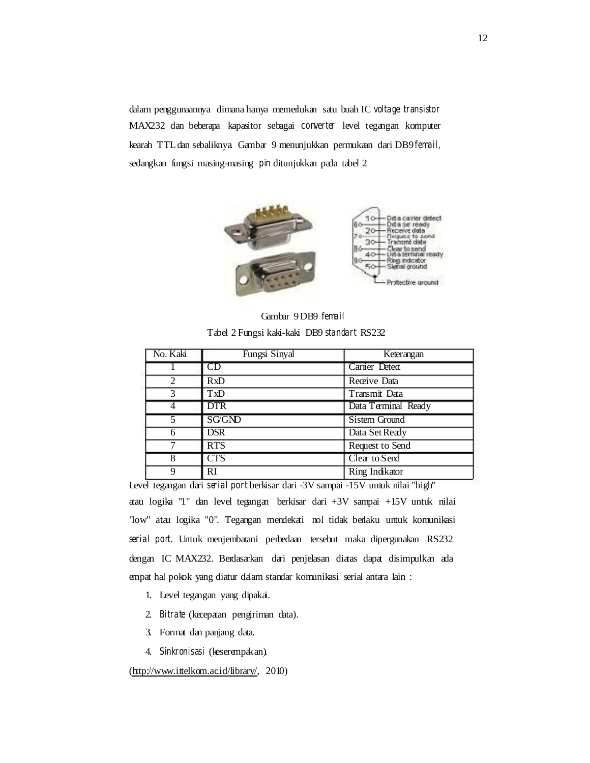dalam penggunaannya dimana hanya memerlukan satu buah IC *voltage transistor* MAX232 dan beberapa kapasitor sebagai *converter* level tegangan komputer kearah TTL dan sebaliknya. Gambar 9 menunjukkan permukaan dari DB9 *femail*, sedangkan fungsi masing-masing *pin* ditunjukkan pada tabel 2

Gambar 9 DB9 *femail*

Tabel 2 Fungsi kaki-kaki DB9 *standart* RS232

| No. Kaki | Fungsi Sinyal | Keterangan |
|---|---|---|
| 1 | CD | Carrier Detect |
| 2 | RxD | Receive Data |
| 3 | TxD | Transmit Data |
| 4 | DTR | Data Terminal Ready |
| 5 | SG/GND | Sistem Ground |
| 6 | DSR | Data Set Ready |
| 7 | RTS | Request to Send |
| 8 | CTS | Clear to Send |
| 9 | RI | Ring Indikator |

Level tegangan dari *serial port* berkisar dari -3V sampai -15V untuk nilai "high" atau logika "1" dan level tegangan berkisar dari +3V sampai +15V untuk nilai "low" atau logika "0". Tegangan mendekati nol tidak berlaku untuk komunikasi *serial port*. Untuk menjembatani perbedaan tersebut maka dipergunakan RS232 dengan IC MAX232. Berdasarkan dari penjelasan diatas dapat disimpulkan ada empat hal pokok yang diatur dalam standar komunikasi serial antara lain :

1. Level tegangan yang dipakai.
2. *Bitrate* (kecepatan pengiriman data).
3. Format dan panjang data.
4. *Sinkronisasi* (keserempakan).

(http://www.ittelkom.ac.id/library/, 2010)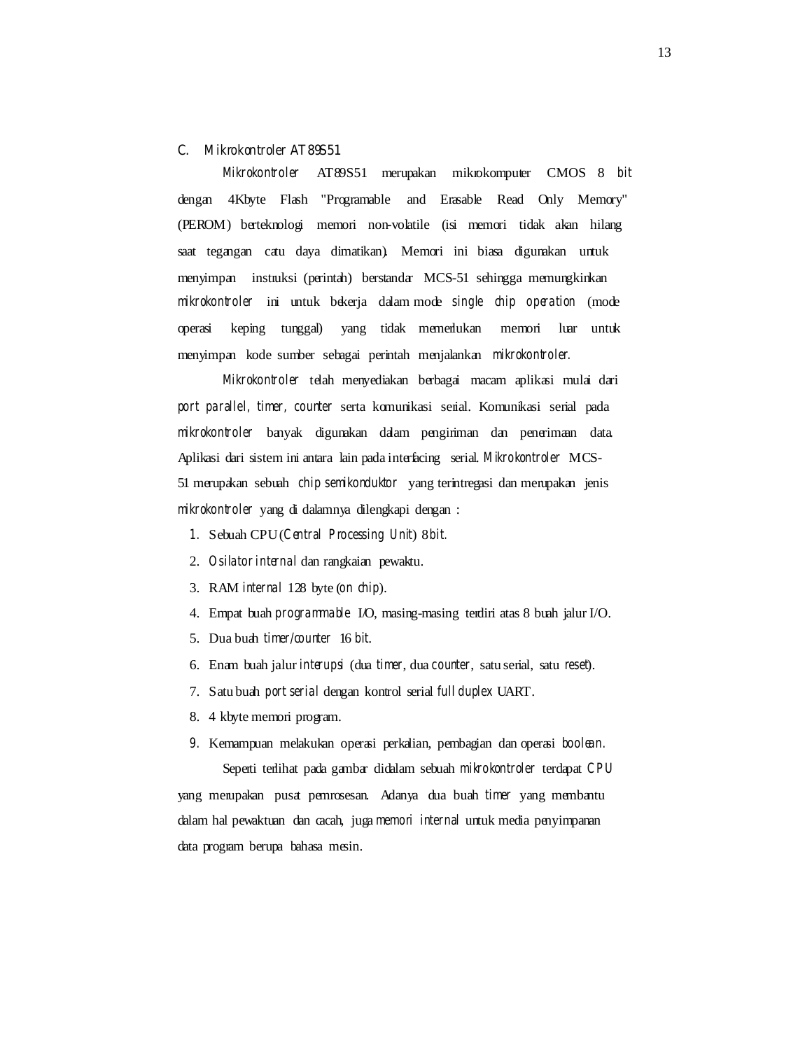## C. Mikrokontroler AT89S51

*Mikrokontroler* AT89S51 merupakan mikrokomputer CMOS 8 *bit* dengan 4Kbyte Flash "Programable and Erasable Read Only Memory" (PEROM) berteknologi memori non-volatile (isi memori tidak akan hilang saat tegangan catu daya dimatikan). Memori ini biasa digunakan untuk menyimpan instruksi (perintah) berstandar MCS-51 sehingga memungkinkan *mikrokontroler* ini untuk bekerja dalam mode *single chip operation* (mode operasi keping tunggal) yang tidak memerlukan memori luar untuk menyimpan kode sumber sebagai perintah menjalankan *mikrokontroler*.

*Mikrokontroler* telah menyediakan berbagai macam aplikasi mulai dari *port parallel*, *timer*, *counter* serta komunikasi serial. Komunikasi serial pada *mikrokontroler* banyak digunakan dalam pengiriman dan penerimaan data. Aplikasi dari sistem ini antara lain pada interfacing serial. *Mikrokontroler* MCS-51 merupakan sebuah *chip semikonduktor* yang terintregasi dan merupakan jenis *mikrokontroler* yang di dalamnya dilengkapi dengan :

1. Sebuah CPU (*Central Processing Unit*) 8 *bit*.
2. *Osilator internal* dan rangkaian pewaktu.
3. RAM *internal* 128 byte (*on chip*).
4. Empat buah *programmable* I/O, masing-masing terdiri atas 8 buah jalur I/O.
5. Dua buah *timer/counter* 16 *bit*.
6. Enam buah jalur *interupsi* (dua *timer*, dua *counter*, satu serial, satu *reset*).
7. Satu buah *port serial* dengan kontrol serial *full duplex* UART.
8. 4 kbyte memori program.
9. Kemampuan melakukan operasi perkalian, pembagian dan operasi *boolean*.

Seperti terlihat pada gambar didalam sebuah *mikrokontroler* terdapat *CPU* yang merupakan pusat pemrosesan. Adanya dua buah *timer* yang membantu dalam hal pewaktuan dan cacah, juga *memori internal* untuk media penyimpanan data program berupa bahasa mesin.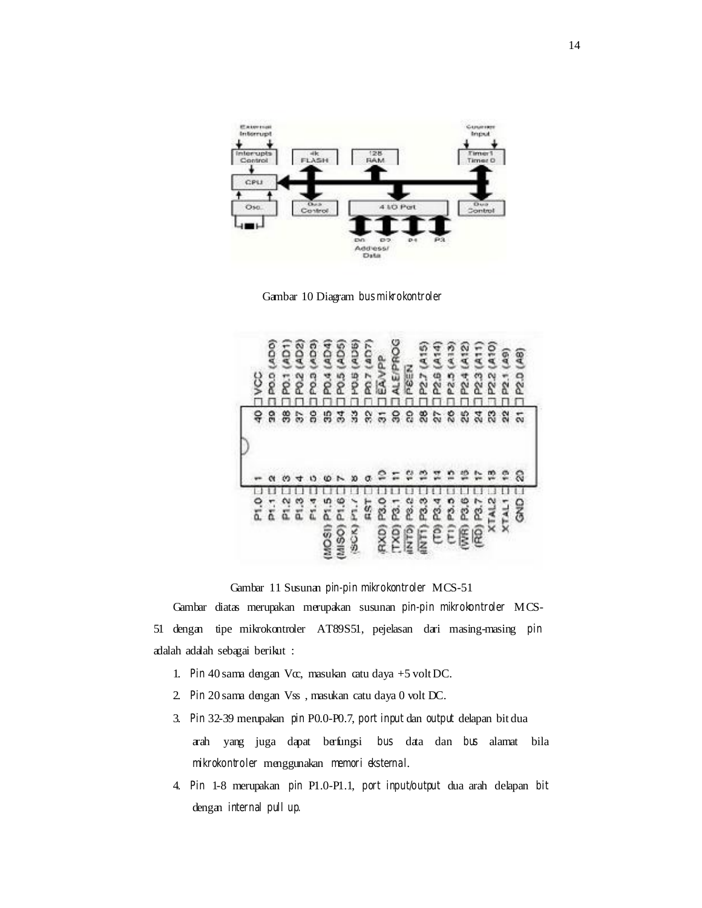Gambar 10 Diagram *bus mikrokontroler*

Gambar 11 Susunan *pin-pin mikrokontroler* MCS-51

Gambar diatas merupakan merupakan susunan *pin-pin mikrokontroler* MCS-51 dengan tipe mikrokontroler AT89S51, pejelasan dari masing-masing *pin* adalah adalah sebagai berikut :

1. *Pin* 40 sama dengan Vcc, masukan catu daya +5 volt DC.
2. *Pin* 20 sama dengan Vss , masukan catu daya 0 volt DC.
3. *Pin* 32-39 merupakan *pin* P0.0-P0.7, *port input* dan *output* delapan bit dua arah yang juga dapat berfungsi *bus* data dan *bus* alamat bila *mikrokontroler* menggunakan *memori eksternal*.
4. *Pin* 1-8 merupakan *pin* P1.0-P1.1, *port input/output* dua arah delapan *bit* dengan *internal pull up*.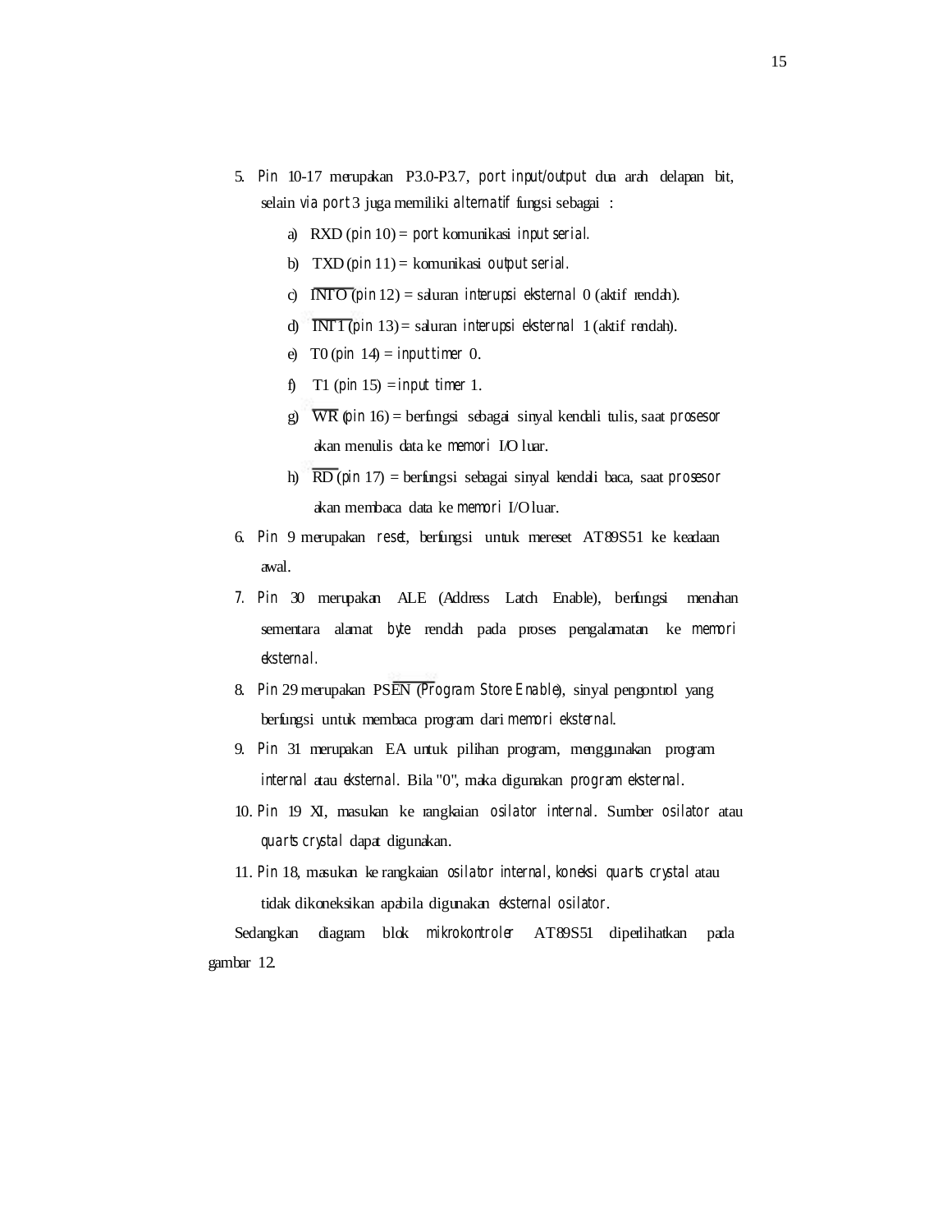5. *Pin* 10-17 merupakan P3.0-P3.7, *port input/output* dua arah delapan bit, selain *via port* 3 juga memiliki *alternatif* fungsi sebagai :

   a) RXD (*pin* 10) = *port* komunikasi *input serial*.
   b) TXD (*pin* 11) = komunikasi *output serial*.
   c) $\overline{\text{INT0}}$ (*pin* 12) = saluran *interupsi eksternal* 0 (aktif rendah).
   d) $\overline{\text{INT1}}$ (*pin* 13) = saluran *interupsi eksternal* 1 (aktif rendah).
   e) T0 (*pin* 14) = *input timer* 0.
   f) T1 (*pin* 15) = *input timer* 1.
   g) $\overline{\text{WR}}$ (*pin* 16) = berfungsi sebagai sinyal kendali tulis, saat *prosesor* akan menulis data ke *memori* I/O luar.
   h) $\overline{\text{RD}}$ (*pin* 17) = berfungsi sebagai sinyal kendali baca, saat *prosesor* akan membaca data ke *memori* I/O luar.

6. *Pin* 9 merupakan *reset*, berfungsi untuk mereset AT89S51 ke keadaan awal.
7. *Pin* 30 merupakan ALE (Address Latch Enable), berfungsi menahan sementara alamat *byte* rendah pada proses pengalamatan ke *memori eksternal*.
8. *Pin* 29 merupakan PS$\overline{\text{EN}}$ (*Program Store Enable*), sinyal pengontrol yang berfungsi untuk membaca program dari *memori eksternal*.
9. *Pin* 31 merupakan EA untuk pilihan program, menggunakan program *internal* atau *eksternal*. Bila "0", maka digunakan *program eksternal*.
10. *Pin* 19 XI, masukan ke rangkaian *osilator internal*. Sumber *osilator* atau *quarts crystal* dapat digunakan.
11. *Pin* 18, masukan ke rangkaian *osilator internal*, *koneksi quarts crystal* atau tidak dikoneksikan apabila digunakan *eksternal osilator*.

Sedangkan diagram blok *mikrokontroler* AT89S51 diperlihatkan pada gambar 12.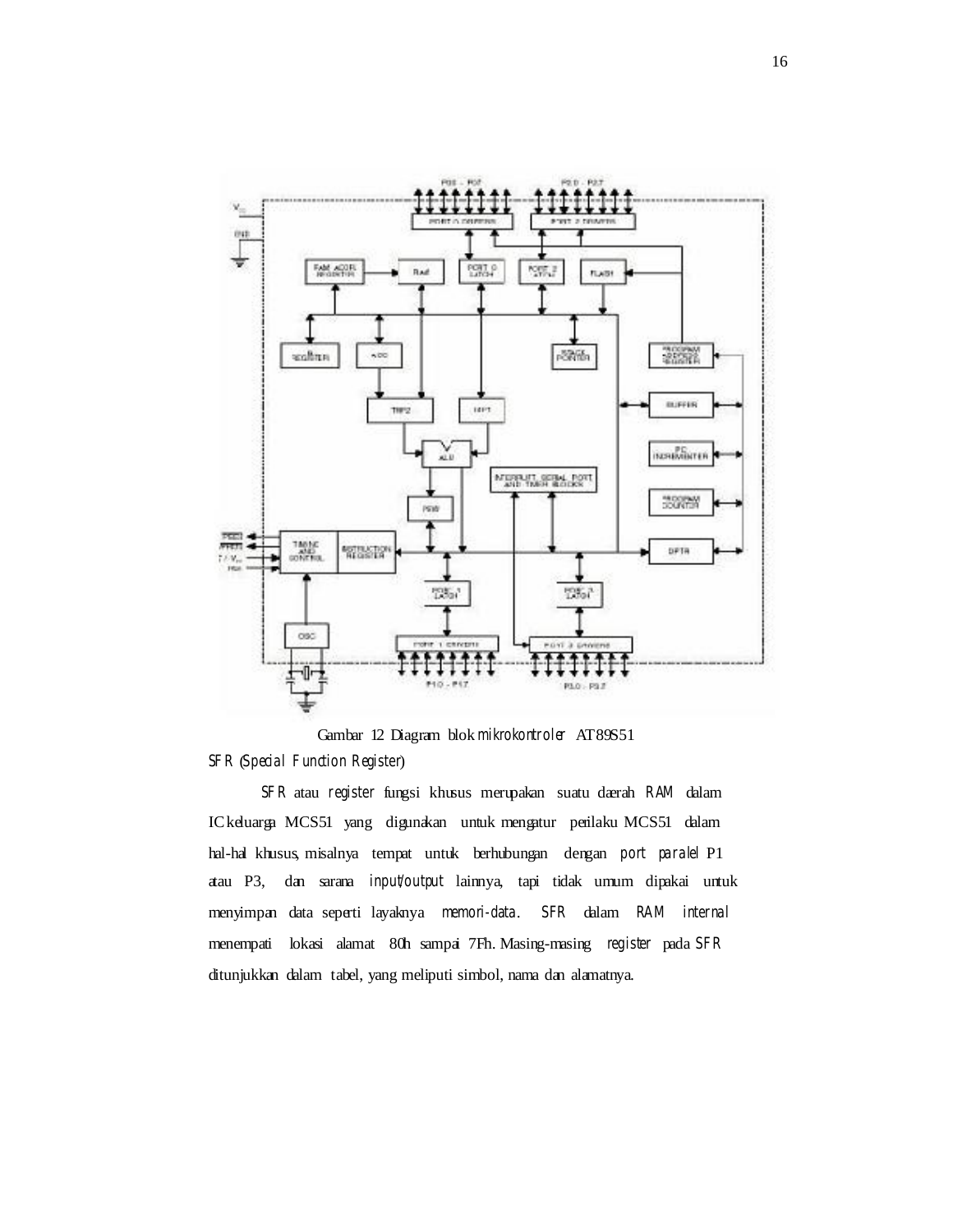Gambar 12 Diagram blok *mikrokontroler* AT89S51

**SFR (*Special Function Register*)**

*SFR* atau *register* fungsi khusus merupakan suatu daerah *RAM* dalam IC keluarga MCS51 yang digunakan untuk mengatur perilaku MCS51 dalam hal-hal khusus, misalnya tempat untuk berhubungan dengan *port paralel* P1 atau P3, dan sarana *input/output* lainnya, tapi tidak umum dipakai untuk menyimpan data seperti layaknya *memori-data*. *SFR* dalam *RAM internal* menempati lokasi alamat 80h sampai 7Fh. Masing-masing *register* pada *SFR* ditunjukkan dalam tabel, yang meliputi simbol, nama dan alamatnya.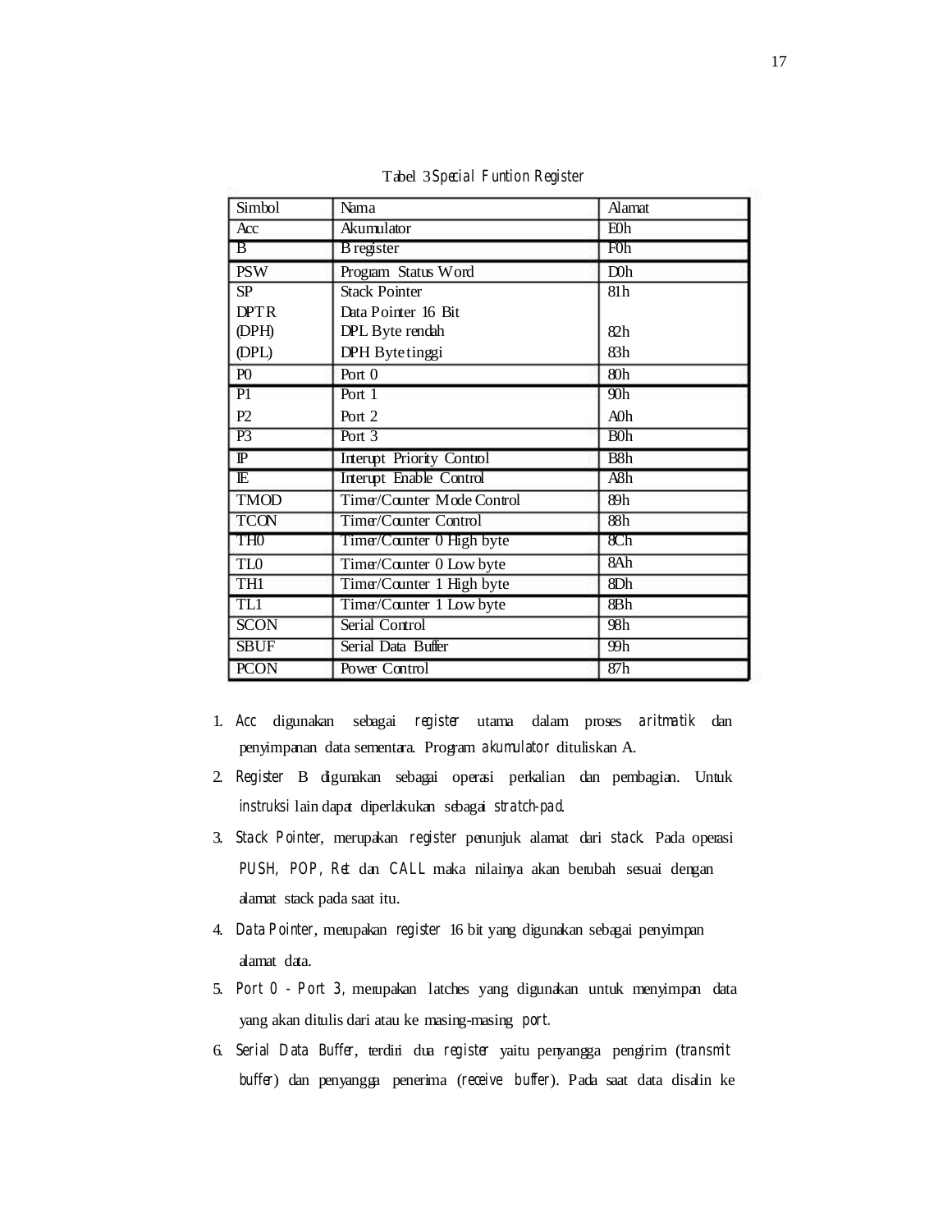Tabel 3 *Special Funtion Register*

| Simbol | Nama | Alamat |
|---|---|---|
| Acc | Akumulator | E0h |
| B | B register | F0h |
| PSW | Program Status Word | D0h |
| SP<br>DPTR<br>(DPH)<br>(DPL) | Stack Pointer<br>Data Pointer 16 Bit<br>DPL Byte rendah<br>DPH Byte tinggi | 81h<br><br>82h<br>83h |
| P0 | Port 0 | 80h |
| P1<br>P2 | Port 1<br>Port 2 | 90h<br>A0h |
| P3 | Port 3 | B0h |
| IP | Interupt Priority Control | B8h |
| IE | Interupt Enable Control | A8h |
| TMOD | Timer/Counter Mode Control | 89h |
| TCON | Timer/Counter Control | 88h |
| TH0 | Timer/Counter 0 High byte | 8Ch |
| TL0 | Timer/Counter 0 Low byte | 8Ah |
| TH1 | Timer/Counter 1 High byte | 8Dh |
| TL1 | Timer/Counter 1 Low byte | 8Bh |
| SCON | Serial Control | 98h |
| SBUF | Serial Data Buffer | 99h |
| PCON | Power Control | 87h |

1. *Acc* digunakan sebagai *register* utama dalam proses *aritmatik* dan penyimpanan data sementara. Program *akumulator* dituliskan A.
2. *Register* B digunakan sebagai operasi perkalian dan pembagian. Untuk *instruksi* lain dapat diperlakukan sebagai *stratch-pad*.
3. *Stack Pointer*, merupakan *register* penunjuk alamat dari *stack*. Pada operasi *PUSH, POP, Ret* dan *CALL* maka nilainya akan berubah sesuai dengan alamat stack pada saat itu.
4. *Data Pointer*, merupakan *register* 16 bit yang digunakan sebagai penyimpan alamat data.
5. *Port 0 - Port 3*, merupakan latches yang digunakan untuk menyimpan data yang akan ditulis dari atau ke masing-masing *port*.
6. *Serial Data Buffer*, terdiri dua *register* yaitu penyangga pengirim (*transmit buffer*) dan penyangga penerima (*receive buffer*). Pada saat data disalin ke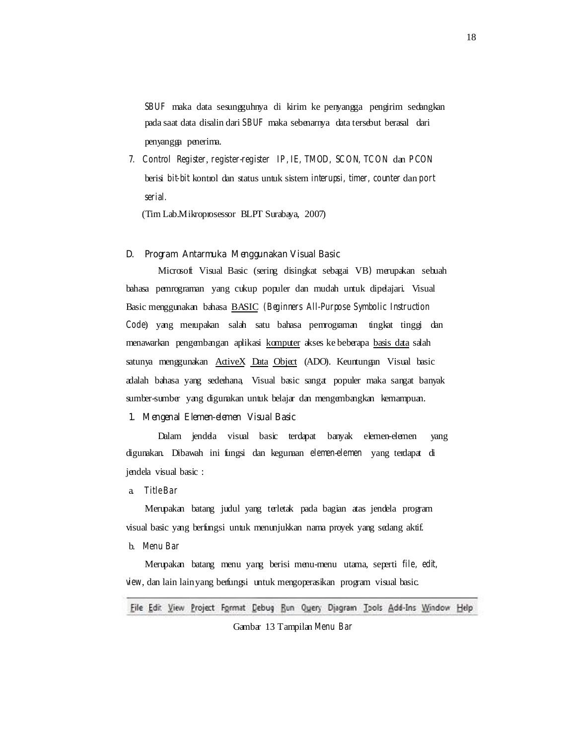*SBUF* maka data sesungguhnya di kirim ke penyangga pengirim sedangkan pada saat data disalin dari *SBUF* maka sebenarnya data tersebut berasal dari penyangga penerima.

7. *Control Register*, *register-register IP*, *IE*, *TMOD*, *SCON*, *TCON* dan *PCON* berisi *bit-bit* kontrol dan status untuk sistem *interupsi*, *timer*, *counter* dan *port serial*.

(Tim Lab.Mikroprosessor BLPT Surabaya, 2007)

## D. Program Antarmuka Menggunakan Visual Basic

Microsoft Visual Basic (sering disingkat sebagai VB) merupakan sebuah bahasa pemrograman yang cukup populer dan mudah untuk dipelajari. Visual Basic menggunakan bahasa BASIC (*Beginners All-Purpose Symbolic Instruction Code*) yang merupakan salah satu bahasa pemrograman tingkat tinggi dan menawarkan pengembangan aplikasi komputer akses ke beberapa basis data salah satunya menggunakan ActiveX Data Object (ADO). Keuntungan Visual basic adalah bahasa yang sederhana, Visual basic sangat populer maka sangat banyak sumber-sumber yang digunakan untuk belajar dan mengembangkan kemampuan.

### 1. Mengenal Elemen-elemen Visual Basic

Dalam jendela visual basic terdapat banyak elemen-elemen yang digunakan. Dibawah ini fungsi dan kegunaan *elemen-elemen* yang terdapat di jendela visual basic :

a. *Title Bar*

Merupakan batang judul yang terletak pada bagian atas jendela program visual basic yang berfungsi untuk menunjukkan nama proyek yang sedang aktif.

b. *Menu Bar*

Merupakan batang menu yang berisi menu-menu utama, seperti *file*, *edit*, *view*, dan lain lain yang berfungsi untuk mengoperasikan program visual basic.

File Edit View Project Format Debug Run Query Diagram Tools Add-Ins Window Help

Gambar 13 Tampilan *Menu Bar*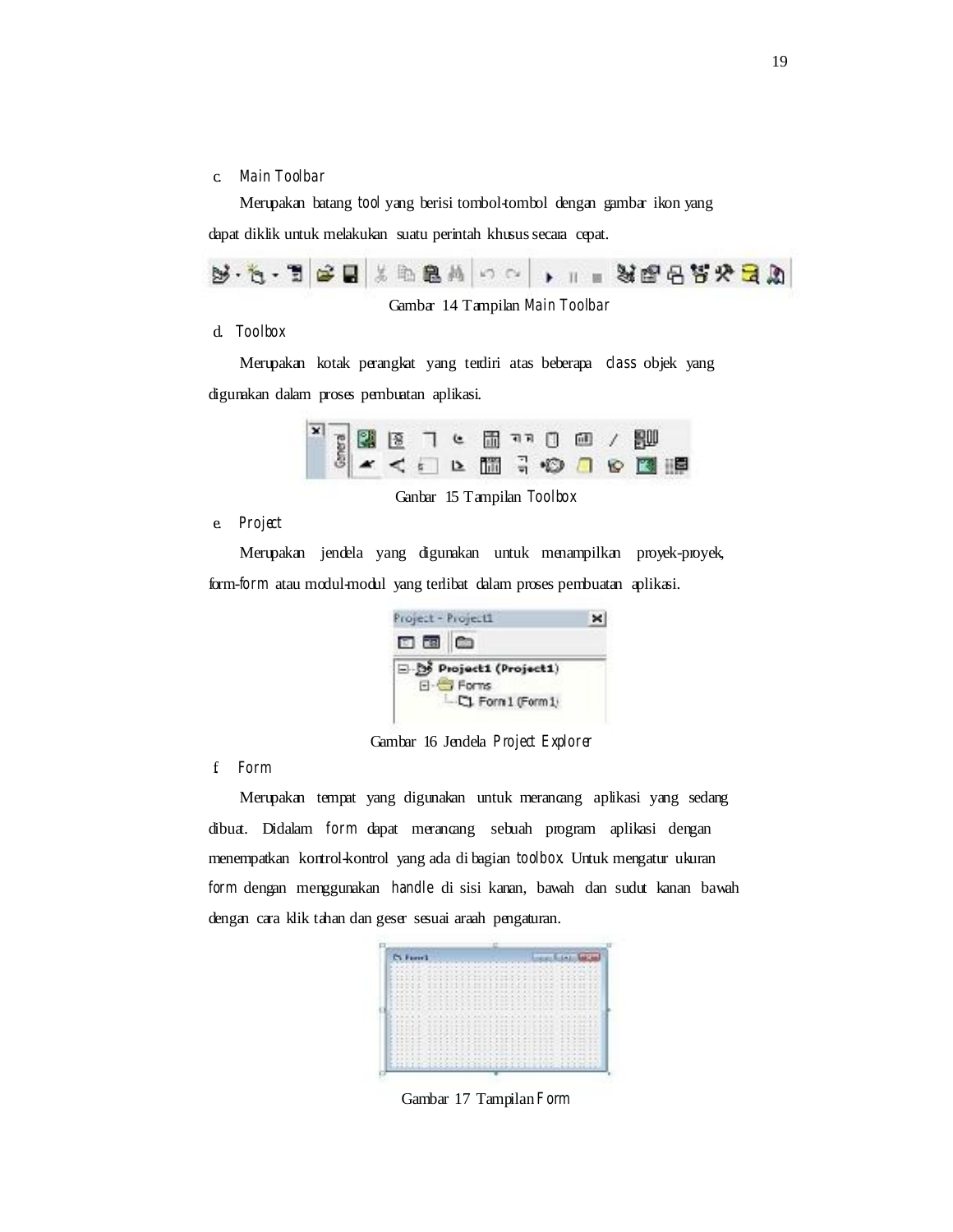c. *Main Toolbar*

Merupakan batang *tool* yang berisi tombol-tombol dengan gambar ikon yang dapat diklik untuk melakukan suatu perintah khusus secara cepat.

Gambar 14 Tampilan *Main Toolbar*

d. *Toolbox*

Merupakan kotak perangkat yang terdiri atas beberapa *class* objek yang digunakan dalam proses pembuatan aplikasi.

Ganbar 15 Tampilan *Toolbox*

e. *Project*

Merupakan jendela yang digunakan untuk menampilkan proyek-proyek, form-*form* atau modul-modul yang terlibat dalam proses pembuatan aplikasi.

Gambar 16 Jendela *Project Explorer*

f. *Form*

Merupakan tempat yang digunakan untuk merancang aplikasi yang sedang dibuat. Didalam *form* dapat merancang sebuah program aplikasi dengan menempatkan kontrol-kontrol yang ada di bagian *toolbox*. Untuk mengatur ukuran *form* dengan menggunakan *handle* di sisi kanan, bawah dan sudut kanan bawah dengan cara klik tahan dan geser sesuai araah pengaturan.

Gambar 17 Tampilan *Form*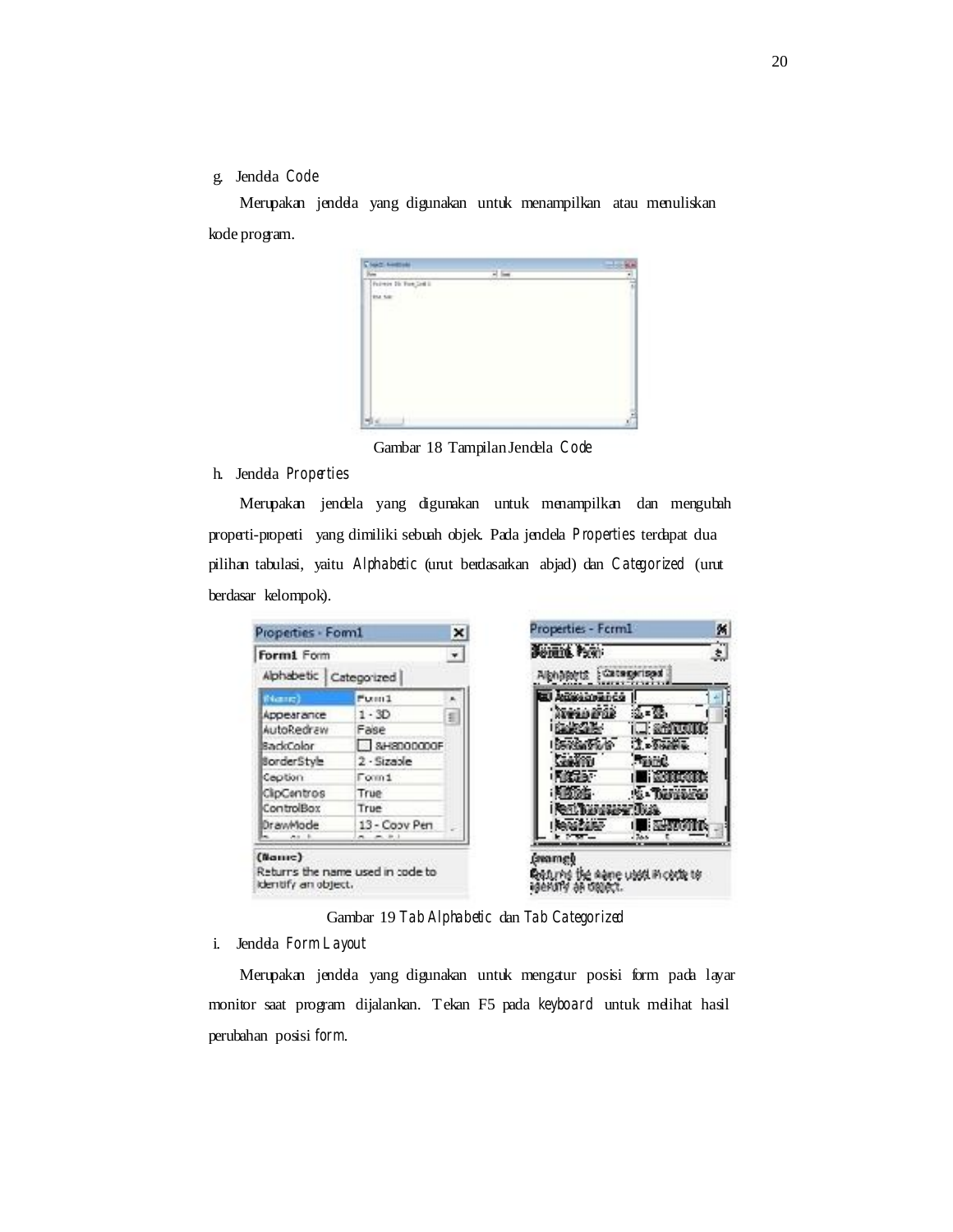g. Jendela *Code*

Merupakan jendela yang digunakan untuk menampilkan atau menuliskan kode program.

Gambar 18 Tampilan Jendela *Code*

h. Jendela *Properties*

Merupakan jendela yang digunakan untuk menampilkan dan mengubah properti-properti yang dimiliki sebuah objek. Pada jendela *Properties* terdapat dua pilihan tabulasi, yaitu *Alphabetic* (urut berdasarkan abjad) dan *Categorized* (urut berdasar kelompok).

Gambar 19 *Tab Alphabetic* dan *Tab Categorized*

i. Jendela *Form Layout*

Merupakan jendela yang digunakan untuk mengatur posisi form pada layar monitor saat program dijalankan. Tekan F5 pada *keyboard* untuk melihat hasil perubahan posisi *form*.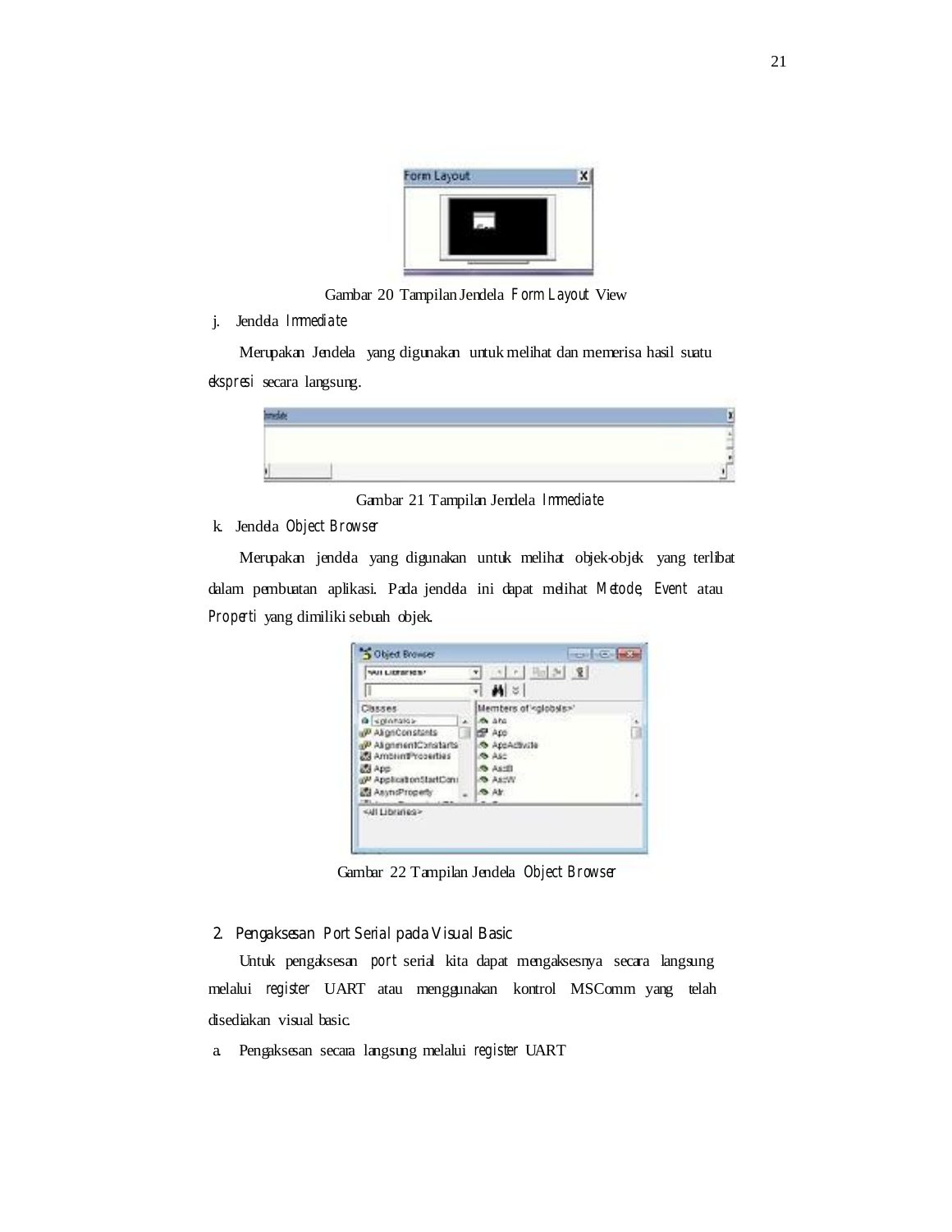Gambar 20 Tampilan Jendela *Form Layout* View

j. Jendela *Immediate*

Merupakan Jendela yang digunakan untuk melihat dan memerisa hasil suatu *ekspresi* secara langsung.

Gambar 21 Tampilan Jendela *Immediate*

k. Jendela *Object Browser*

Merupakan jendela yang digunakan untuk melihat objek-objek yang terlibat dalam pembuatan aplikasi. Pada jendela ini dapat melihat *Metode*, *Event* atau *Properti* yang dimiliki sebuah objek.

Gambar 22 Tampilan Jendela *Object Browser*

## 2. Pengaksesan *Port Serial* pada Visual Basic

Untuk pengaksesan *port* serial kita dapat mengaksesnya secara langsung melalui *register* UART atau menggunakan kontrol MSComm yang telah disediakan visual basic.

a. Pengaksesan secara langsung melalui *register* UART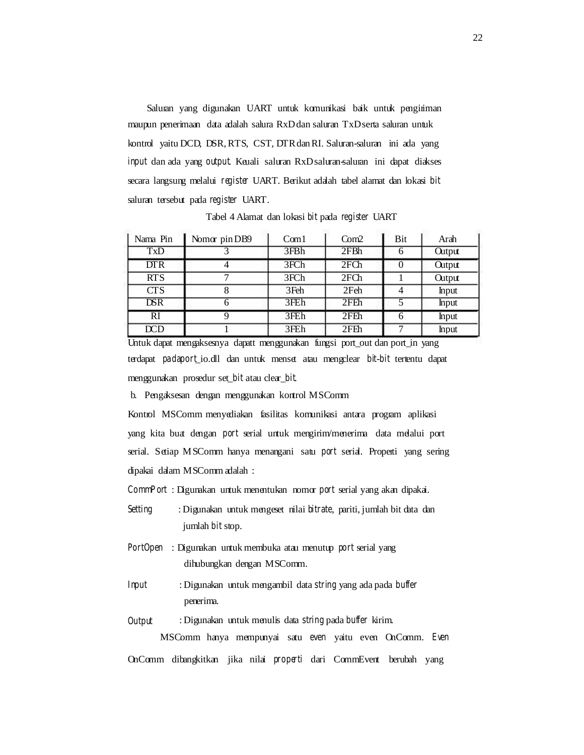Saluran yang digunakan UART untuk komunikasi baik untuk pengiriman maupun penerimaan data adalah salura RxD dan saluran TxD serta saluran untuk kontrol yaitu DCD, DSR, RTS, CST, DTR dan RI. Saluran-saluran ini ada yang *input* dan ada yang *output*. Keuali saluran RxD saluran-saluran ini dapat diakses secara langsung melalui *register* UART. Berikut adalah tabel alamat dan lokasi *bit* saluran tersebut pada *register* UART.

Tabel 4 Alamat dan lokasi *bit* pada *register* UART

| Nama Pin | Nomor pin DB9 | Com1 | Com2 | Bit | Arah |
|---|---|---|---|---|---|
| TxD | 3 | 3FBh | 2FBh | 6 | Output |
| DTR | 4 | 3FCh | 2FCh | 0 | Output |
| RTS | 7 | 3FCh | 2FCh | 1 | Output |
| CTS | 8 | 3Feh | 2Feh | 4 | Input |
| DSR | 6 | 3FEh | 2FEh | 5 | Input |
| RI | 9 | 3FEh | 2FEh | 6 | Input |
| DCD | 1 | 3FEh | 2FEh | 7 | Input |

Untuk dapat mengaksesnya dapatt menggunakan fungsi port_out dan port_in yang terdapat *padaport*_io.dll dan untuk menset atau mengclear *bit-bit* tertentu dapat menggunakan prosedur set_*bit* atau clear_*bit*.

b. Pengaksesan dengan menggunakan kontrol MSComm

Kontrol MSComm menyediakan fasilitas komunikasi antara program aplikasi yang kita buat dengan *port* serial untuk mengirim/menerima data melalui port serial. Setiap MSComm hanya menangani satu *port* serial. Properti yang sering dipakai dalam MSComm adalah :

*CommPort* : Digunakan untuk menentukan nomor *port* serial yang akan dipakai.

*Setting* : Digunakan untuk mengeset nilai *bitrate*, pariti, jumlah bit data dan jumlah *bit* stop.

*PortOpen* : Digunakan untuk membuka atau menutup *port* serial yang dihubungkan dengan MSComm.

*Input* : Digunakan untuk mengambil data *string* yang ada pada *buffer* penerima.

*Output* : Digunakan untuk menulis data *string* pada *buffer* kirim.

MSComm hanya mempunyai satu *even* yaitu even OnComm. *Even* OnComm dibangkitkan jika nilai *properti* dari CommEvent berubah yang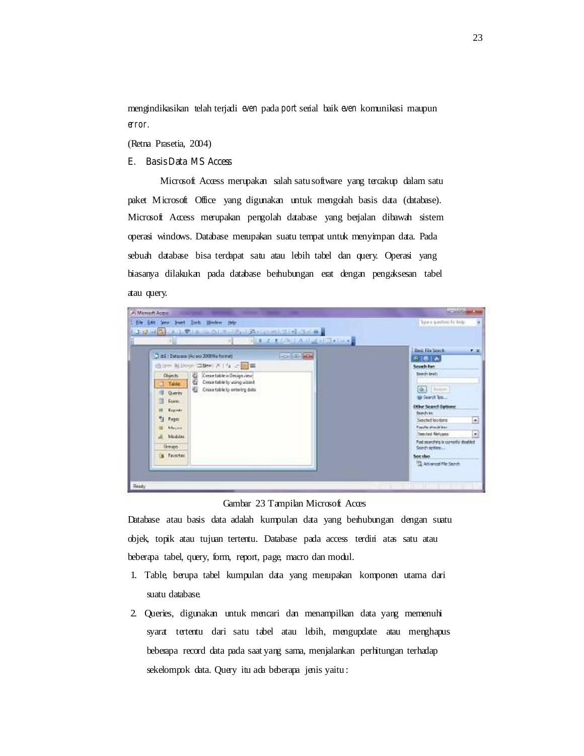mengindikasikan telah terjadi *even* pada *port* serial baik *even* komunikasi maupun *error*.

(Retna Prasetia, 2004)

## E. Basis Data MS Access

Microsoft Access merupakan salah satu software yang tercakup dalam satu paket Microsoft Office yang digunakan untuk mengolah basis data (database). Microsoft Access merupakan pengolah database yang berjalan dibawah sistem operasi windows. Database merupakan suatu tempat untuk menyimpan data. Pada sebuah database bisa terdapat satu atau lebih tabel dan query. Operasi yang biasanya dilakukan pada database berhubungan erat dengan pengaksesan tabel atau query.

Gambar 23 Tampilan Microsoft Acces

Database atau basis data adalah kumpulan data yang berhubungan dengan suatu objek, topik atau tujuan tertentu. Database pada access terdiri atas satu atau beberapa tabel, query, form, report, page, macro dan modul.

1. Table, berupa tabel kumpulan data yang merupakan komponen utama dari suatu database.
2. Queries, digunakan untuk mencari dan menampilkan data yang memenuhi syarat tertentu dari satu tabel atau lebih, mengupdate atau menghapus beberapa record data pada saat yang sama, menjalankan perhitungan terhadap sekelompok data. Query itu ada beberapa jenis yaitu :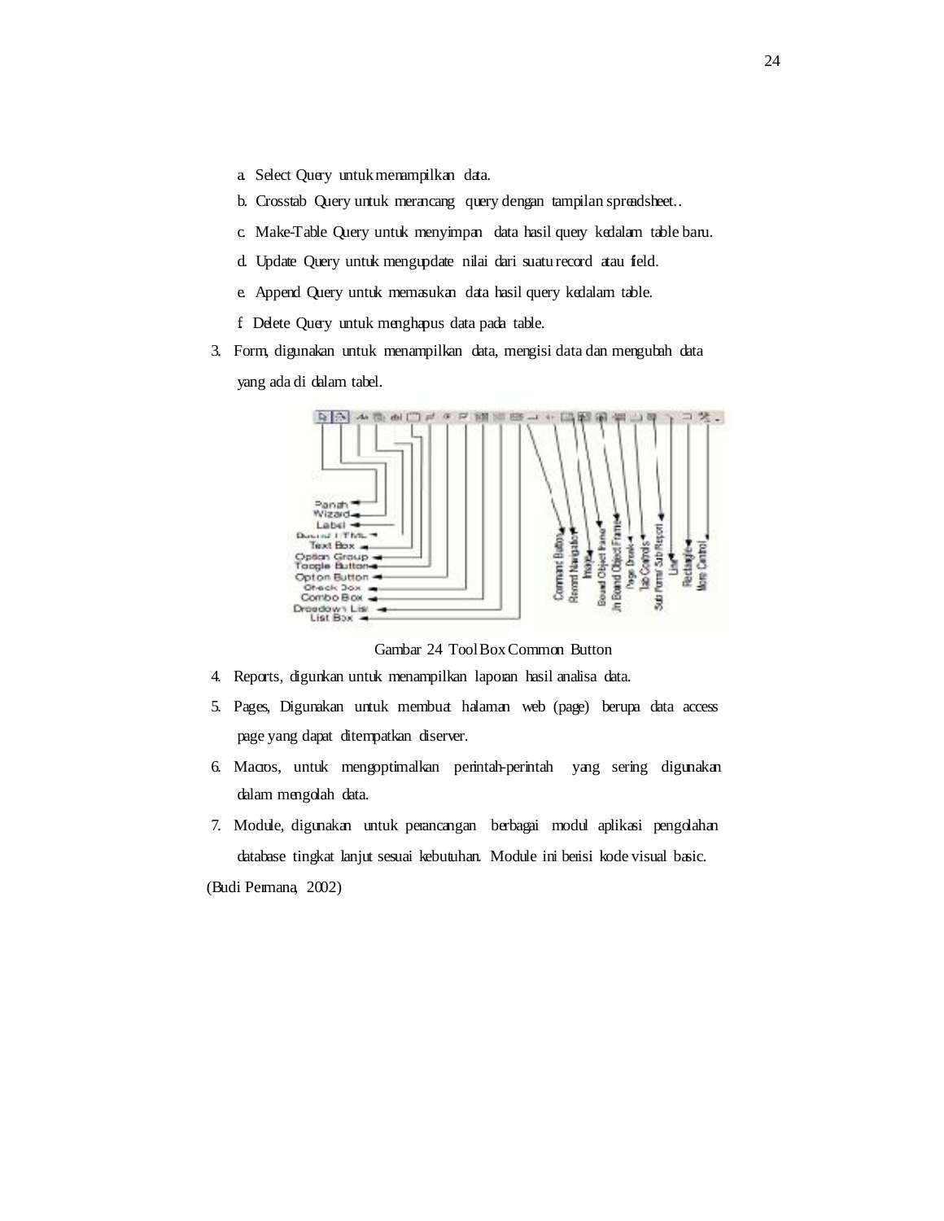a. Select Query untuk menampilkan data.

b. Crosstab Query untuk merancang query dengan tampilan spreadsheet..

c. Make-Table Query untuk menyimpan data hasil query kedalam table baru.

d. Update Query untuk mengupdate nilai dari suatu record atau field.

e. Append Query untuk memasukan data hasil query kedalam table.

f Delete Query untuk menghapus data pada table.

3. Form, digunakan untuk menampilkan data, mengisi data dan mengubah data yang ada di dalam tabel.

Gambar 24 Tool Box Common Button

4. Reports, digunkan untuk menampilkan laporan hasil analisa data.

5. Pages, Digunakan untuk membuat halaman web (page) berupa data access page yang dapat ditempatkan diserver.

6. Macros, untuk mengoptimalkan perintah-perintah yang sering digunakan dalam mengolah data.

7. Module, digunakan untuk perancangan berbagai modul aplikasi pengolahan database tingkat lanjut sesuai kebutuhan. Module ini berisi kode visual basic.

(Budi Permana, 2002)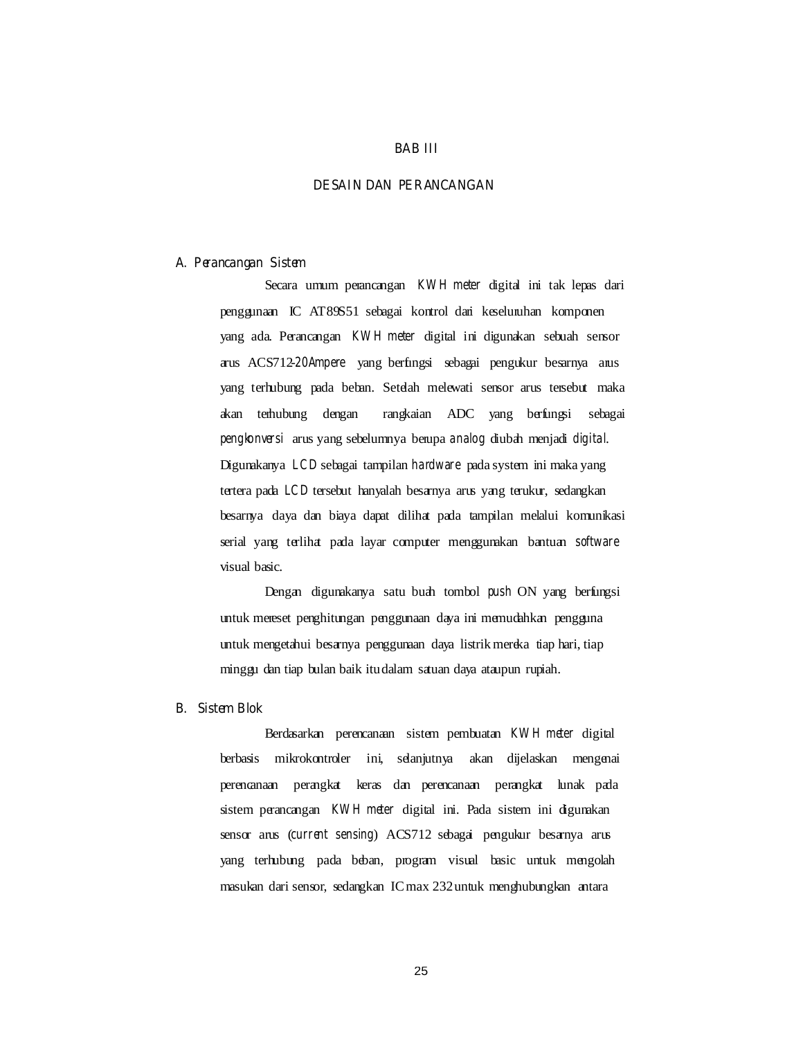# BAB III

# DESAIN DAN PERANCANGAN

## A. *Perancangan Sistem*

Secara umum perancangan *KWH meter* digital ini tak lepas dari penggunaan IC AT89S51 sebagai kontrol dari keseluruhan komponen yang ada. Perancangan *KWH meter* digital ini digunakan sebuah sensor arus ACS712-*20Ampere* yang berfngsi sebagai pengukur besarnya arus yang terhubung pada beban. Setelah melewati sensor arus tersebut maka akan terhubung dengan rangkaian ADC yang berfungsi sebagai *pengkonversi* arus yang sebelumnya berupa *analog* diubah menjadi *digital*. Digunakanya *LCD* sebagai tampilan *hardware* pada system ini maka yang tertera pada *LCD* tersebut hanyalah besarnya arus yang terukur, sedangkan besarnya daya dan biaya dapat dilihat pada tampilan melalui komunikasi serial yang terlihat pada layar computer menggunakan bantuan *software* visual basic.

Dengan digunakanya satu buah tombol *push* ON yang berfungsi untuk mereset penghitungan penggunaan daya ini memudahkan pengguna untuk mengetahui besarnya penggunaan daya listrik mereka tiap hari, tiap minggu dan tiap bulan baik itu dalam satuan daya ataupun rupiah.

## B. *Sistem Blok*

Berdasarkan perencanaan sistem pembuatan *KWH meter* digital berbasis mikrokontroler ini, selanjutnya akan dijelaskan mengenai perencanaan perangkat keras dan perencanaan perangkat lunak pada sistem perancangan *KWH meter* digital ini. Pada sistem ini digunakan sensor arus (*current sensing*) ACS712 sebagai pengukur besarnya arus yang terhubung pada beban, program visual basic untuk mengolah masukan dari sensor, sedangkan IC max 232 untuk menghubungkan antara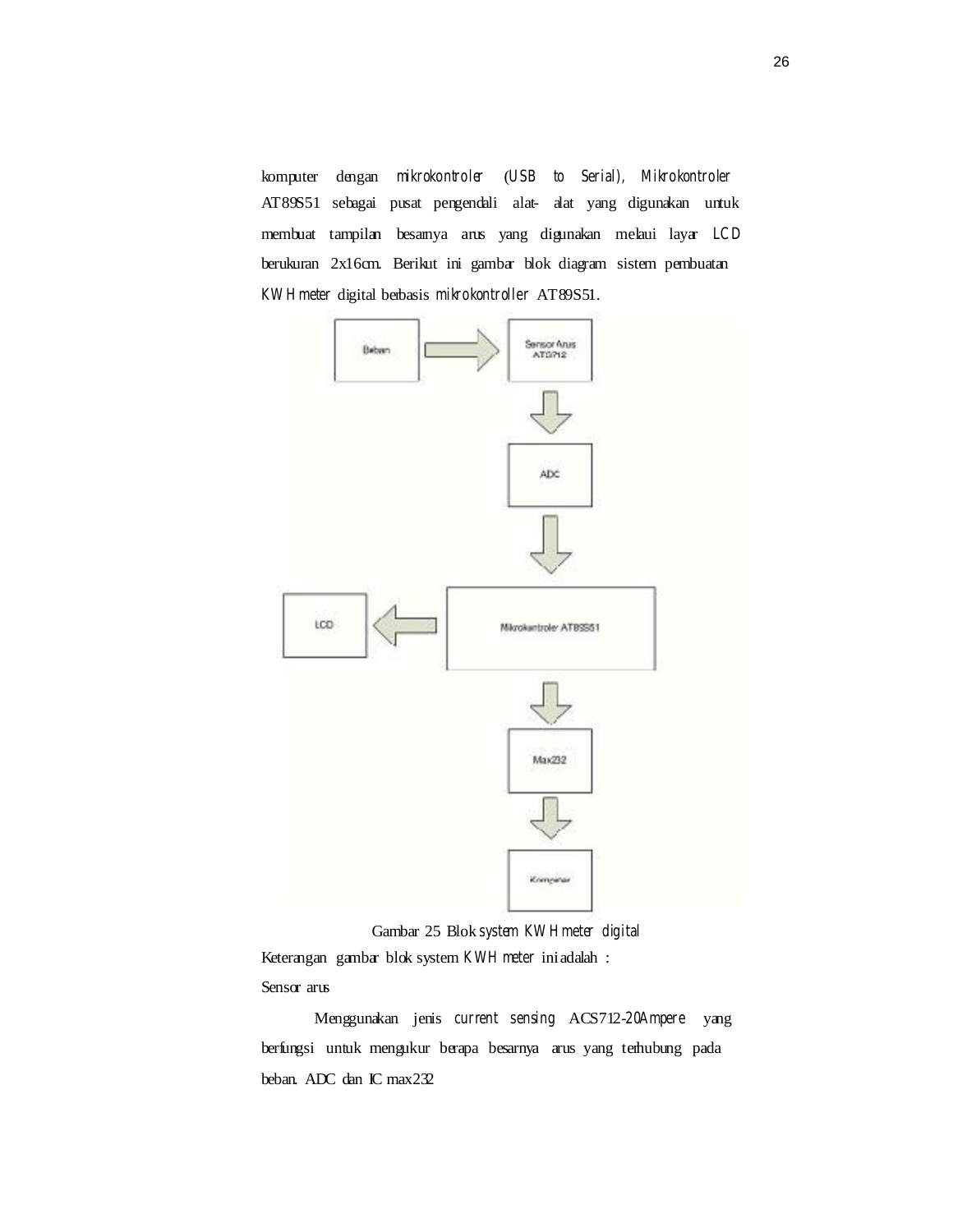komputer dengan *mikrokontroler* (*USB to Serial*), *Mikrokontroler* AT89S51 sebagai pusat pengendali alat- alat yang digunakan untuk membuat tampilan besarnya arus yang digunakan melaui layar *LCD* berukuran 2x16cm. Berikut ini gambar blok diagram sistem pembuatan *KWH meter* digital berbasis *mikrokontroller* AT89S51.

Gambar 25 Blok *system KWH meter digital*

Keterangan gambar blok system *KWH meter* ini adalah :

Sensor arus

Menggunakan jenis *current sensing* ACS712-20*Ampere* yang berfungsi untuk mengukur berapa besarnya arus yang terhubung pada beban. ADC dan IC max232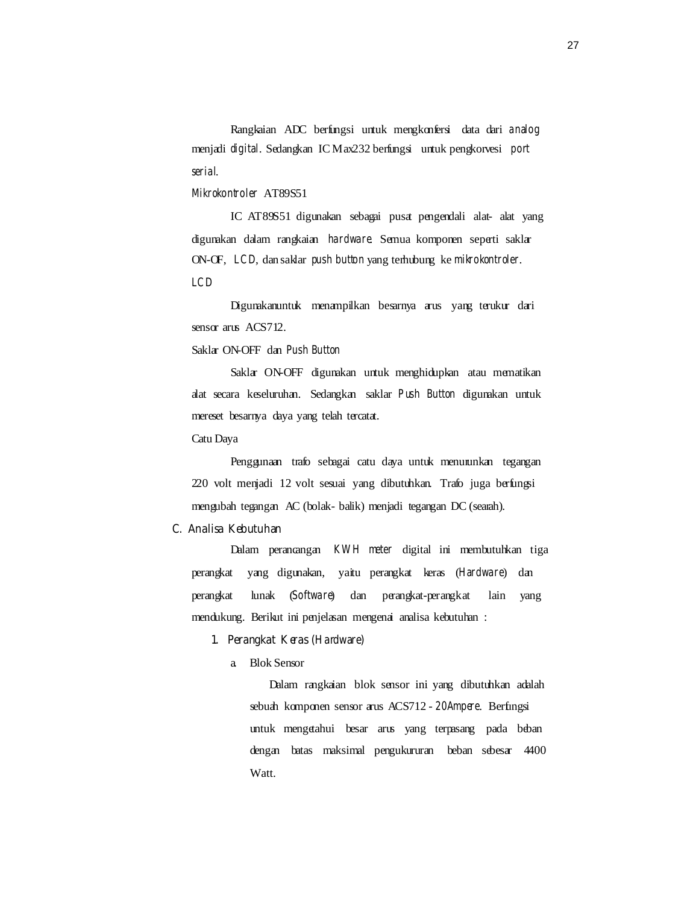Rangkaian ADC berfungsi untuk mengkonfersi data dari *analog* menjadi *digital*. Sedangkan IC Max232 berfungsi untuk pengkorvesi *port serial*.

*Mikrokontroler* AT89S51

IC AT89S51 digunakan sebagai pusat pengendali alat- alat yang digunakan dalam rangkaian *hardware*. Semua komponen seperti saklar ON-OF, *LCD*, dan saklar *push button* yang terhubung ke *mikrokontroler*.

*LCD*

Digunakanuntuk menampilkan besarnya arus yang terukur dari sensor arus ACS712.

Saklar ON-OFF dan *Push Button*

Saklar ON-OFF digunakan untuk menghidupkan atau mematikan alat secara keseluruhan. Sedangkan saklar *Push Button* digunakan untuk mereset besarnya daya yang telah tercatat.

Catu Daya

Penggunaan trafo sebagai catu daya untuk menurunkan tegangan 220 volt menjadi 12 volt sesuai yang dibutuhkan. Trafo juga berfungsi mengubah tegangan AC (bolak- balik) menjadi tegangan DC (searah).

## C. Analisa Kebutuhan

Dalam perancangan *KWH meter* digital ini membutuhkan tiga perangkat yang digunakan, yaitu perangkat keras (*Hardware*) dan perangkat lunak (*Software*) dan perangkat-perangkat lain yang mendukung. Berikut ini penjelasan mengenai analisa kebutuhan :

### 1. Perangkat Keras (*Hardware*)

a. Blok Sensor

Dalam rangkaian blok sensor ini yang dibutuhkan adalah sebuah komponen sensor arus ACS712 - *20Ampere*. Berfungsi untuk mengetahui besar arus yang terpasang pada beban dengan batas maksimal pengukururan beban sebesar 4400 Watt.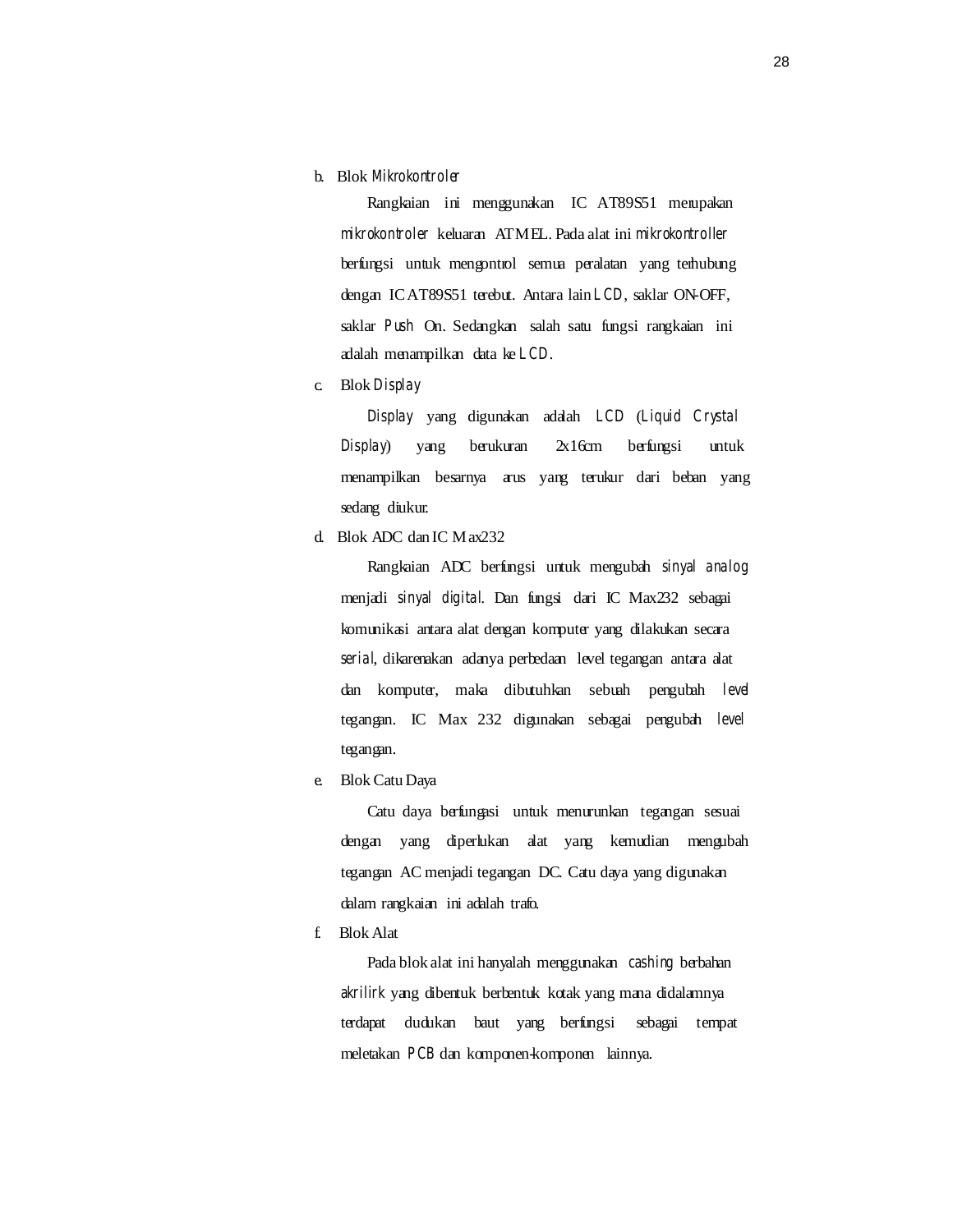b. Blok *Mikrokontroler*

Rangkaian ini menggunakan IC AT89S51 merupakan *mikrokontroler* keluaran ATMEL. Pada alat ini *mikrokontroller* berfungsi untuk mengontrol semua peralatan yang terhubung dengan IC AT89S51 terebut. Antara lain *LCD*, saklar ON-OFF, saklar *Push* On. Sedangkan salah satu fungsi rangkaian ini adalah menampilkan data ke *LCD*.

c. Blok *Display*

*Display* yang digunakan adalah *LCD* (*Liquid Crystal Display*) yang berukuran 2x16cm berfungsi untuk menampilkan besarnya arus yang terukur dari beban yang sedang diukur.

d. Blok ADC dan IC Max232

Rangkaian ADC berfungsi untuk mengubah *sinyal analog* menjadi *sinyal digital*. Dan fungsi dari IC Max232 sebagai komunikasi antara alat dengan komputer yang dilakukan secara *serial*, dikarenakan adanya perbedaan level tegangan antara alat dan komputer, maka dibutuhkan sebuah pengubah *level* tegangan. IC Max 232 digunakan sebagai pengubah *level* tegangan.

e. Blok Catu Daya

Catu daya berfungasi untuk menurunkan tegangan sesuai dengan yang diperlukan alat yang kemudian mengubah tegangan AC menjadi tegangan DC. Catu daya yang digunakan dalam rangkaian ini adalah trafo.

f. Blok Alat

Pada blok alat ini hanyalah menggunakan *cashing* berbahan *akrilirk* yang dibentuk berbentuk kotak yang mana didalamnya terdapat dudukan baut yang berfungsi sebagai tempat meletakan *PCB* dan komponen-komponen lainnya.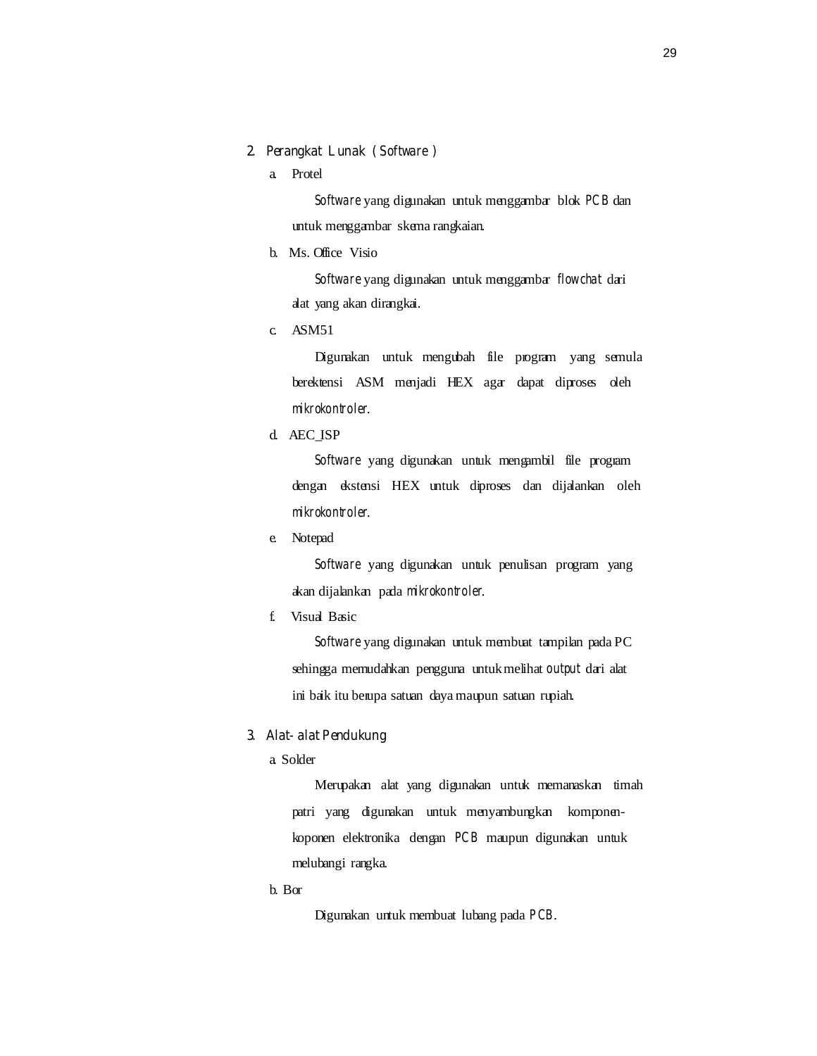2. Perangkat Lunak (*Software*)

a. Protel

*Software* yang digunakan untuk menggambar blok *PCB* dan untuk menggambar skema rangkaian.

b. Ms. Office Visio

*Software* yang digunakan untuk menggambar *flowchat* dari alat yang akan dirangkai.

c. ASM51

Digunakan untuk mengubah file program yang semula berektensi ASM menjadi HEX agar dapat diproses oleh *mikrokontroler*.

d. AEC_ISP

*Software* yang digunakan untuk mengambil file program dengan ekstensi HEX untuk diproses dan dijalankan oleh *mikrokontroler*.

e. Notepad

*Software* yang digunakan untuk penulisan program yang akan dijalankan pada *mikrokontroler*.

f. Visual Basic

*Software* yang digunakan untuk membuat tampilan pada PC sehingga memudahkan pengguna untuk melihat *output* dari alat ini baik itu berupa satuan daya maupun satuan rupiah.

3. Alat-alat Pendukung

a. Solder

Merupakan alat yang digunakan untuk memanaskan timah patri yang digunakan untuk menyambungkan komponen-koponen elektronika dengan *PCB* maupun digunakan untuk melubangi rangka.

b. Bor

Digunakan untuk membuat lubang pada *PCB*.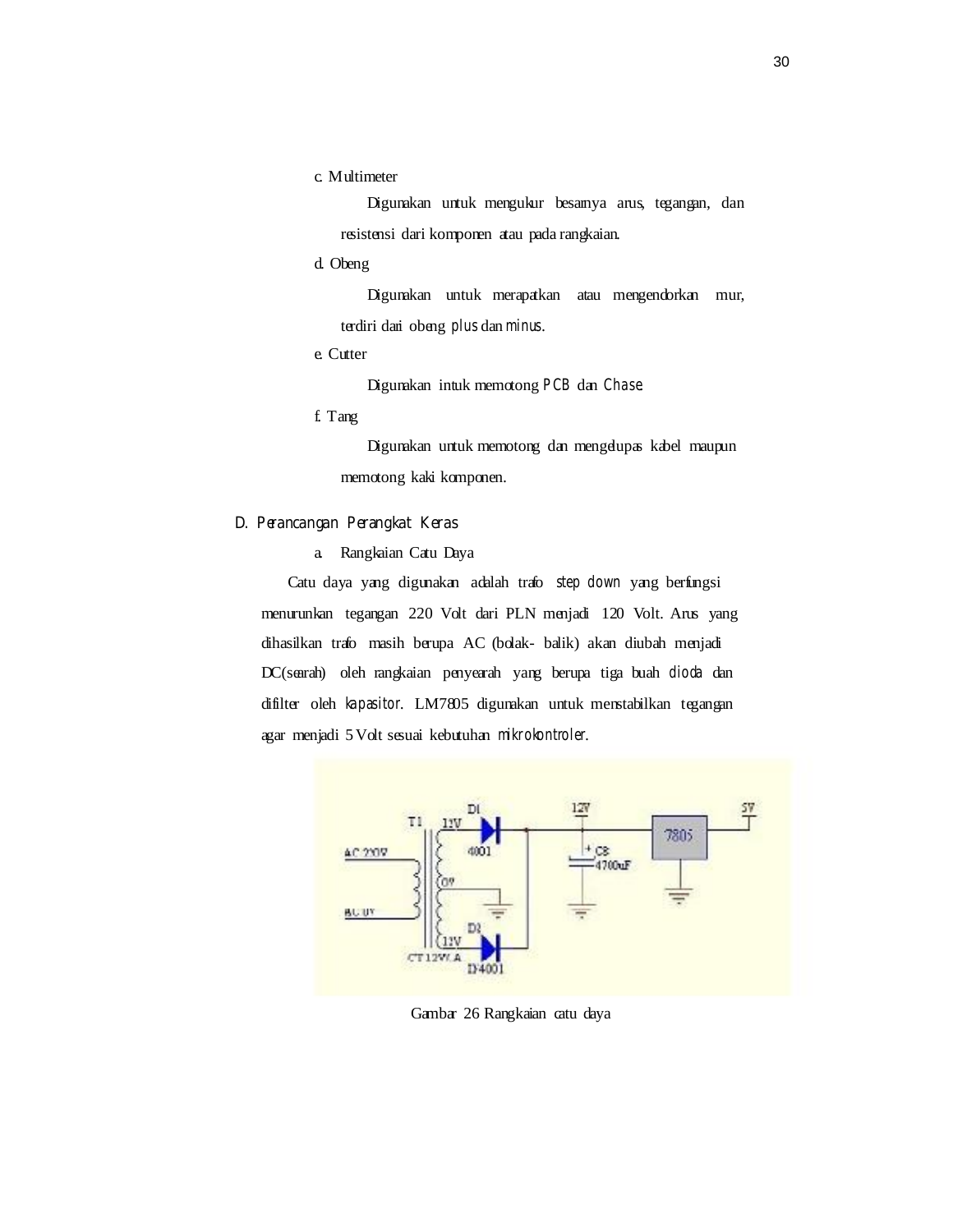c. Multimeter

Digunakan untuk mengukur besarnya arus, tegangan, dan resistensi dari komponen atau pada rangkaian.

d. Obeng

Digunakan untuk merapatkan atau mengendorkan mur, terdiri dari obeng *plus* dan *minus*.

e. Cutter

Digunakan intuk memotong *PCB* dan *Chase*.

f. Tang

Digunakan untuk memotong dan mengelupas kabel maupun memotong kaki komponen.

## D. Perancangan Perangkat Keras

a. Rangkaian Catu Daya

Catu daya yang digunakan adalah trafo *step down* yang berfungsi menurunkan tegangan 220 Volt dari PLN menjadi 120 Volt. Arus yang dihasilkan trafo masih berupa AC (bolak- balik) akan diubah menjadi DC(searah) oleh rangkaian penyearah yang berupa tiga buah *dioda* dan difilter oleh *kapasitor*. LM7805 digunakan untuk menstabilkan tegangan agar menjadi 5 Volt sesuai kebutuhan *mikrokontroler*.

Gambar 26 Rangkaian catu daya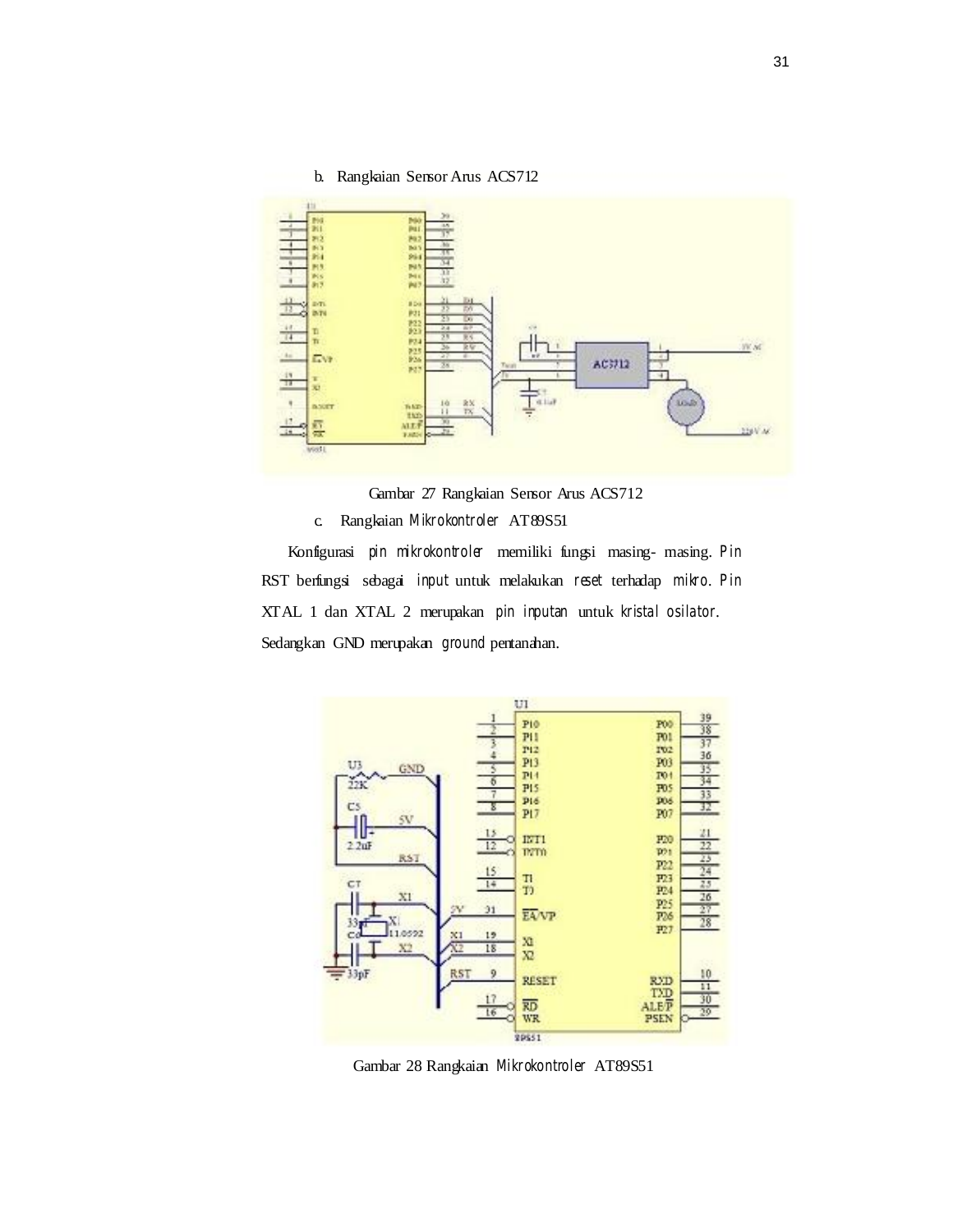b. Rangkaian Sensor Arus ACS712

Gambar 27 Rangkaian Sensor Arus ACS712

c. Rangkaian *Mikrokontroler* AT89S51

Konfigurasi *pin mikrokontroler* memiliki fungsi masing- masing. *Pin* RST berfungsi sebagai *input* untuk melakukan *reset* terhadap *mikro*. *Pin* XTAL 1 dan XTAL 2 merupakan *pin inputan* untuk *kristal osilator*. Sedangkan GND merupakan *ground* pentanahan.

Gambar 28 Rangkaian *Mikrokontroler* AT89S51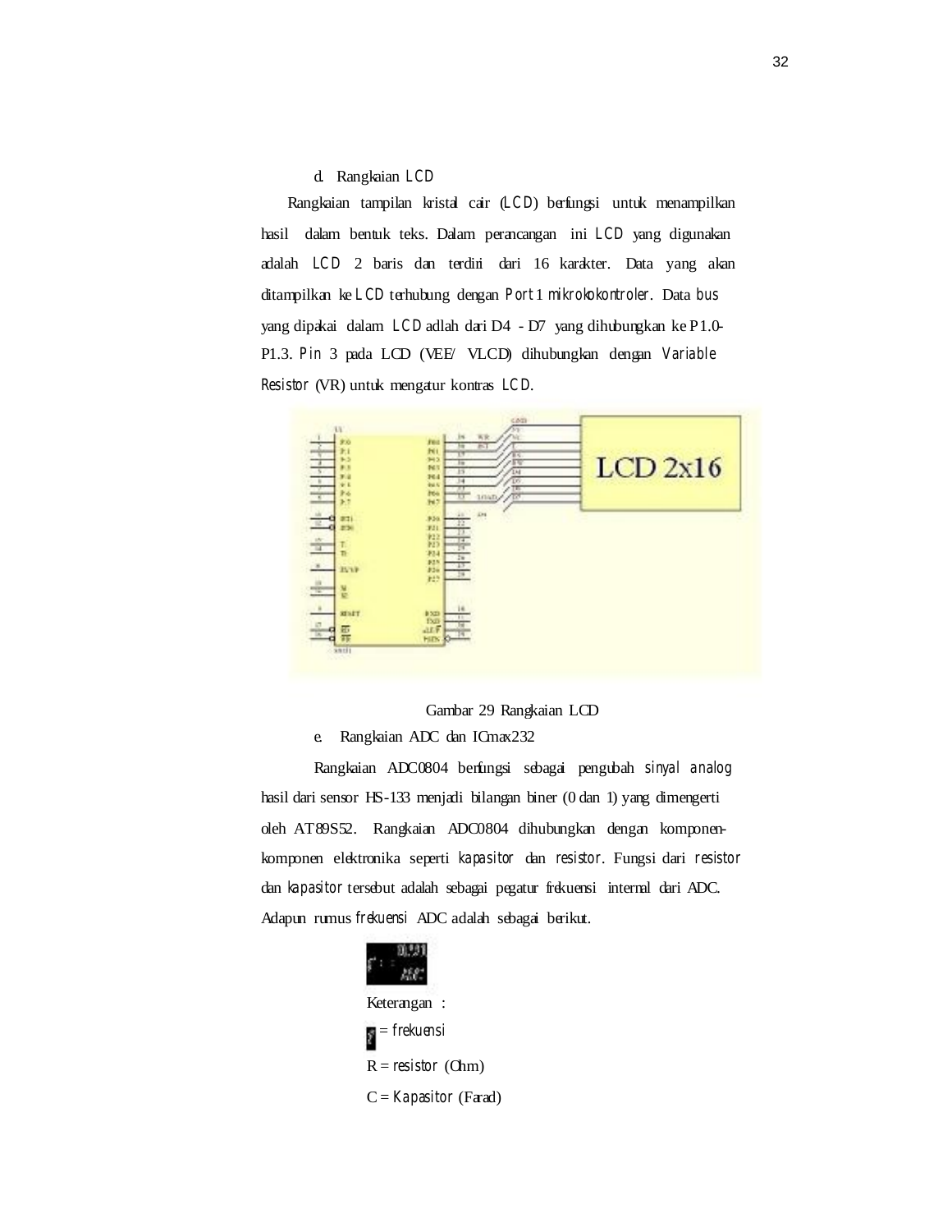d. Rangkaian *LCD*

Rangkaian tampilan kristal cair (*LCD*) berfungsi untuk menampilkan hasil dalam bentuk teks. Dalam perancangan ini *LCD* yang digunakan adalah *LCD* 2 baris dan terdiri dari 16 karakter. Data yang akan ditampilkan ke *LCD* terhubung dengan *Port* 1 *mikrokokontroler*. Data *bus* yang dipakai dalam *LCD* adlah dari D4 - D7 yang dihubungkan ke P1.0-P1.3. *Pin* 3 pada LCD (VEE/ VLCD) dihubungkan dengan *Variable Resistor* (VR) untuk mengatur kontras *LCD*.

Gambar 29 Rangkaian LCD

e. Rangkaian ADC dan ICmax232

Rangkaian ADC0804 berfungsi sebagai pengubah *sinyal analog* hasil dari sensor HS-133 menjadi bilangan biner (0 dan 1) yang dimengerti oleh AT89S52. Rangkaian ADC0804 dihubungkan dengan komponen-komponen elektronika seperti *kapasitor* dan *resistor*. Fungsi dari *resistor* dan *kapasitor* tersebut adalah sebagai pegatur frekuensi internal dari ADC. Adapun rumus *frekuensi* ADC adalah sebagai berikut.

$$f = \frac{1}{1.1RC}$$

Keterangan :

$f$ = *frekuensi*

R = *resistor* (Ohm)

C = *Kapasitor* (Farad)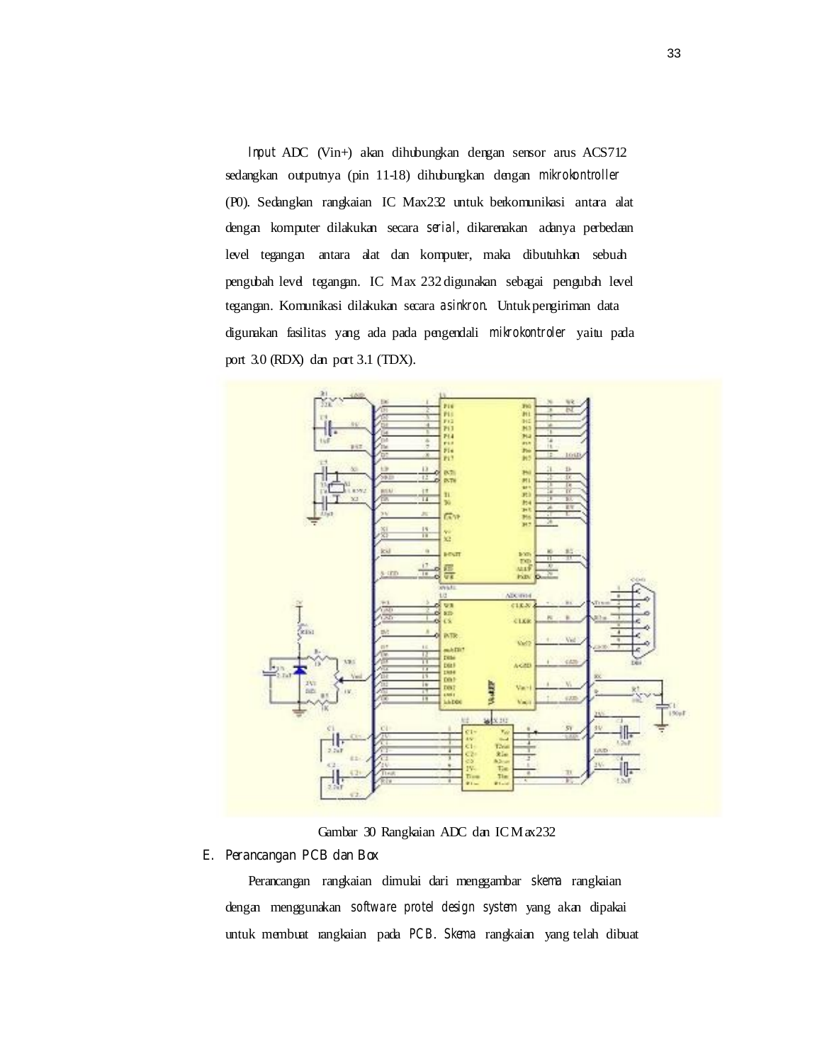*Input* ADC (Vin+) akan dihubungkan dengan sensor arus ACS712 sedangkan outputnya (pin 11-18) dihubungkan dengan *mikrokontroller* (P0). Sedangkan rangkaian IC Max232 untuk berkomunikasi antara alat dengan komputer dilakukan secara *serial*, dikarenakan adanya perbedaan level tegangan antara alat dan komputer, maka dibutuhkan sebuah pengubah level tegangan. IC Max 232 digunakan sebagai pengubah level tegangan. Komunikasi dilakukan secara *asinkron*. Untuk pengiriman data digunakan fasilitas yang ada pada pengendali *mikrokontroler* yaitu pada port 3.0 (RDX) dan port 3.1 (TDX).

Gambar 30 Rangkaian ADC dan IC Max232

E. *Perancangan PCB dan Box*

Perancangan rangkaian dimulai dari menggambar *skema* rangkaian dengan menggunakan *software protel design system* yang akan dipakai untuk membuat rangkaian pada *PCB*. *Skema* rangkaian yang telah dibuat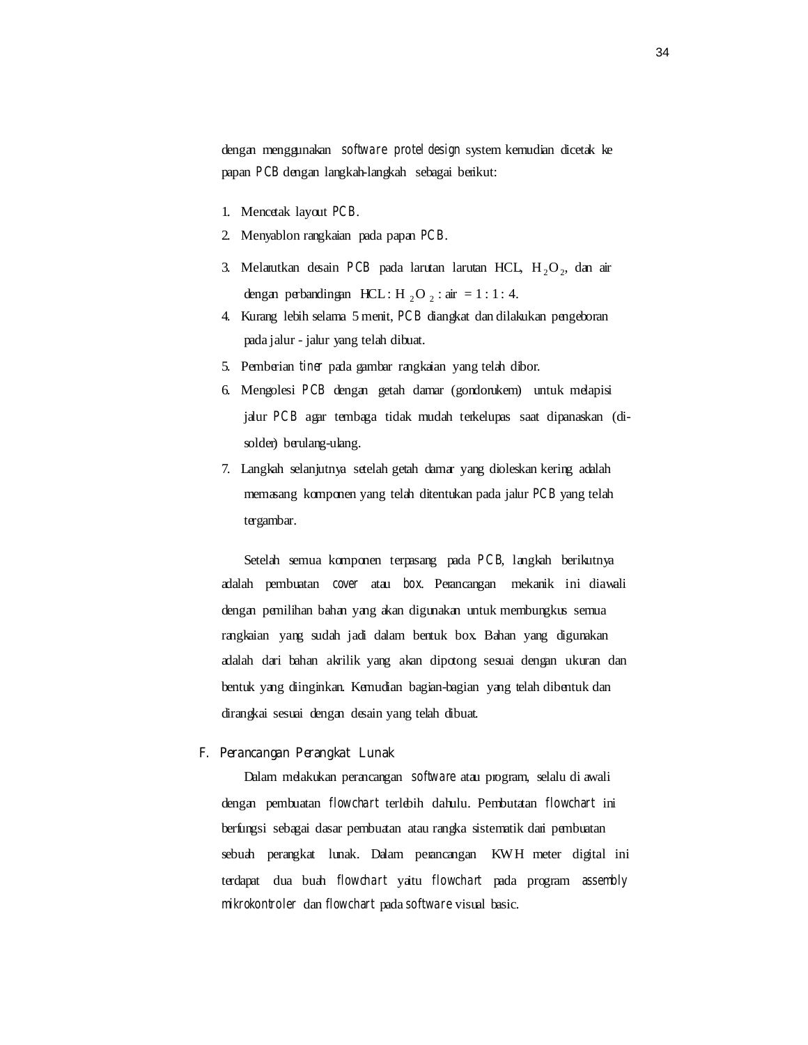dengan menggunakan *software protel design* system kemudian dicetak ke papan *PCB* dengan langkah-langkah sebagai berikut:

1. Mencetak layout *PCB*.
2. Menyablon rangkaian pada papan *PCB*.
3. Melarutkan desain *PCB* pada larutan larutan HCL, $H_2O_2$, dan air dengan perbandingan HCL : $H_2O_2$ : air = 1 : 1 : 4.
4. Kurang lebih selama 5 menit, *PCB* diangkat dan dilakukan pengeboran pada jalur - jalur yang telah dibuat.
5. Pemberian *tiner* pada gambar rangkaian yang telah dibor.
6. Mengolesi *PCB* dengan getah damar (gondorukem) untuk melapisi jalur *PCB* agar tembaga tidak mudah terkelupas saat dipanaskan (di-solder) berulang-ulang.
7. Langkah selanjutnya setelah getah damar yang dioleskan kering adalah memasang komponen yang telah ditentukan pada jalur *PCB* yang telah tergambar.

Setelah semua komponen terpasang pada *PCB*, langkah berikutnya adalah pembuatan *cover* atau *box*. Perancangan mekanik ini diawali dengan pemilihan bahan yang akan digunakan untuk membungkus semua rangkaian yang sudah jadi dalam bentuk box. Bahan yang digunakan adalah dari bahan akrilik yang akan dipotong sesuai dengan ukuran dan bentuk yang diinginkan. Kemudian bagian-bagian yang telah dibentuk dan dirangkai sesuai dengan desain yang telah dibuat.

## F. Perancangan Perangkat Lunak

Dalam melakukan perancangan *software* atau program, selalu di awali dengan pembuatan *flowchart* terlebih dahulu. Pembutatan *flowchart* ini berfungsi sebagai dasar pembuatan atau rangka sistematik dari pembuatan sebuah perangkat lunak. Dalam perancangan KWH meter digital ini terdapat dua buah *flowchart* yaitu *flowchart* pada program *assembly mikrokontroler* dan *flowchart* pada *software* visual basic.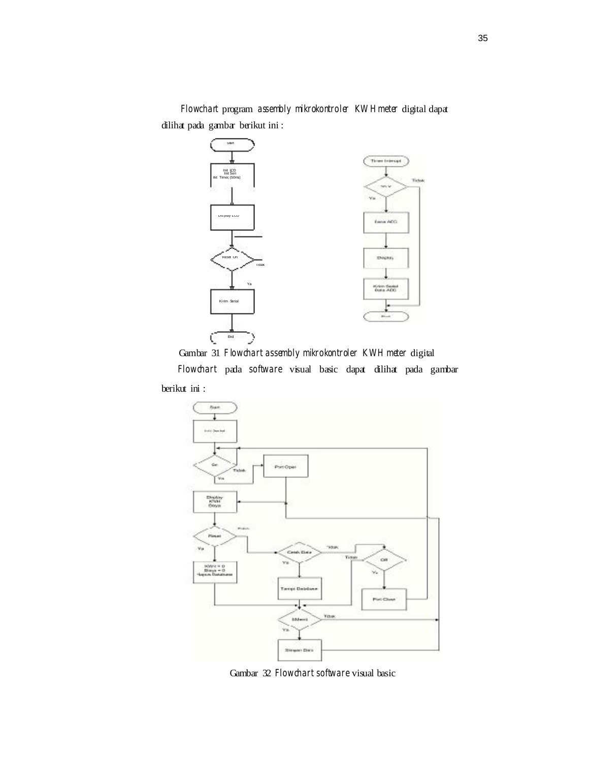*Flowchart* program *assembly mikrokontroler KWH meter* digital dapat dilihat pada gambar berikut ini :

Gambar 31 *Flowchart assembly mikrokontroler KWH meter* digital

*Flowchart* pada *software* visual basic dapat dilihat pada gambar berikut ini :

Gambar 32 *Flowchart software* visual basic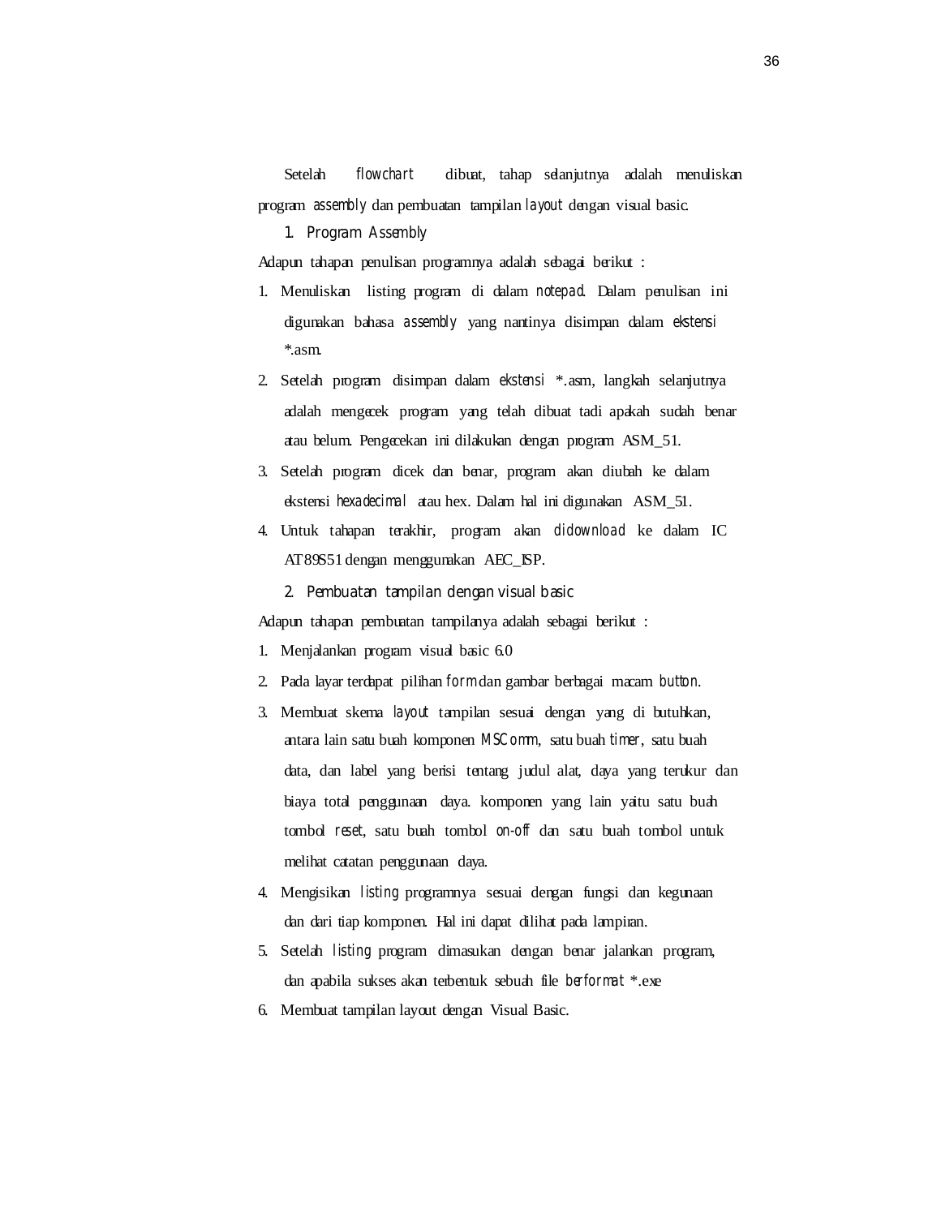Setelah *flowchart* dibuat, tahap selanjutnya adalah menuliskan program *assembly* dan pembuatan tampilan *layout* dengan visual basic.

### 1. Program Assembly

Adapun tahapan penulisan programnya adalah sebagai berikut :

1. Menuliskan listing program di dalam *notepad*. Dalam penulisan ini digunakan bahasa *assembly* yang nantinya disimpan dalam *ekstensi* *.asm.
2. Setelah program disimpan dalam *ekstensi* *.asm, langkah selanjutnya adalah mengecek program yang telah dibuat tadi apakah sudah benar atau belum. Pengecekan ini dilakukan dengan program ASM_51.
3. Setelah program dicek dan benar, program akan diubah ke dalam ekstensi *hexadecimal* atau hex. Dalam hal ini digunakan ASM_51.
4. Untuk tahapan terakhir, program akan *didownload* ke dalam IC AT89S51 dengan menggunakan AEC_ISP.

### 2. Pembuatan tampilan dengan visual basic

Adapun tahapan pembuatan tampilanya adalah sebagai berikut :

1. Menjalankan program visual basic 6.0
2. Pada layar terdapat pilihan *form* dan gambar berbagai macam *button*.
3. Membuat skema *layout* tampilan sesuai dengan yang di butuhkan, antara lain satu buah komponen *MSComm*, satu buah *timer*, satu buah data, dan label yang berisi tentang judul alat, daya yang terukur dan biaya total penggunaan daya. komponen yang lain yaitu satu buah tombol *reset*, satu buah tombol *on-off* dan satu buah tombol untuk melihat catatan penggunaan daya.
4. Mengisikan *listing* programnya sesuai dengan fungsi dan kegunaan dan dari tiap komponen. Hal ini dapat dilihat pada lampiran.
5. Setelah *listing* program dimasukan dengan benar jalankan program, dan apabila sukses akan terbentuk sebuah file *berformat* *.exe
6. Membuat tampilan layout dengan Visual Basic.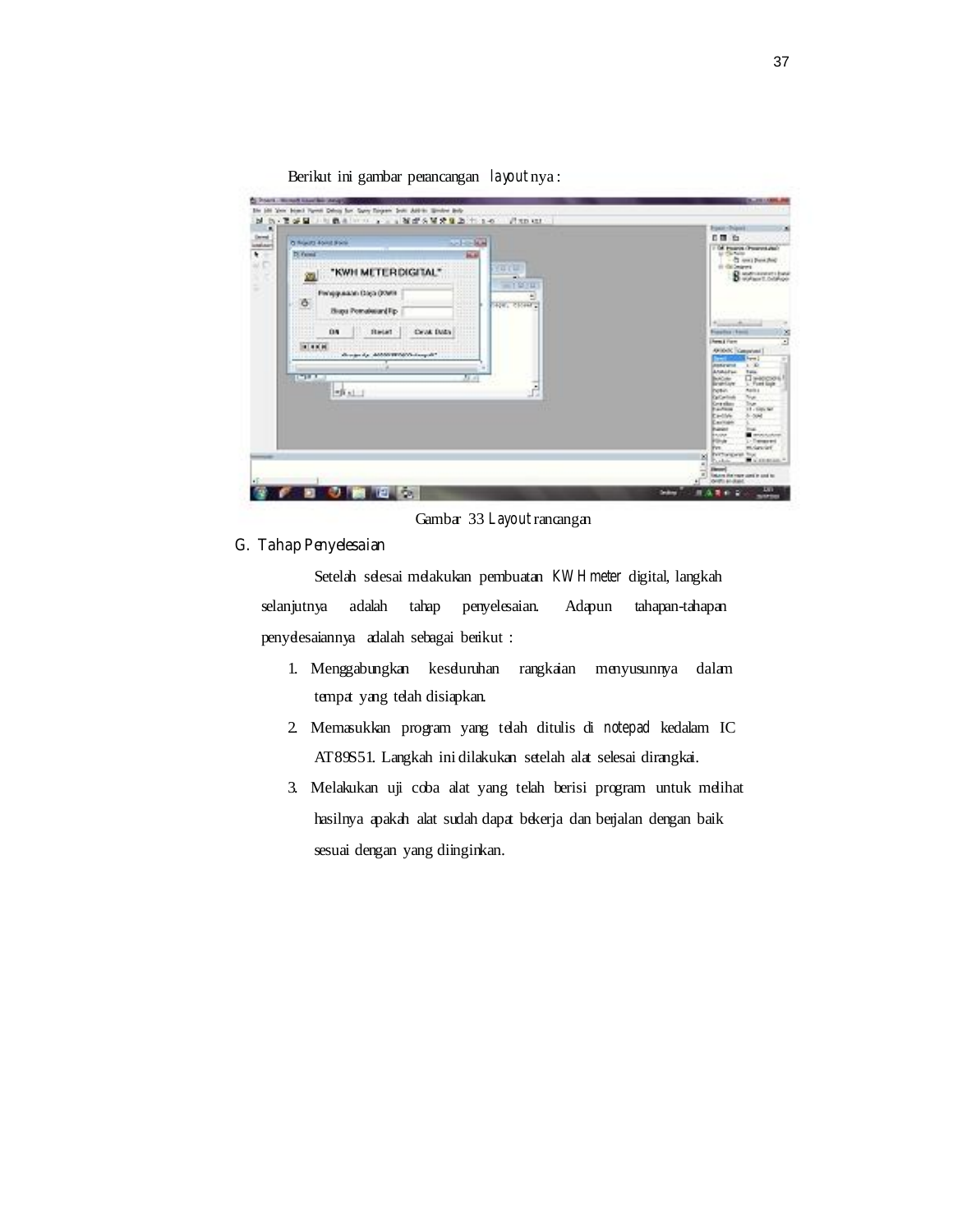Berikut ini gambar perancangan *layout* nya :

Gambar 33 *Layout* rancangan

## G. Tahap Penyelesaian

Setelah selesai melakukan pembuatan *KWH meter* digital, langkah selanjutnya adalah tahap penyelesaian. Adapun tahapan-tahapan penyelesaiannya adalah sebagai berikut :

1. Menggabungkan keseluruhan rangkaian menyusunnya dalam tempat yang telah disiapkan.
2. Memasukkan program yang telah ditulis di *notepad* kedalam IC AT89S51. Langkah ini dilakukan setelah alat selesai dirangkai.
3. Melakukan uji coba alat yang telah berisi program untuk melihat hasilnya apakah alat sudah dapat bekerja dan berjalan dengan baik sesuai dengan yang diinginkan.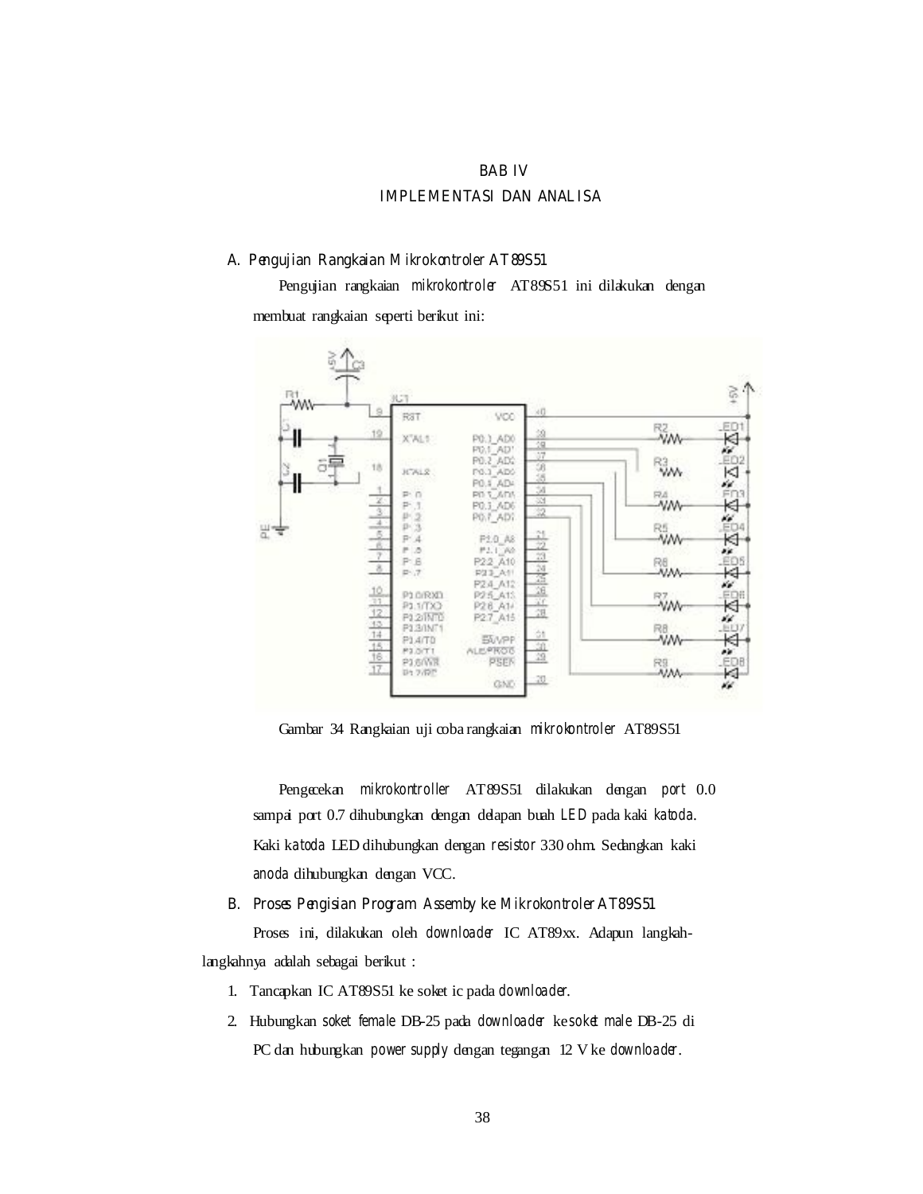# BAB IV
# IMPLEMENTASI DAN ANALISA

## A. Pengujian Rangkaian Mikrokontroler AT89S51

Pengujian rangkaian *mikrokontroler* AT89S51 ini dilakukan dengan membuat rangkaian seperti berikut ini:

Gambar 34 Rangkaian uji coba rangkaian *mikrokontroler* AT89S51

Pengecekan *mikrokontroller* AT89S51 dilakukan dengan *port* 0.0 sampai port 0.7 dihubungkan dengan delapan buah *LED* pada kaki *katoda*. Kaki *katoda* LED dihubungkan dengan *resistor* 330 ohm. Sedangkan kaki *anoda* dihubungkan dengan VCC.

## B. Proses Pengisian Program Assemby ke Mikrokontroler AT89S51

Proses ini, dilakukan oleh *downloader* IC AT89xx. Adapun langkah-langkahnya adalah sebagai berikut :

1. Tancapkan IC AT89S51 ke soket ic pada *downloader*.
2. Hubungkan *soket female* DB-25 pada *downloader* ke *soket male* DB-25 di PC dan hubungkan *power supply* dengan tegangan 12 V ke *downloader*.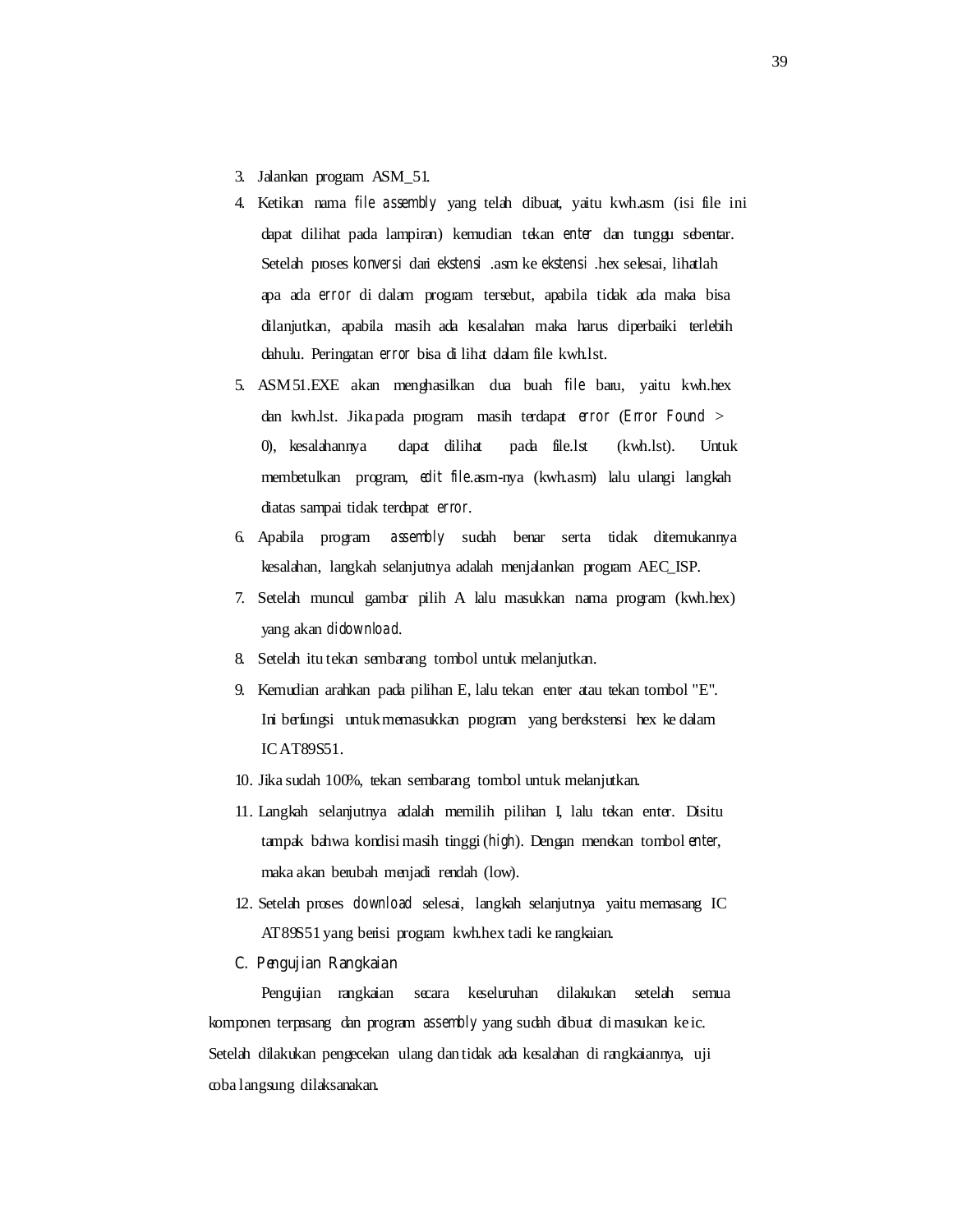3. Jalankan program ASM_51.
4. Ketikan nama *file assembly* yang telah dibuat, yaitu kwh.asm (isi file ini dapat dilihat pada lampiran) kemudian tekan *enter* dan tunggu sebentar. Setelah proses *konversi* dari *ekstensi* .asm ke *ekstensi* .hex selesai, lihatlah apa ada *error* di dalam program tersebut, apabila tidak ada maka bisa dilanjutkan, apabila masih ada kesalahan maka harus diperbaiki terlebih dahulu. Peringatan *error* bisa di lihat dalam file kwh.lst.
5. ASM51.EXE akan menghasilkan dua buah *file* baru, yaitu kwh.hex dan kwh.lst. Jika pada program masih terdapat *error* (*Error Found* > 0), kesalahannya dapat dilihat pada file.lst (kwh.lst). Untuk membetulkan program, *edit file*.asm-nya (kwh.asm) lalu ulangi langkah diatas sampai tidak terdapat *error*.
6. Apabila program *assembly* sudah benar serta tidak ditemukannya kesalahan, langkah selanjutnya adalah menjalankan program AEC_ISP.
7. Setelah muncul gambar pilih A lalu masukkan nama program (kwh.hex) yang akan *didownload*.
8. Setelah itu tekan sembarang tombol untuk melanjutkan.
9. Kemudian arahkan pada pilihan E, lalu tekan enter atau tekan tombol "E". Ini berfungsi untuk memasukkan program yang berekstensi hex ke dalam IC AT89S51.
10. Jika sudah 100%, tekan sembarang tombol untuk melanjutkan.
11. Langkah selanjutnya adalah memilih pilihan I, lalu tekan enter. Disitu tampak bahwa kondisi masih tinggi (*high*). Dengan menekan tombol *enter*, maka akan berubah menjadi rendah (low).
12. Setelah proses *download* selesai, langkah selanjutnya yaitu memasang IC AT89S51 yang berisi program kwh.hex tadi ke rangkaian.

## C. Pengujian Rangkaian

Pengujian rangkaian secara keseluruhan dilakukan setelah semua komponen terpasang dan program *assembly* yang sudah dibuat di masukan ke ic. Setelah dilakukan pengecekan ulang dan tidak ada kesalahan di rangkaiannya, uji coba langsung dilaksanakan.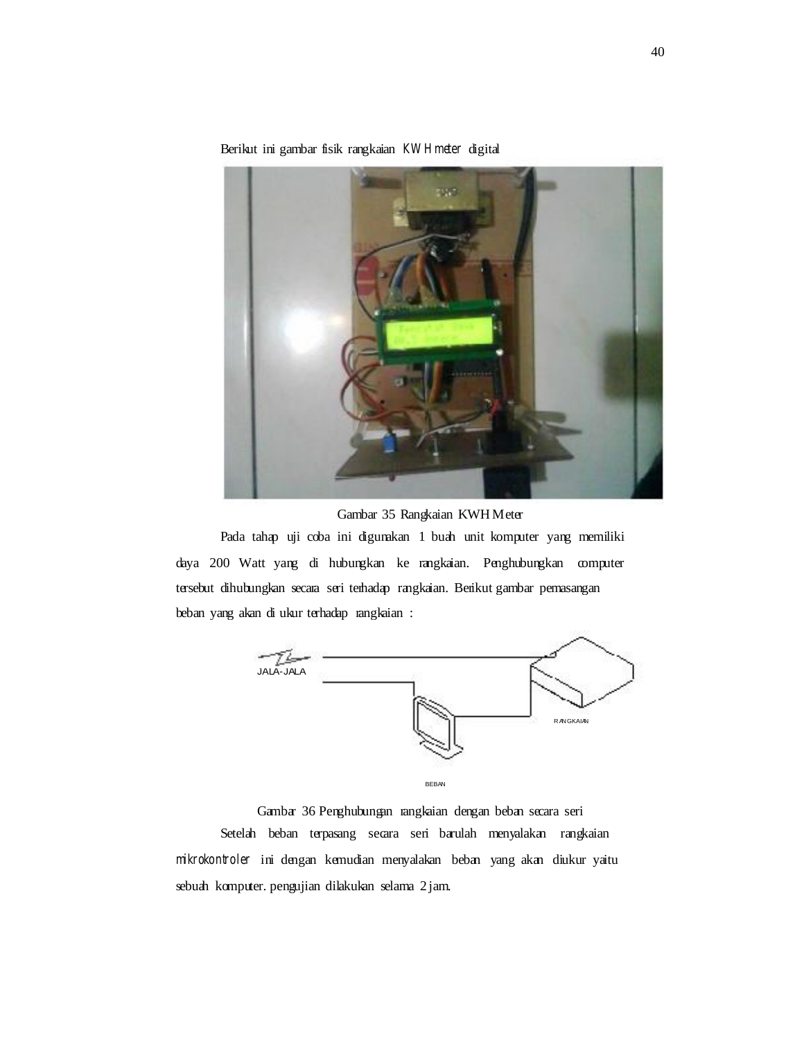Berikut ini gambar fisik rangkaian *KWH meter* digital

Gambar 35 Rangkaian KWH Meter

Pada tahap uji coba ini digunakan 1 buah unit komputer yang memiliki daya 200 Watt yang di hubungkan ke rangkaian. Penghubungkan computer tersebut dihubungkan secara seri terhadap rangkaian. Berikut gambar pemasangan beban yang akan di ukur terhadap rangkaian :

JALA-JALA

RANGKAIAN

BEBAN

Gambar 36 Penghubungan rangkaian dengan beban secara seri

Setelah beban terpasang secara seri barulah menyalakan rangkaian *mikrokontroler* ini dengan kemudian menyalakan beban yang akan diukur yaitu sebuah komputer. pengujian dilakukan selama 2 jam.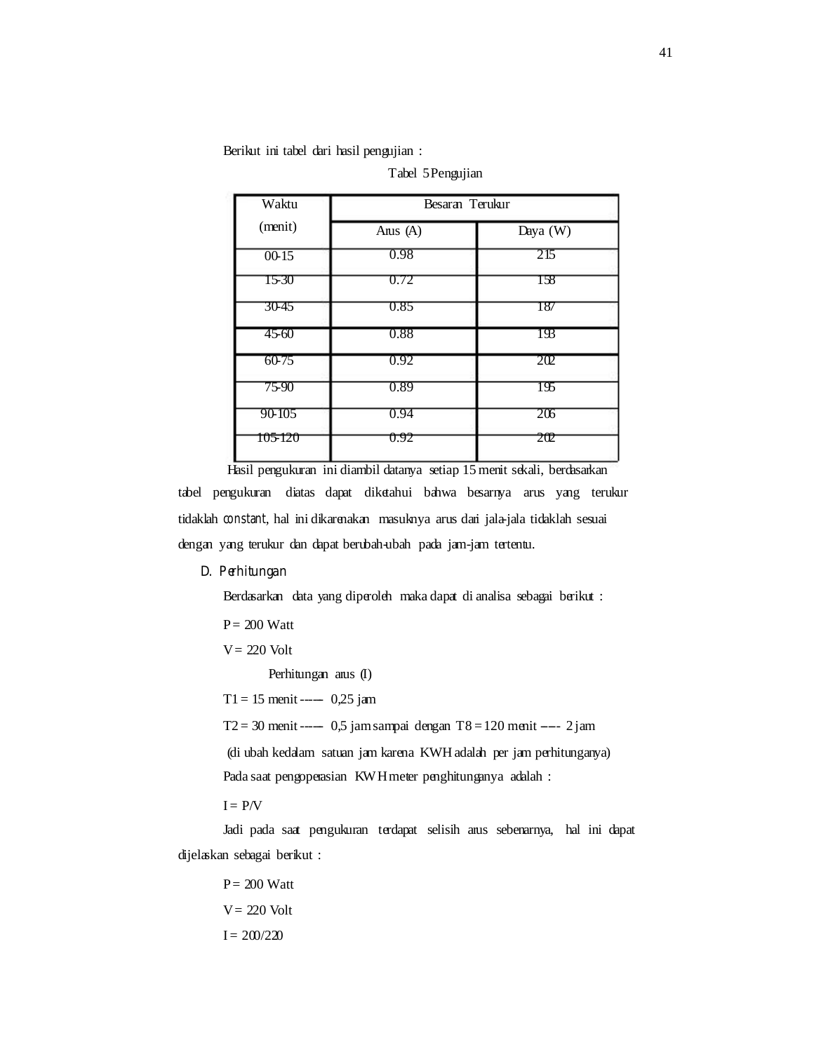Berikut ini tabel dari hasil pengujian :

Tabel 5 Pengujian

| Waktu (menit) | Besaran Terukur | |
|---|---|---|
| | Arus (A) | Daya (W) |
| 00-15 | 0.98 | 215 |
| 15-30 | 0.72 | 158 |
| 30-45 | 0.85 | 187 |
| 45-60 | 0.88 | 193 |
| 60-75 | 0.92 | 202 |
| 75-90 | 0.89 | 195 |
| 90-105 | 0.94 | 206 |
| 105-120 | 0.92 | 202 |

Hasil pengukuran ini diambil datanya setiap 15 menit sekali, berdasarkan tabel pengukuran diatas dapat diketahui bahwa besarnya arus yang terukur tidaklah *constant*, hal ini dikarenakan masuknya arus dari jala-jala tidaklah sesuai dengan yang terukur dan dapat berubah-ubah pada jam-jam tertentu.

### D. Perhitungan

Berdasarkan data yang diperoleh maka dapat di analisa sebagai berikut :

P = 200 Watt

V = 220 Volt

Perhitungan arus (I)

T1 = 15 menit ----- 0,25 jam

T2 = 30 menit ----- 0,5 jam sampai dengan T8 = 120 menit ---- 2 jam

(di ubah kedalam satuan jam karena KWH adalah per jam perhitunganya)

Pada saat pengoperasian KWH meter penghitunganya adalah :

I = P/V

Jadi pada saat pengukuran terdapat selisih arus sebenarnya, hal ini dapat dijelaskan sebagai berikut :

P = 200 Watt

V = 220 Volt

I = 200/220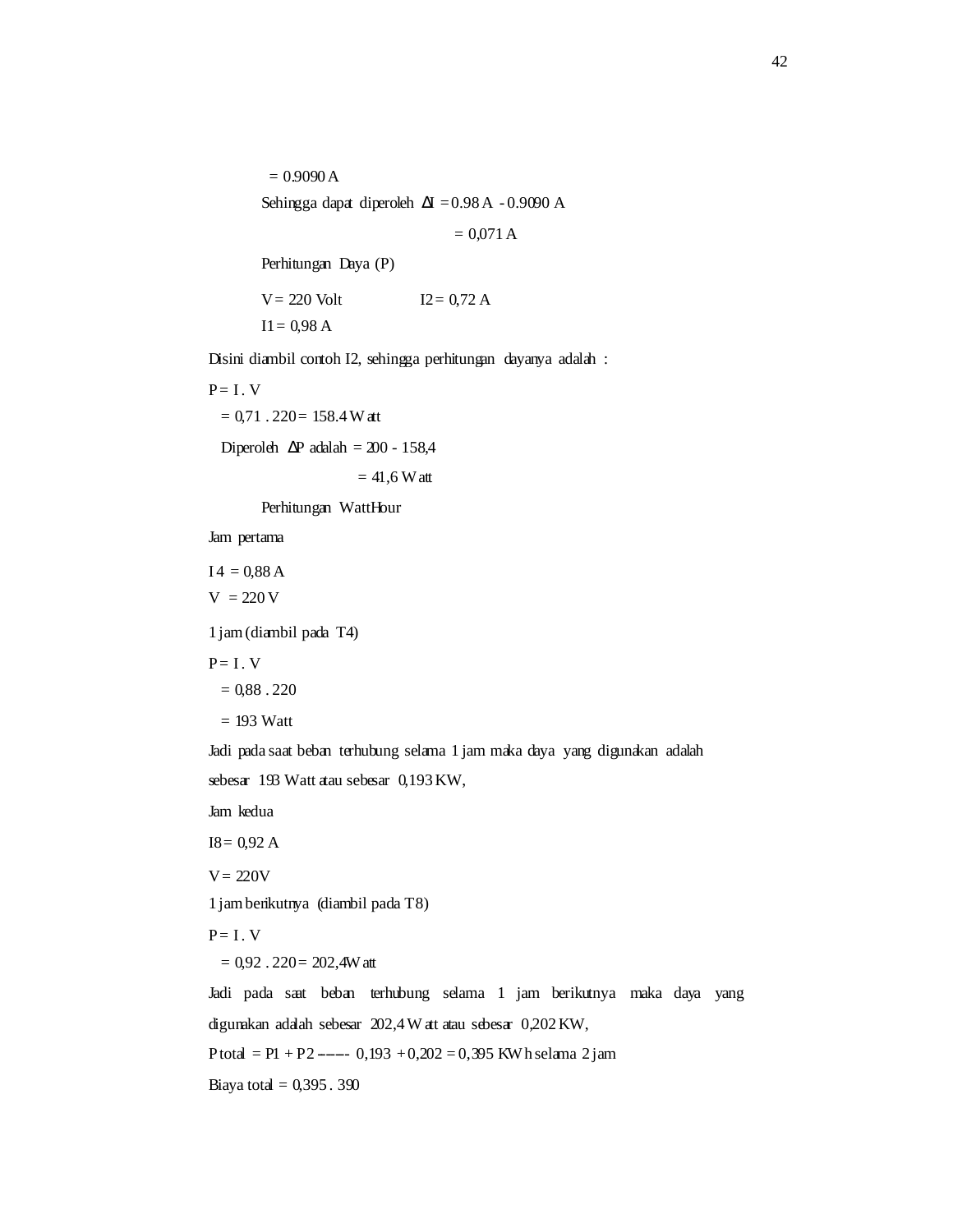= 0.9090 A

Sehingga dapat diperoleh $\Delta I$ = 0.98 A - 0.9090 A

= 0,071 A

Perhitungan Daya (P)

V = 220 Volt I2 = 0,72 A

I1 = 0,98 A

Disini diambil contoh I2, sehingga perhitungan dayanya adalah :

P = I . V

= 0,71 . 220 = 158.4 Watt

Diperoleh $\Delta P$ adalah = 200 - 158,4

= 41,6 Watt

Perhitungan WattHour

Jam pertama

I 4 = 0,88 A

V = 220 V

1 jam (diambil pada T4)

P = I . V

= 0,88 . 220

= 193 Watt

Jadi pada saat beban terhubung selama 1 jam maka daya yang digunakan adalah sebesar 193 Watt atau sebesar 0,193 KW,

Jam kedua

I8 = 0,92 A

V = 220V

1 jam berikutnya (diambil pada T8)

P = I . V

= 0,92 . 220 = 202,4Watt

Jadi pada saat beban terhubung selama 1 jam berikutnya maka daya yang digunakan adalah sebesar 202,4 Watt atau sebesar 0,202 KW,

P total = P1 + P2 ----- 0,193 + 0,202 = 0,395 KWh selama 2 jam

Biaya total = 0,395 . 390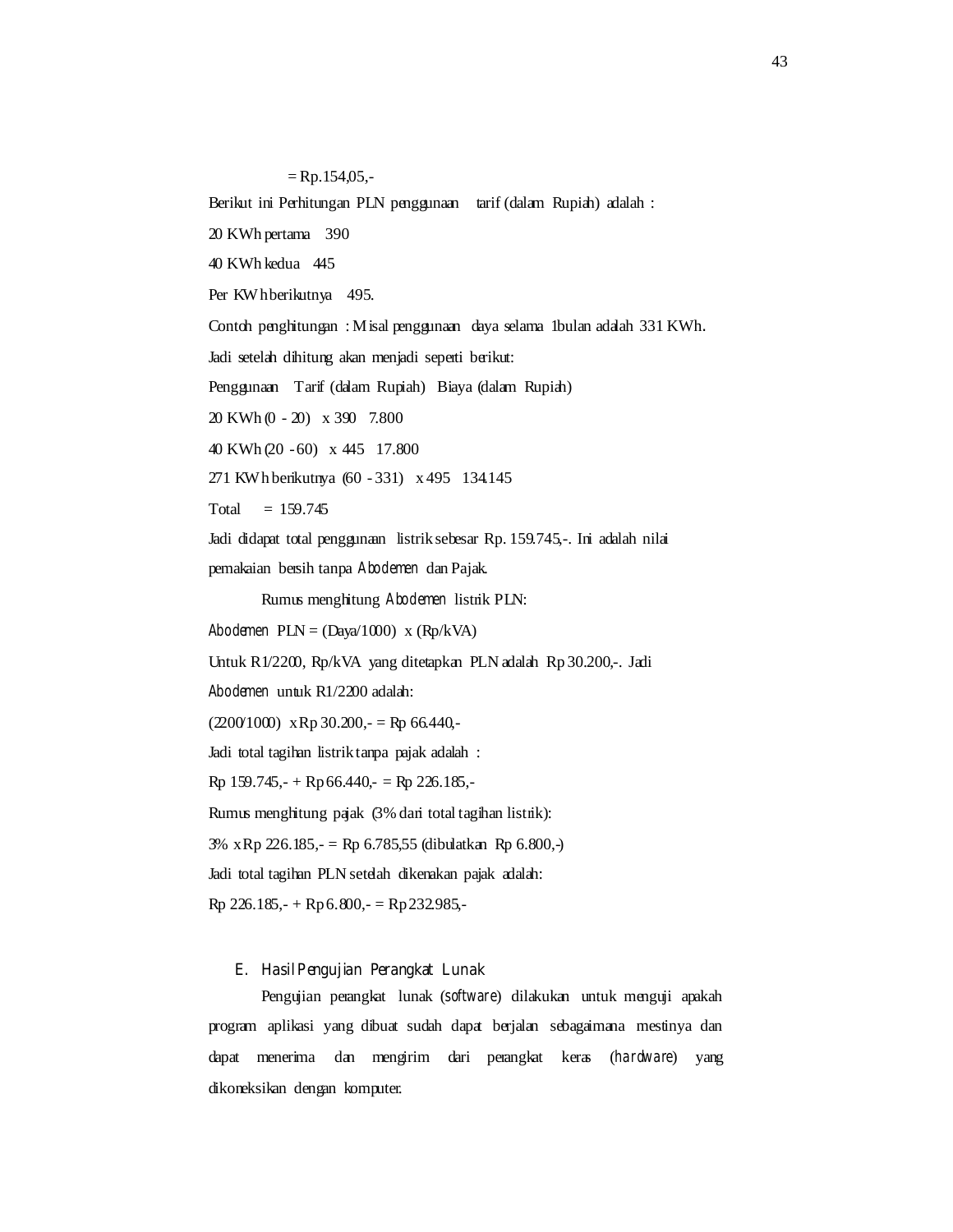= Rp.154,05,-

Berikut ini Perhitungan PLN penggunaan tarif (dalam Rupiah) adalah :

20 KWh pertama 390

40 KWh kedua 445

Per KWh berikutnya 495.

Contoh penghitungan : Misal penggunaan daya selama 1bulan adalah 331 KWh.

Jadi setelah dihitung akan menjadi seperti berikut:

Penggunaan Tarif (dalam Rupiah) Biaya (dalam Rupiah)

20 KWh (0 - 20) x 390 7.800

40 KWh (20 - 60) x 445 17.800

271 KWh berikutnya (60 - 331) x 495 134.145

Total = 159.745

Jadi didapat total penggunaan listrik sebesar Rp. 159.745,-. Ini adalah nilai pemakaian bersih tanpa *Abodemen* dan Pajak.

Rumus menghitung *Abodemen* listrik PLN:

*Abodemen* PLN = (Daya/1000) x (Rp/kVA)

Untuk R1/2200, Rp/kVA yang ditetapkan PLN adalah Rp 30.200,-. Jadi *Abodemen* untuk R1/2200 adalah:

(2200/1000) x Rp 30.200,- = Rp 66.440,-

Jadi total tagihan listrik tanpa pajak adalah :

Rp 159.745,- + Rp 66.440,- = Rp 226.185,-

Rumus menghitung pajak (3% dari total tagihan listrik):

3% x Rp 226.185,- = Rp 6.785,55 (dibulatkan Rp 6.800,-)

Jadi total tagihan PLN setelah dikenakan pajak adalah:

Rp 226.185,- + Rp 6.800,- = Rp 232.985,-

## E. Hasil Pengujian Perangkat Lunak

Pengujian perangkat lunak (*software*) dilakukan untuk menguji apakah program aplikasi yang dibuat sudah dapat berjalan sebagaimana mestinya dan dapat menerima dan mengirim dari perangkat keras (*hardware*) yang dikoneksikan dengan komputer.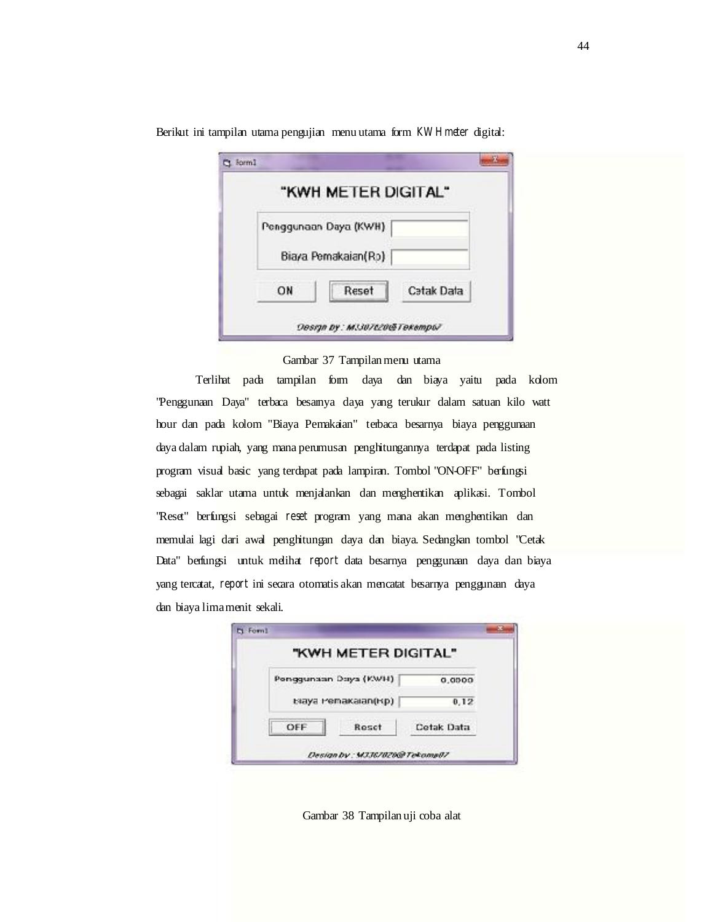Berikut ini tampilan utama pengujian menu utama form *KWH meter* digital:

Gambar 37 Tampilan menu utama

Terlihat pada tampilan form daya dan biaya yaitu pada kolom "Penggunaan Daya" terbaca besarnya daya yang terukur dalam satuan kilo watt hour dan pada kolom "Biaya Pemakaian" terbaca besarnya biaya penggunaan daya dalam rupiah, yang mana perumusan penghitungannya terdapat pada listing program visual basic yang terdapat pada lampiran. Tombol "ON-OFF" berfungsi sebagai saklar utama untuk menjalankan dan menghentikan aplikasi. Tombol "Reset" berfungsi sebagai *reset* program yang mana akan menghentikan dan memulai lagi dari awal penghitungan daya dan biaya. Sedangkan tombol "Cetak Data" berfungsi untuk melihat *report* data besarnya penggunaan daya dan biaya yang tercatat, *report* ini secara otomatis akan mencatat besarnya penggunaan daya dan biaya lima menit sekali.

Gambar 38 Tampilan uji coba alat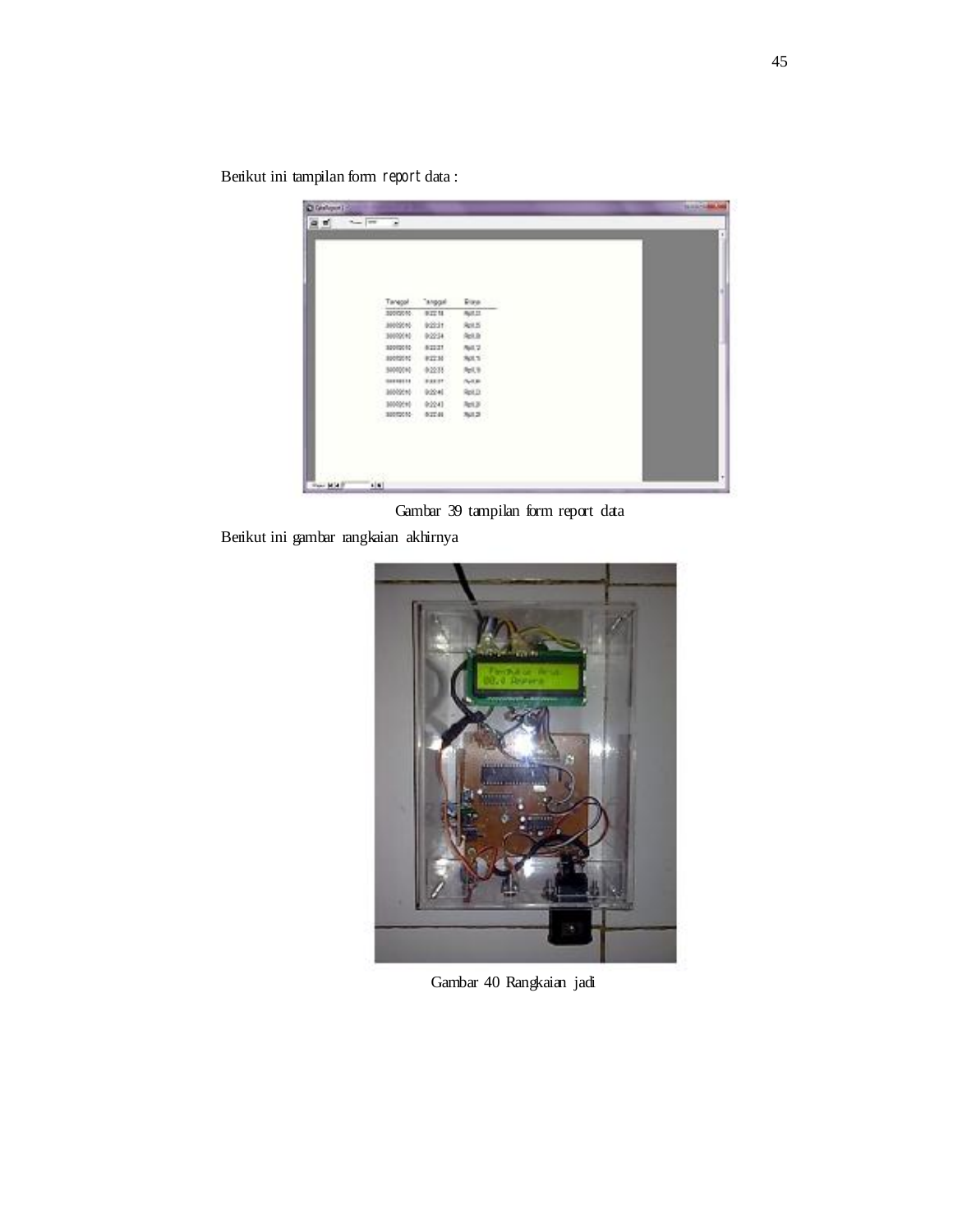Berikut ini tampilan form *report* data :

Gambar 39 tampilan form report data

Berikut ini gambar rangkaian akhirnya

Gambar 40 Rangkaian jadi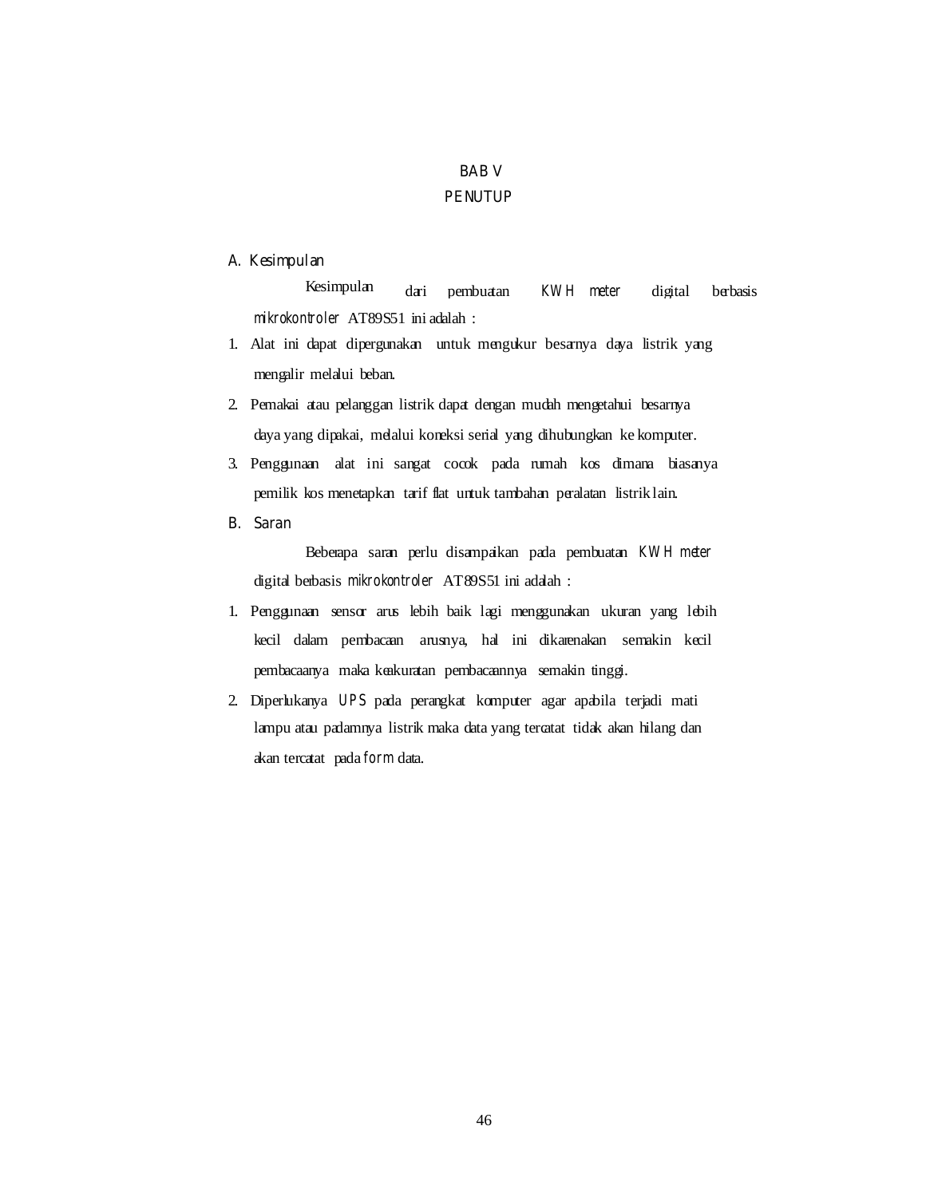# BAB V
# PENUTUP

## A. Kesimpulan

Kesimpulan dari pembuatan *KWH meter* digital berbasis *mikrokontroler* AT89S51 ini adalah :

1. Alat ini dapat dipergunakan untuk mengukur besarnya daya listrik yang mengalir melalui beban.
2. Pemakai atau pelanggan listrik dapat dengan mudah mengetahui besarnya daya yang dipakai, melalui koneksi serial yang dihubungkan ke komputer.
3. Penggunaan alat ini sangat cocok pada rumah kos dimana biasanya pemilik kos menetapkan tarif flat untuk tambahan peralatan listrik lain.

## B. Saran

Beberapa saran perlu disampaikan pada pembuatan *KWH meter* digital berbasis *mikrokontroler* AT89S51 ini adalah :

1. Penggunaan sensor arus lebih baik lagi menggunakan ukuran yang lebih kecil dalam pembacaan arusnya, hal ini dikarenakan semakin kecil pembacaanya maka keakuratan pembacaannya semakin tinggi.
2. Diperlukanya *UPS* pada perangkat komputer agar apabila terjadi mati lampu atau padamnya listrik maka data yang tercatat tidak akan hilang dan akan tercatat pada *form* data.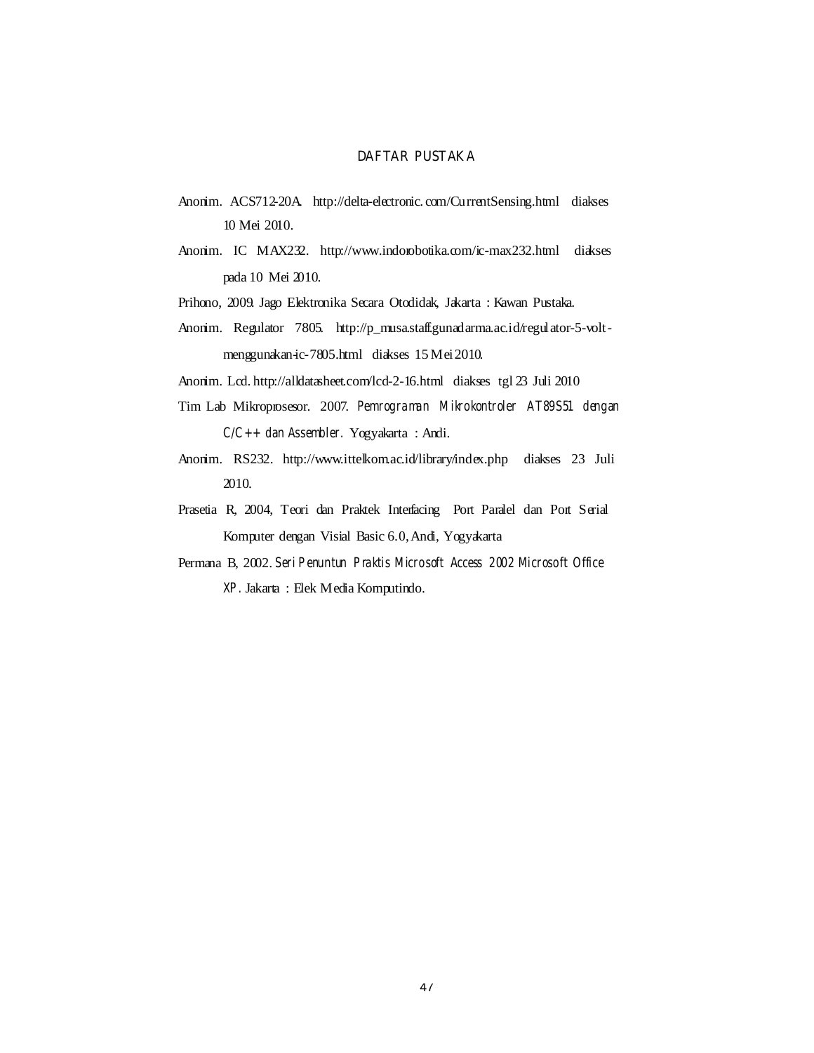# DAFTAR PUSTAKA

Anonim. ACS712-20A. http://delta-electronic.com/CurrentSensing.html diakses 10 Mei 2010.

Anonim. IC MAX232. http://www.indorobotika.com/ic-max232.html diakses pada 10 Mei 2010.

Prihono, 2009. Jago Elektronika Secara Otodidak, Jakarta : Kawan Pustaka.

Anonim. Regulator 7805. http://p_musa.staff.gunadarma.ac.id/regulator-5-volt-menggunakan-ic-7805.html diakses 15 Mei 2010.

Anonim. Lcd. http://alldatasheet.com/lcd-2-16.html diakses tgl 23 Juli 2010

Tim Lab Mikroprosesor. 2007. *Pemrograman Mikrokontroler AT89S51 dengan C/C++ dan Assembler.* Yogyakarta : Andi.

Anonim. RS232. http://www.ittelkom.ac.id/library/index.php diakses 23 Juli 2010.

Prasetia R, 2004, Teori dan Praktek Interfacing Port Paralel dan Port Serial Komputer dengan Visial Basic 6.0, Andi, Yogyakarta

Permana B, 2002. *Seri Penuntun Praktis Microsoft Access 2002 Microsoft Office XP.* Jakarta : Elek Media Komputindo.